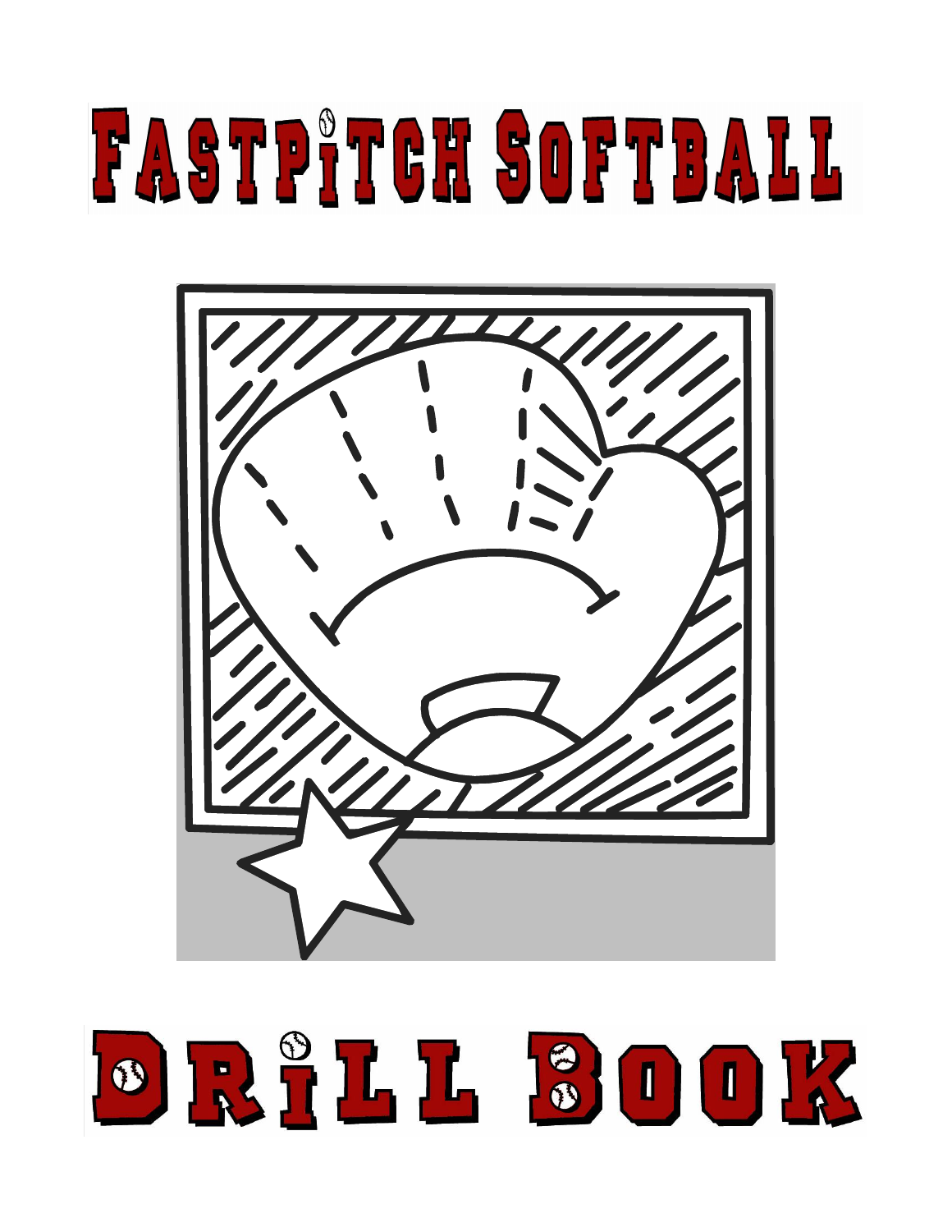# FASTPITCH SOFTBALL

# DRILL BOOK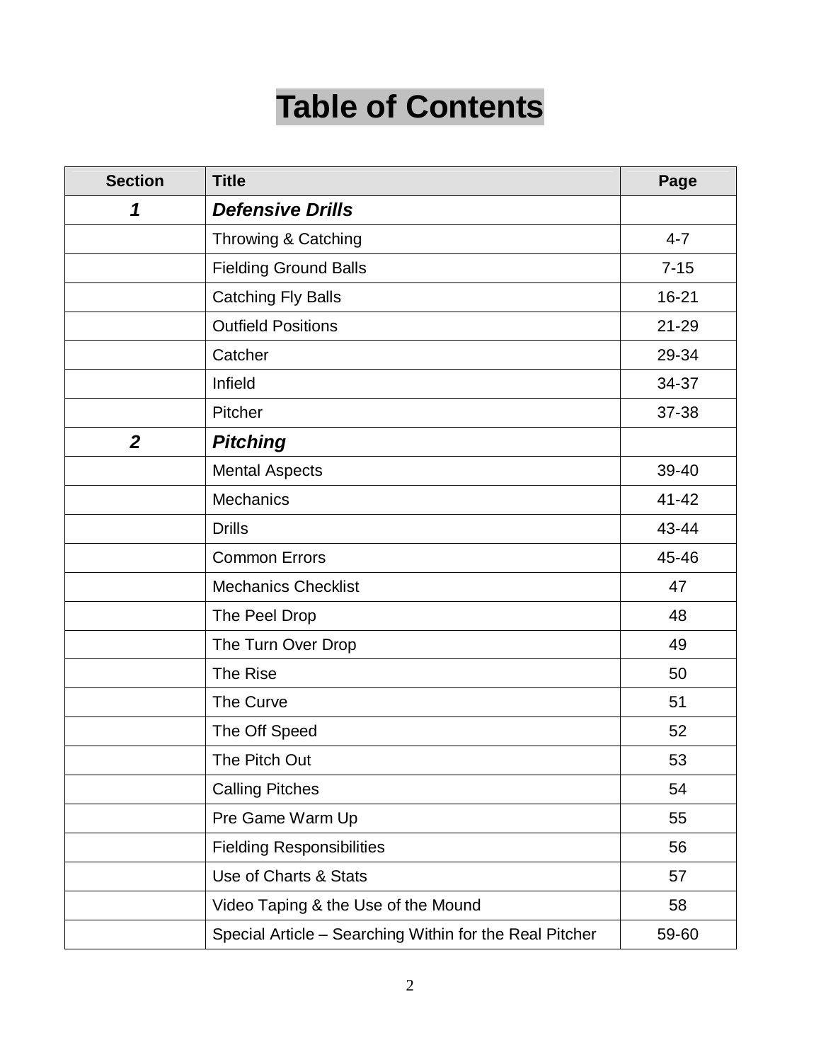# Table of Contents

| Section | Title | Page |
|---|---|---|
| ***1*** | ***Defensive Drills*** | |
| | Throwing & Catching | 4-7 |
| | Fielding Ground Balls | 7-15 |
| | Catching Fly Balls | 16-21 |
| | Outfield Positions | 21-29 |
| | Catcher | 29-34 |
| | Infield | 34-37 |
| | Pitcher | 37-38 |
| ***2*** | ***Pitching*** | |
| | Mental Aspects | 39-40 |
| | Mechanics | 41-42 |
| | Drills | 43-44 |
| | Common Errors | 45-46 |
| | Mechanics Checklist | 47 |
| | The Peel Drop | 48 |
| | The Turn Over Drop | 49 |
| | The Rise | 50 |
| | The Curve | 51 |
| | The Off Speed | 52 |
| | The Pitch Out | 53 |
| | Calling Pitches | 54 |
| | Pre Game Warm Up | 55 |
| | Fielding Responsibilities | 56 |
| | Use of Charts & Stats | 57 |
| | Video Taping & the Use of the Mound | 58 |
| | Special Article – Searching Within for the Real Pitcher | 59-60 |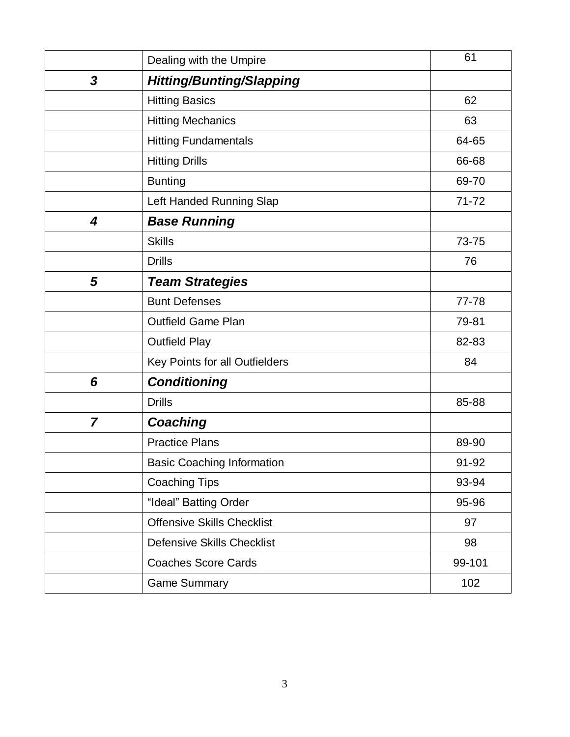| | | |
|---|---|---|
| | Dealing with the Umpire | 61 |
| ***3*** | ***Hitting/Bunting/Slapping*** | |
| | Hitting Basics | 62 |
| | Hitting Mechanics | 63 |
| | Hitting Fundamentals | 64-65 |
| | Hitting Drills | 66-68 |
| | Bunting | 69-70 |
| | Left Handed Running Slap | 71-72 |
| ***4*** | ***Base Running*** | |
| | Skills | 73-75 |
| | Drills | 76 |
| ***5*** | ***Team Strategies*** | |
| | Bunt Defenses | 77-78 |
| | Outfield Game Plan | 79-81 |
| | Outfield Play | 82-83 |
| | Key Points for all Outfielders | 84 |
| ***6*** | ***Conditioning*** | |
| | Drills | 85-88 |
| ***7*** | ***Coaching*** | |
| | Practice Plans | 89-90 |
| | Basic Coaching Information | 91-92 |
| | Coaching Tips | 93-94 |
| | "Ideal" Batting Order | 95-96 |
| | Offensive Skills Checklist | 97 |
| | Defensive Skills Checklist | 98 |
| | Coaches Score Cards | 99-101 |
| | Game Summary | 102 |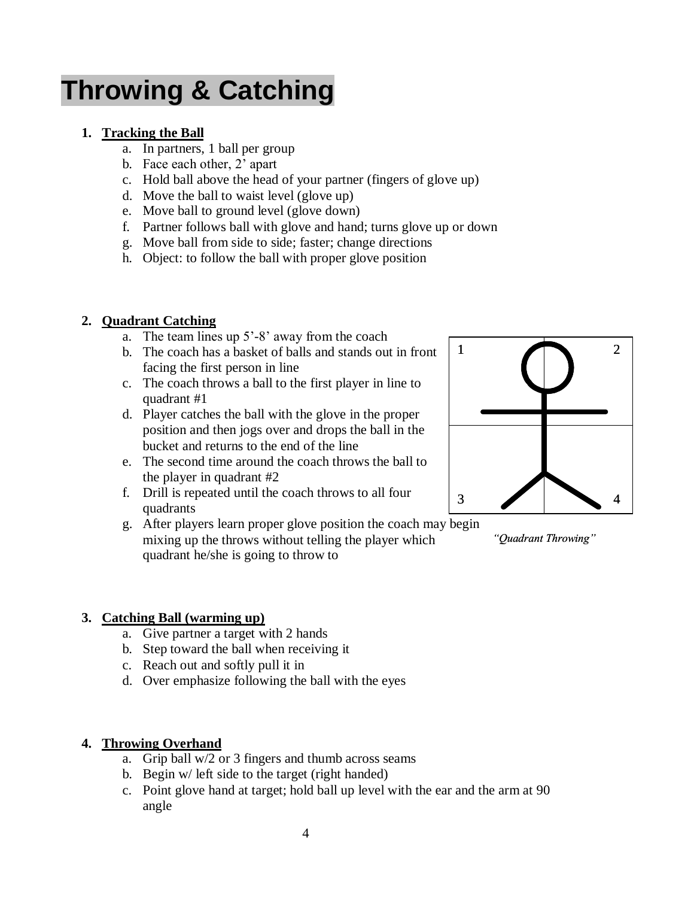# Throwing & Catching

1. **Tracking the Ball**
    a. In partners, 1 ball per group
    b. Face each other, 2' apart
    c. Hold ball above the head of your partner (fingers of glove up)
    d. Move the ball to waist level (glove up)
    e. Move ball to ground level (glove down)
    f. Partner follows ball with glove and hand; turns glove up or down
    g. Move ball from side to side; faster; change directions
    h. Object: to follow the ball with proper glove position

2. **Quadrant Catching**
    a. The team lines up 5'-8' away from the coach
    b. The coach has a basket of balls and stands out in front facing the first person in line
    c. The coach throws a ball to the first player in line to quadrant #1
    d. Player catches the ball with the glove in the proper position and then jogs over and drops the ball in the bucket and returns to the end of the line
    e. The second time around the coach throws the ball to the player in quadrant #2
    f. Drill is repeated until the coach throws to all four quadrants
    g. After players learn proper glove position the coach may begin mixing up the throws without telling the player which quadrant he/she is going to throw to

| 1 | 2 |
| --- | --- |
| 3 | 4 |

*"Quadrant Throwing"*

3. **Catching Ball (warming up)**
    a. Give partner a target with 2 hands
    b. Step toward the ball when receiving it
    c. Reach out and softly pull it in
    d. Over emphasize following the ball with the eyes

4. **Throwing Overhand**
    a. Grip ball w/2 or 3 fingers and thumb across seams
    b. Begin w/ left side to the target (right handed)
    c. Point glove hand at target; hold ball up level with the ear and the arm at 90 angle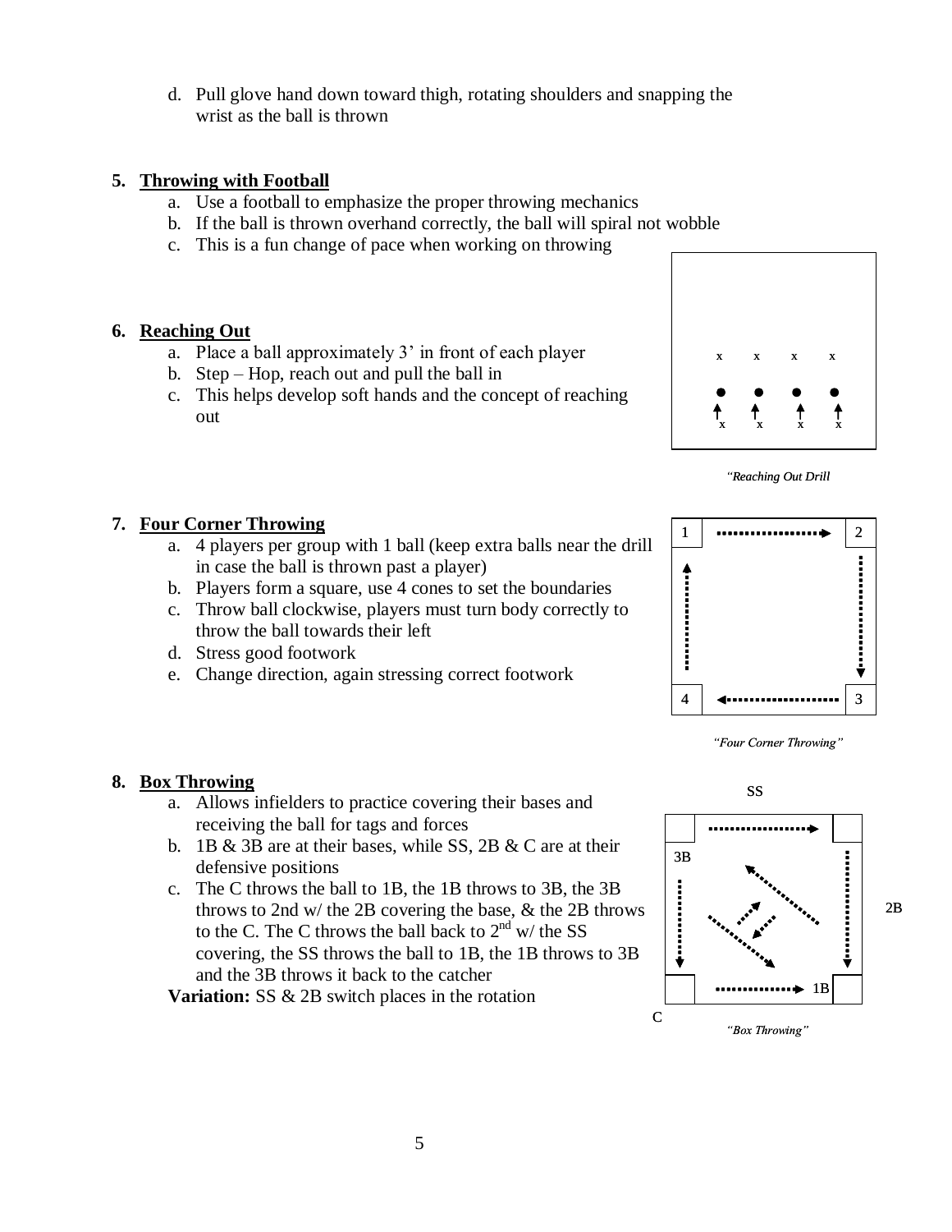d. Pull glove hand down toward thigh, rotating shoulders and snapping the wrist as the ball is thrown

5. **Throwing with Football**
   a. Use a football to emphasize the proper throwing mechanics
   b. If the ball is thrown overhand correctly, the ball will spiral not wobble
   c. This is a fun change of pace when working on throwing

6. **Reaching Out**
   a. Place a ball approximately 3' in front of each player
   b. Step – Hop, reach out and pull the ball in
   c. This helps develop soft hands and the concept of reaching out

*"Reaching Out Drill*

7. **Four Corner Throwing**
   a. 4 players per group with 1 ball (keep extra balls near the drill in case the ball is thrown past a player)
   b. Players form a square, use 4 cones to set the boundaries
   c. Throw ball clockwise, players must turn body correctly to throw the ball towards their left
   d. Stress good footwork
   e. Change direction, again stressing correct footwork

*"Four Corner Throwing"*

8. **Box Throwing**
   a. Allows infielders to practice covering their bases and receiving the ball for tags and forces
   b. 1B & 3B are at their bases, while SS, 2B & C are at their defensive positions
   c. The C throws the ball to 1B, the 1B throws to 3B, the 3B throws to 2nd w/ the 2B covering the base, & the 2B throws to the C. The C throws the ball back to 2nd w/ the SS covering, the SS throws the ball to 1B, the 1B throws to 3B and the 3B throws it back to the catcher

   **Variation:** SS & 2B switch places in the rotation

*"Box Throwing"*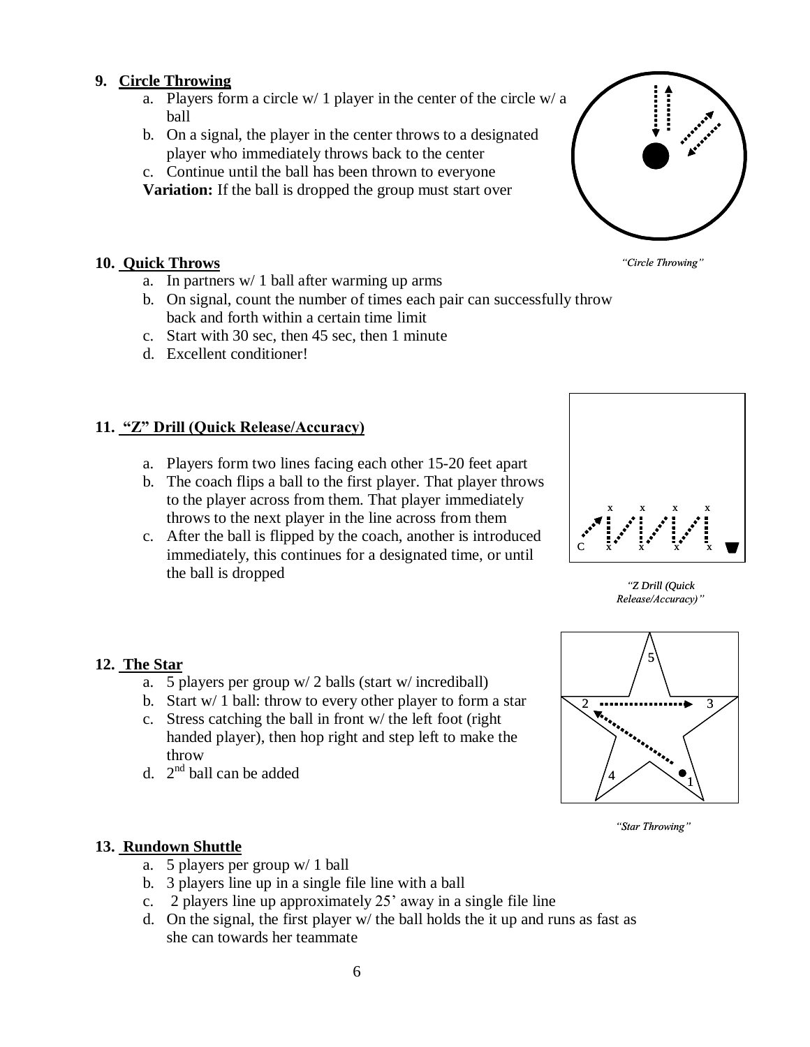**9. Circle Throwing**

a. Players form a circle w/ 1 player in the center of the circle w/ a ball
b. On a signal, the player in the center throws to a designated player who immediately throws back to the center
c. Continue until the ball has been thrown to everyone

**Variation:** If the ball is dropped the group must start over

*"Circle Throwing"*

**10. Quick Throws**

a. In partners w/ 1 ball after warming up arms
b. On signal, count the number of times each pair can successfully throw back and forth within a certain time limit
c. Start with 30 sec, then 45 sec, then 1 minute
d. Excellent conditioner!

**11. "Z" Drill (Quick Release/Accuracy)**

a. Players form two lines facing each other 15-20 feet apart
b. The coach flips a ball to the first player. That player throws to the player across from them. That player immediately throws to the next player in the line across from them
c. After the ball is flipped by the coach, another is introduced immediately, this continues for a designated time, or until the ball is dropped

*"Z Drill (Quick Release/Accuracy)"*

**12. The Star**

a. 5 players per group w/ 2 balls (start w/ incrediball)
b. Start w/ 1 ball: throw to every other player to form a star
c. Stress catching the ball in front w/ the left foot (right handed player), then hop right and step left to make the throw
d. 2nd ball can be added

*"Star Throwing"*

**13. Rundown Shuttle**

a. 5 players per group w/ 1 ball
b. 3 players line up in a single file line with a ball
c. 2 players line up approximately 25' away in a single file line
d. On the signal, the first player w/ the ball holds the it up and runs as fast as she can towards her teammate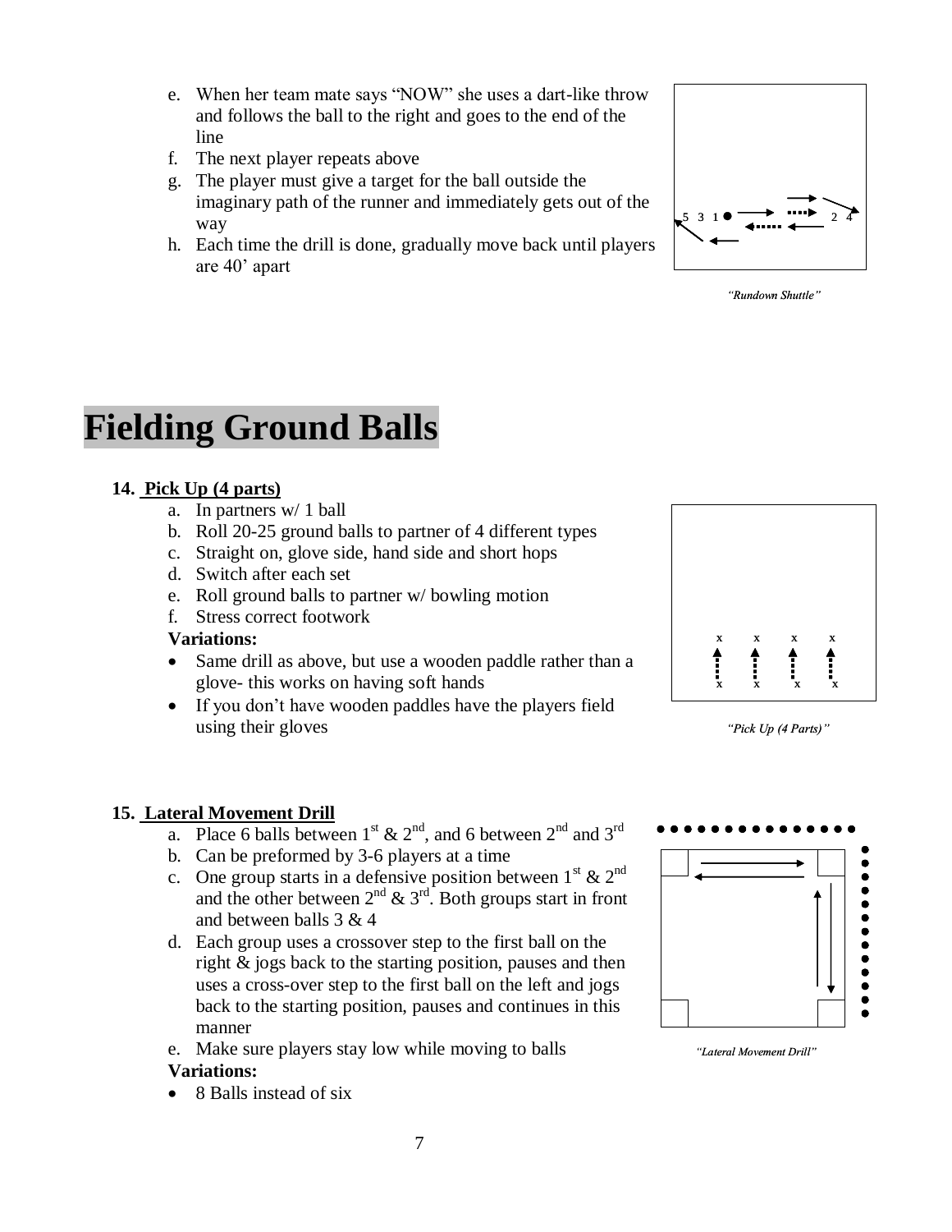e. When her team mate says "NOW" she uses a dart-like throw and follows the ball to the right and goes to the end of the line
f. The next player repeats above
g. The player must give a target for the ball outside the imaginary path of the runner and immediately gets out of the way
h. Each time the drill is done, gradually move back until players are 40' apart

*"Rundown Shuttle"*

# Fielding Ground Balls

**14. Pick Up (4 parts)**

a. In partners w/ 1 ball
b. Roll 20-25 ground balls to partner of 4 different types
c. Straight on, glove side, hand side and short hops
d. Switch after each set
e. Roll ground balls to partner w/ bowling motion
f. Stress correct footwork

**Variations:**

- Same drill as above, but use a wooden paddle rather than a glove- this works on having soft hands
- If you don't have wooden paddles have the players field using their gloves

*"Pick Up (4 Parts)"*

**15. Lateral Movement Drill**

a. Place 6 balls between $1^{st}$ & $2^{nd}$, and 6 between $2^{nd}$ and $3^{rd}$
b. Can be preformed by 3-6 players at a time
c. One group starts in a defensive position between $1^{st}$ & $2^{nd}$ and the other between $2^{nd}$ & $3^{rd}$. Both groups start in front and between balls 3 & 4
d. Each group uses a crossover step to the first ball on the right & jogs back to the starting position, pauses and then uses a cross-over step to the first ball on the left and jogs back to the starting position, pauses and continues in this manner
e. Make sure players stay low while moving to balls

**Variations:**

- 8 Balls instead of six

*"Lateral Movement Drill"*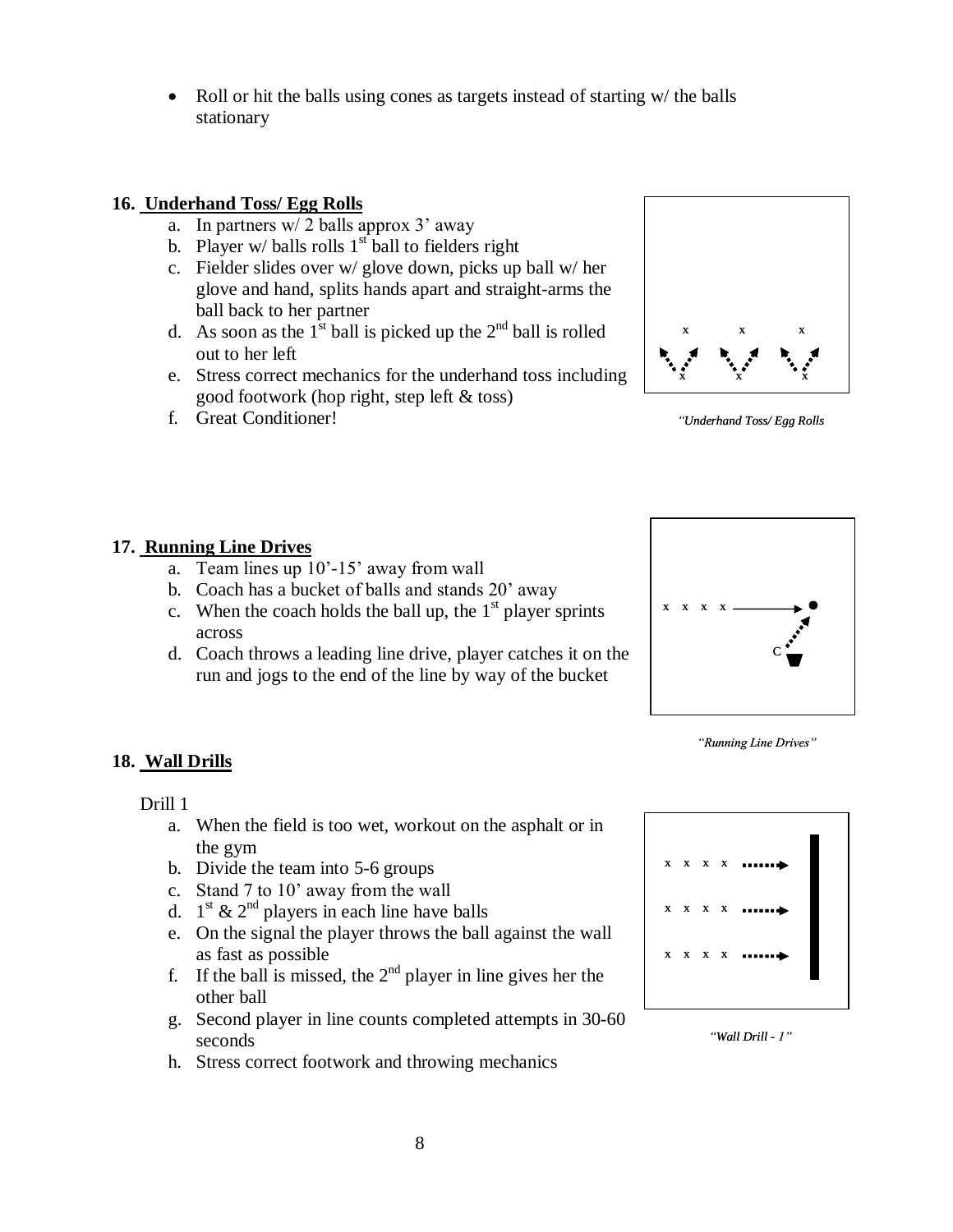- Roll or hit the balls using cones as targets instead of starting w/ the balls stationary

**16. Underhand Toss/ Egg Rolls**

a. In partners w/ 2 balls approx 3' away
b. Player w/ balls rolls 1st ball to fielders right
c. Fielder slides over w/ glove down, picks up ball w/ her glove and hand, splits hands apart and straight-arms the ball back to her partner
d. As soon as the 1st ball is picked up the 2nd ball is rolled out to her left
e. Stress correct mechanics for the underhand toss including good footwork (hop right, step left & toss)
f. Great Conditioner!

*"Underhand Toss/ Egg Rolls*

**17. Running Line Drives**

a. Team lines up 10'-15' away from wall
b. Coach has a bucket of balls and stands 20' away
c. When the coach holds the ball up, the 1st player sprints across
d. Coach throws a leading line drive, player catches it on the run and jogs to the end of the line by way of the bucket

*"Running Line Drives"*

**18. Wall Drills**

Drill 1

a. When the field is too wet, workout on the asphalt or in the gym
b. Divide the team into 5-6 groups
c. Stand 7 to 10' away from the wall
d. 1st & 2nd players in each line have balls
e. On the signal the player throws the ball against the wall as fast as possible
f. If the ball is missed, the 2nd player in line gives her the other ball
g. Second player in line counts completed attempts in 30-60 seconds
h. Stress correct footwork and throwing mechanics

*"Wall Drill - 1"*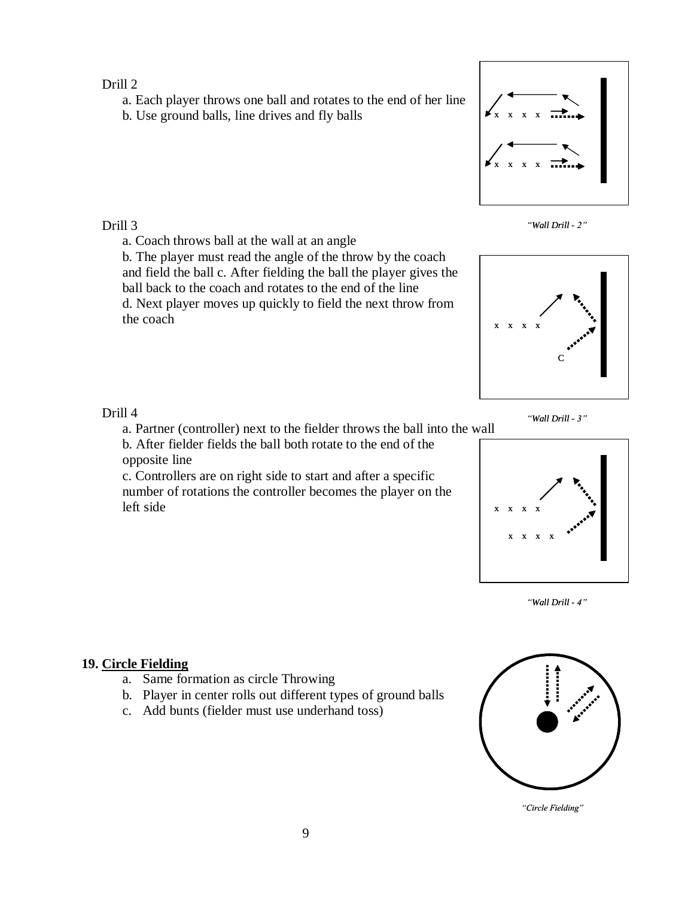Drill 2

a. Each player throws one ball and rotates to the end of her line
b. Use ground balls, line drives and fly balls

*"Wall Drill - 2"*

Drill 3

a. Coach throws ball at the wall at an angle
b. The player must read the angle of the throw by the coach and field the ball c. After fielding the ball the player gives the ball back to the coach and rotates to the end of the line
d. Next player moves up quickly to field the next throw from the coach

*"Wall Drill - 3"*

Drill 4

a. Partner (controller) next to the fielder throws the ball into the wall
b. After fielder fields the ball both rotate to the end of the opposite line
c. Controllers are on right side to start and after a specific number of rotations the controller becomes the player on the left side

*"Wall Drill - 4"*

**19. <u>Circle Fielding</u>**

a. Same formation as circle Throwing
b. Player in center rolls out different types of ground balls
c. Add bunts (fielder must use underhand toss)

*"Circle Fielding"*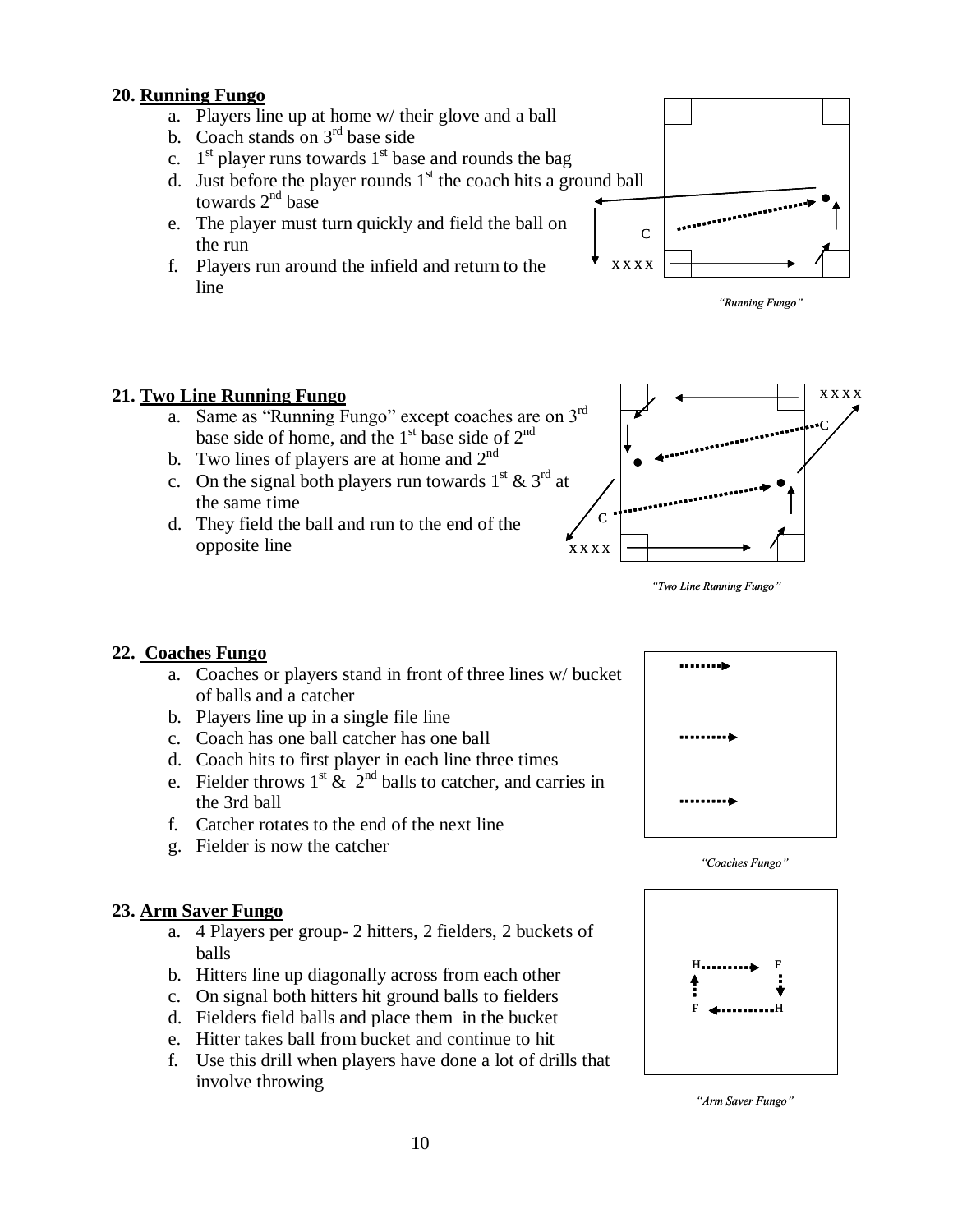**20. Running Fungo**

a. Players line up at home w/ their glove and a ball
b. Coach stands on 3rd base side
c. 1st player runs towards 1st base and rounds the bag
d. Just before the player rounds 1st the coach hits a ground ball towards 2nd base
e. The player must turn quickly and field the ball on the run
f. Players run around the infield and return to the line

*"Running Fungo"*

**21. Two Line Running Fungo**

a. Same as "Running Fungo" except coaches are on 3rd base side of home, and the 1st base side of 2nd
b. Two lines of players are at home and 2nd
c. On the signal both players run towards 1st & 3rd at the same time
d. They field the ball and run to the end of the opposite line

*"Two Line Running Fungo"*

**22. Coaches Fungo**

a. Coaches or players stand in front of three lines w/ bucket of balls and a catcher
b. Players line up in a single file line
c. Coach has one ball catcher has one ball
d. Coach hits to first player in each line three times
e. Fielder throws 1st & 2nd balls to catcher, and carries in the 3rd ball
f. Catcher rotates to the end of the next line
g. Fielder is now the catcher

*"Coaches Fungo"*

**23. Arm Saver Fungo**

a. 4 Players per group- 2 hitters, 2 fielders, 2 buckets of balls
b. Hitters line up diagonally across from each other
c. On signal both hitters hit ground balls to fielders
d. Fielders field balls and place them in the bucket
e. Hitter takes ball from bucket and continue to hit
f. Use this drill when players have done a lot of drills that involve throwing

*"Arm Saver Fungo"*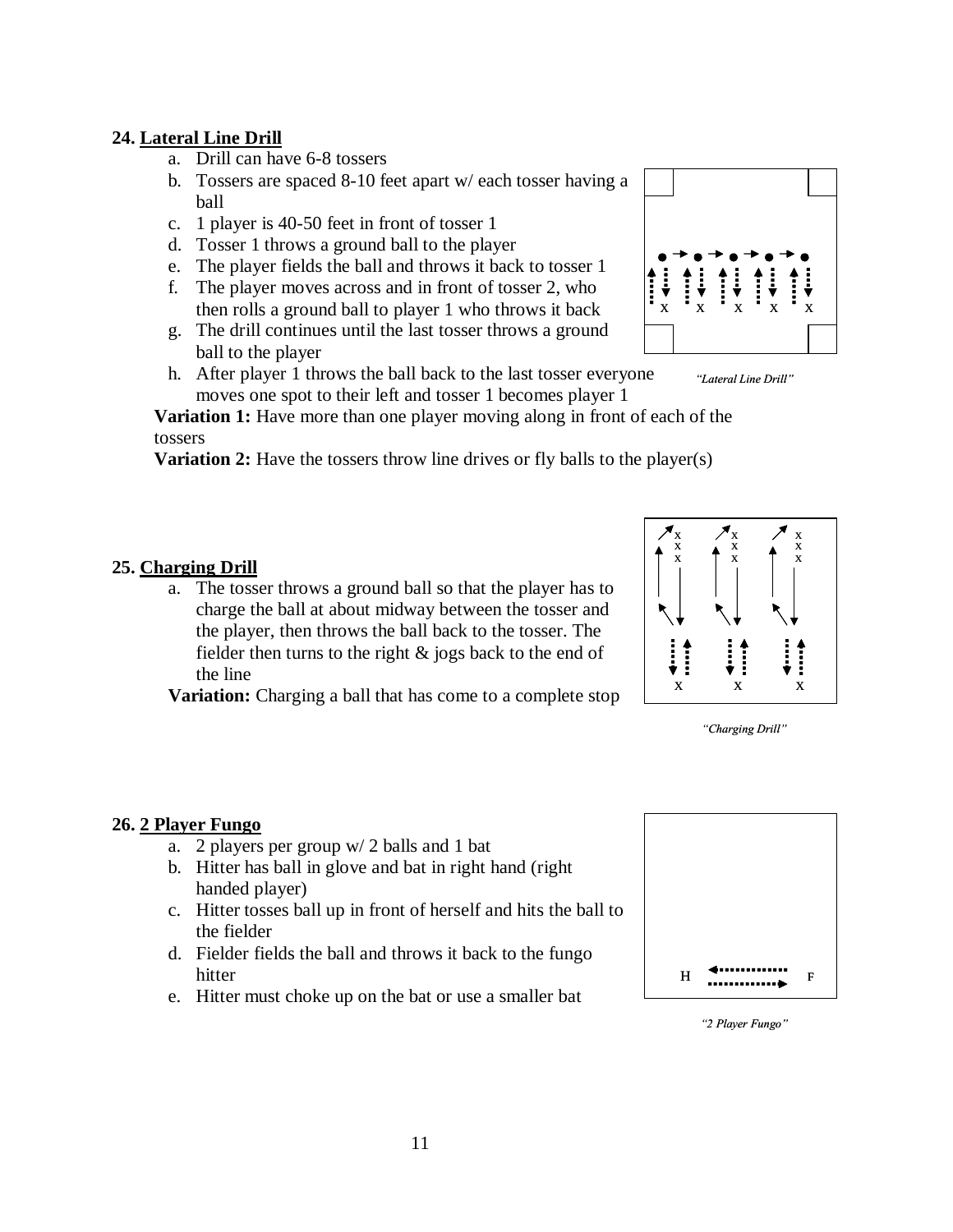**24. Lateral Line Drill**

a. Drill can have 6-8 tossers
b. Tossers are spaced 8-10 feet apart w/ each tosser having a ball
c. 1 player is 40-50 feet in front of tosser 1
d. Tosser 1 throws a ground ball to the player
e. The player fields the ball and throws it back to tosser 1
f. The player moves across and in front of tosser 2, who then rolls a ground ball to player 1 who throws it back
g. The drill continues until the last tosser throws a ground ball to the player
h. After player 1 throws the ball back to the last tosser everyone moves one spot to their left and tosser 1 becomes player 1

**Variation 1:** Have more than one player moving along in front of each of the tossers

**Variation 2:** Have the tossers throw line drives or fly balls to the player(s)

*"Lateral Line Drill"*

**25. Charging Drill**

a. The tosser throws a ground ball so that the player has to charge the ball at about midway between the tosser and the player, then throws the ball back to the tosser. The fielder then turns to the right & jogs back to the end of the line

**Variation:** Charging a ball that has come to a complete stop

*"Charging Drill"*

**26. 2 Player Fungo**

a. 2 players per group w/ 2 balls and 1 bat
b. Hitter has ball in glove and bat in right hand (right handed player)
c. Hitter tosses ball up in front of herself and hits the ball to the fielder
d. Fielder fields the ball and throws it back to the fungo hitter
e. Hitter must choke up on the bat or use a smaller bat

*"2 Player Fungo"*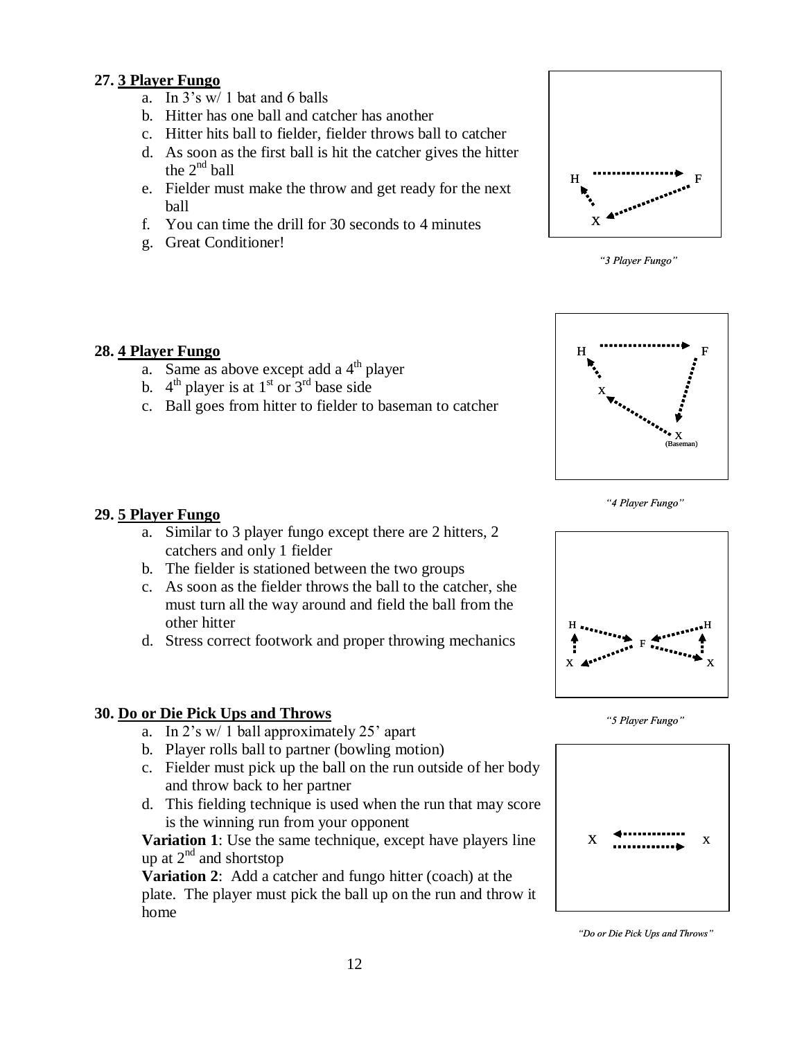**27. 3 Player Fungo**

a. In 3's w/ 1 bat and 6 balls
b. Hitter has one ball and catcher has another
c. Hitter hits ball to fielder, fielder throws ball to catcher
d. As soon as the first ball is hit the catcher gives the hitter the 2nd ball
e. Fielder must make the throw and get ready for the next ball
f. You can time the drill for 30 seconds to 4 minutes
g. Great Conditioner!

*"3 Player Fungo"*

**28. 4 Player Fungo**

a. Same as above except add a 4th player
b. 4th player is at 1st or 3rd base side
c. Ball goes from hitter to fielder to baseman to catcher

*"4 Player Fungo"*

**29. 5 Player Fungo**

a. Similar to 3 player fungo except there are 2 hitters, 2 catchers and only 1 fielder
b. The fielder is stationed between the two groups
c. As soon as the fielder throws the ball to the catcher, she must turn all the way around and field the ball from the other hitter
d. Stress correct footwork and proper throwing mechanics

*"5 Player Fungo"*

**30. Do or Die Pick Ups and Throws**

a. In 2's w/ 1 ball approximately 25' apart
b. Player rolls ball to partner (bowling motion)
c. Fielder must pick up the ball on the run outside of her body and throw back to her partner
d. This fielding technique is used when the run that may score is the winning run from your opponent

**Variation 1**: Use the same technique, except have players line up at 2nd and shortstop

**Variation 2**: Add a catcher and fungo hitter (coach) at the plate. The player must pick the ball up on the run and throw it home

*"Do or Die Pick Ups and Throws"*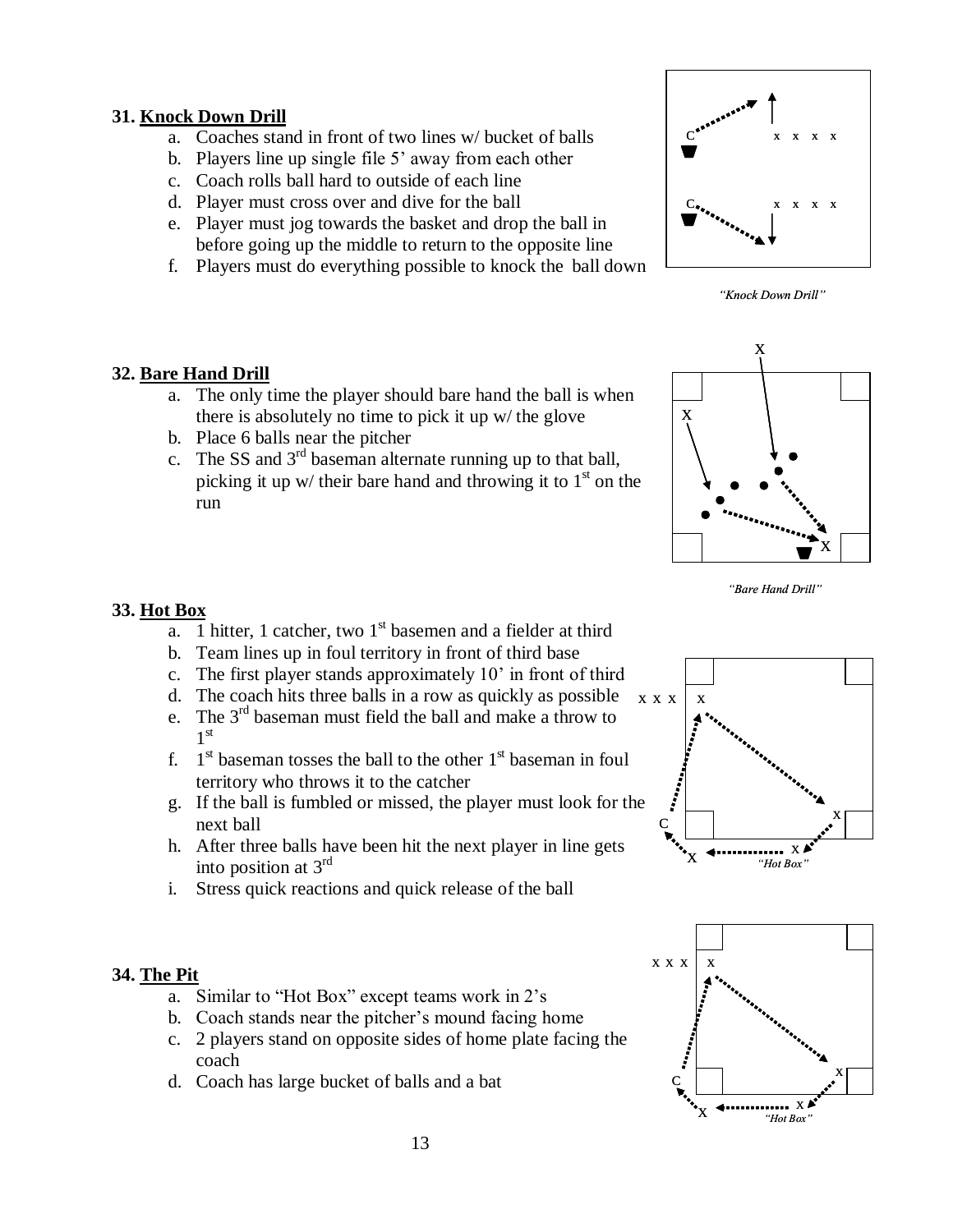**31. Knock Down Drill**

a. Coaches stand in front of two lines w/ bucket of balls
b. Players line up single file 5' away from each other
c. Coach rolls ball hard to outside of each line
d. Player must cross over and dive for the ball
e. Player must jog towards the basket and drop the ball in before going up the middle to return to the opposite line
f. Players must do everything possible to knock the ball down

*"Knock Down Drill"*

**32. Bare Hand Drill**

a. The only time the player should bare hand the ball is when there is absolutely no time to pick it up w/ the glove
b. Place 6 balls near the pitcher
c. The SS and 3rd baseman alternate running up to that ball, picking it up w/ their bare hand and throwing it to 1st on the run

*"Bare Hand Drill"*

**33. Hot Box**

a. 1 hitter, 1 catcher, two 1st basemen and a fielder at third
b. Team lines up in foul territory in front of third base
c. The first player stands approximately 10' in front of third
d. The coach hits three balls in a row as quickly as possible
e. The 3rd baseman must field the ball and make a throw to 1st
f. 1st baseman tosses the ball to the other 1st baseman in foul territory who throws it to the catcher
g. If the ball is fumbled or missed, the player must look for the next ball
h. After three balls have been hit the next player in line gets into position at 3rd
i. Stress quick reactions and quick release of the ball

*"Hot Box"*

**34. The Pit**

a. Similar to "Hot Box" except teams work in 2's
b. Coach stands near the pitcher's mound facing home
c. 2 players stand on opposite sides of home plate facing the coach
d. Coach has large bucket of balls and a bat

*"Hot Box"*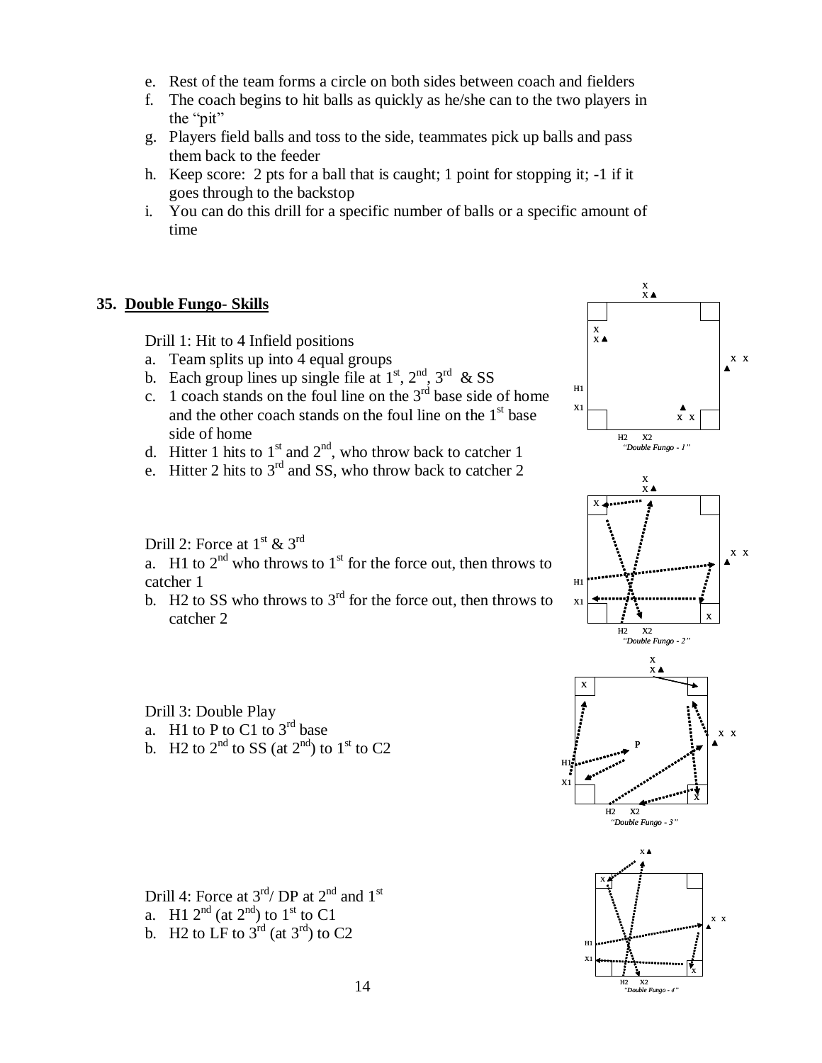e. Rest of the team forms a circle on both sides between coach and fielders
f. The coach begins to hit balls as quickly as he/she can to the two players in the "pit"
g. Players field balls and toss to the side, teammates pick up balls and pass them back to the feeder
h. Keep score: 2 pts for a ball that is caught; 1 point for stopping it; -1 if it goes through to the backstop
i. You can do this drill for a specific number of balls or a specific amount of time

**35. <u>Double Fungo- Skills</u>**

Drill 1: Hit to 4 Infield positions

a. Team splits up into 4 equal groups
b. Each group lines up single file at 1st, 2nd, 3rd & SS
c. 1 coach stands on the foul line on the 3rd base side of home and the other coach stands on the foul line on the 1st base side of home
d. Hitter 1 hits to 1st and 2nd, who throw back to catcher 1
e. Hitter 2 hits to 3rd and SS, who throw back to catcher 2

*"Double Fungo - 1"*

Drill 2: Force at 1st & 3rd

a. H1 to 2nd who throws to 1st for the force out, then throws to catcher 1
b. H2 to SS who throws to 3rd for the force out, then throws to catcher 2

*"Double Fungo - 2"*

Drill 3: Double Play

a. H1 to P to C1 to 3rd base
b. H2 to 2nd to SS (at 2nd) to 1st to C2

*"Double Fungo - 3"*

Drill 4: Force at 3rd/ DP at 2nd and 1st

a. H1 2nd (at 2nd) to 1st to C1
b. H2 to LF to 3rd (at 3rd) to C2

*"Double Fungo - 4"*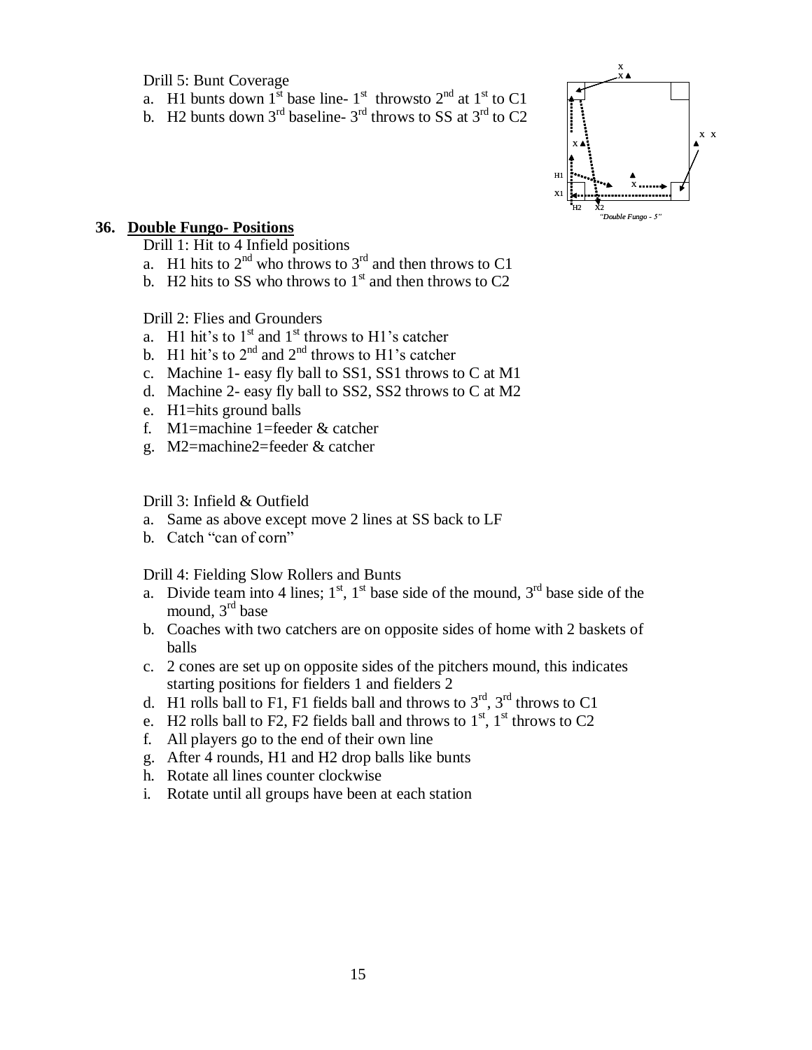Drill 5: Bunt Coverage

a. H1 bunts down 1st base line- 1st throwsto 2nd at 1st to C1
b. H2 bunts down 3rd baseline- 3rd throws to SS at 3rd to C2

*"Double Fungo - 5"*

## 36. **Double Fungo- Positions**

Drill 1: Hit to 4 Infield positions

a. H1 hits to 2nd who throws to 3rd and then throws to C1
b. H2 hits to SS who throws to 1st and then throws to C2

Drill 2: Flies and Grounders

a. H1 hit's to 1st and 1st throws to H1's catcher
b. H1 hit's to 2nd and 2nd throws to H1's catcher
c. Machine 1- easy fly ball to SS1, SS1 throws to C at M1
d. Machine 2- easy fly ball to SS2, SS2 throws to C at M2
e. H1=hits ground balls
f. M1=machine 1=feeder & catcher
g. M2=machine2=feeder & catcher

Drill 3: Infield & Outfield

a. Same as above except move 2 lines at SS back to LF
b. Catch "can of corn"

Drill 4: Fielding Slow Rollers and Bunts

a. Divide team into 4 lines; 1st, 1st base side of the mound, 3rd base side of the mound, 3rd base
b. Coaches with two catchers are on opposite sides of home with 2 baskets of balls
c. 2 cones are set up on opposite sides of the pitchers mound, this indicates starting positions for fielders 1 and fielders 2
d. H1 rolls ball to F1, F1 fields ball and throws to 3rd, 3rd throws to C1
e. H2 rolls ball to F2, F2 fields ball and throws to 1st, 1st throws to C2
f. All players go to the end of their own line
g. After 4 rounds, H1 and H2 drop balls like bunts
h. Rotate all lines counter clockwise
i. Rotate until all groups have been at each station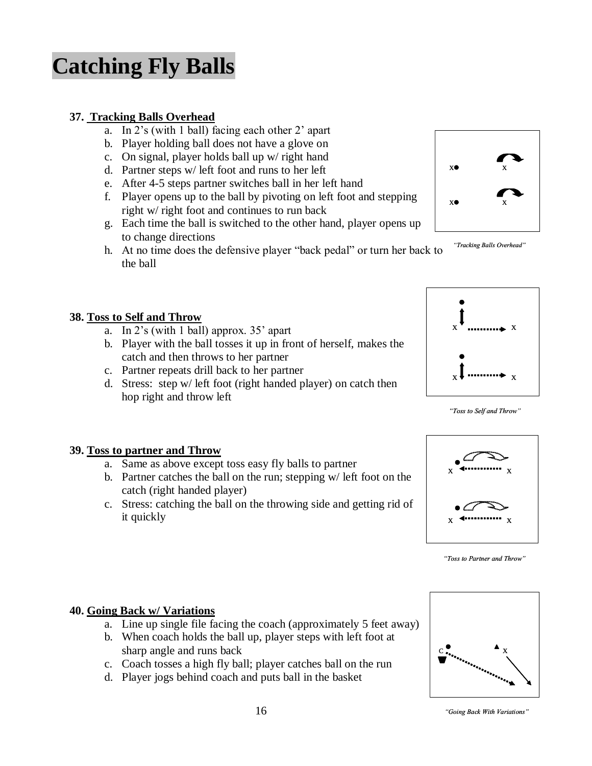# Catching Fly Balls

**37. Tracking Balls Overhead**

a. In 2's (with 1 ball) facing each other 2' apart
b. Player holding ball does not have a glove on
c. On signal, player holds ball up w/ right hand
d. Partner steps w/ left foot and runs to her left
e. After 4-5 steps partner switches ball in her left hand
f. Player opens up to the ball by pivoting on left foot and stepping right w/ right foot and continues to run back
g. Each time the ball is switched to the other hand, player opens up to change directions
h. At no time does the defensive player "back pedal" or turn her back to the ball

*"Tracking Balls Overhead"*

**38. Toss to Self and Throw**

a. In 2's (with 1 ball) approx. 35' apart
b. Player with the ball tosses it up in front of herself, makes the catch and then throws to her partner
c. Partner repeats drill back to her partner
d. Stress: step w/ left foot (right handed player) on catch then hop right and throw left

*"Toss to Self and Throw"*

**39. Toss to partner and Throw**

a. Same as above except toss easy fly balls to partner
b. Partner catches the ball on the run; stepping w/ left foot on the catch (right handed player)
c. Stress: catching the ball on the throwing side and getting rid of it quickly

*"Toss to Partner and Throw"*

**40. Going Back w/ Variations**

a. Line up single file facing the coach (approximately 5 feet away)
b. When coach holds the ball up, player steps with left foot at sharp angle and runs back
c. Coach tosses a high fly ball; player catches ball on the run
d. Player jogs behind coach and puts ball in the basket

*"Going Back With Variations"*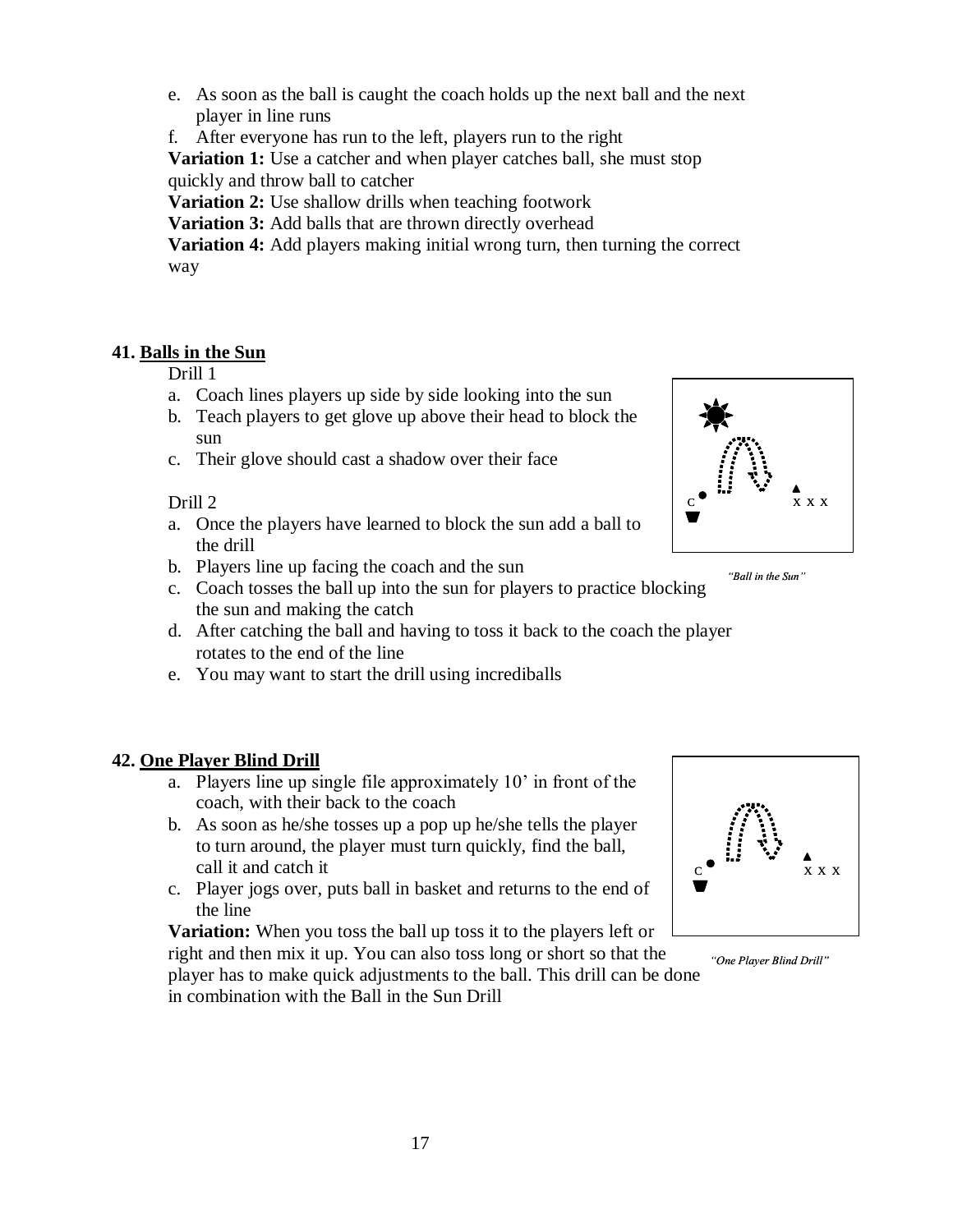e. As soon as the ball is caught the coach holds up the next ball and the next player in line runs
f. After everyone has run to the left, players run to the right

**Variation 1:** Use a catcher and when player catches ball, she must stop quickly and throw ball to catcher

**Variation 2:** Use shallow drills when teaching footwork

**Variation 3:** Add balls that are thrown directly overhead

**Variation 4:** Add players making initial wrong turn, then turning the correct way

**41. Balls in the Sun**

Drill 1

a. Coach lines players up side by side looking into the sun
b. Teach players to get glove up above their head to block the sun
c. Their glove should cast a shadow over their face

Drill 2

a. Once the players have learned to block the sun add a ball to the drill
b. Players line up facing the coach and the sun
c. Coach tosses the ball up into the sun for players to practice blocking the sun and making the catch
d. After catching the ball and having to toss it back to the coach the player rotates to the end of the line
e. You may want to start the drill using incrediballs

*"Ball in the Sun"*

**42. One Player Blind Drill**

a. Players line up single file approximately 10' in front of the coach, with their back to the coach
b. As soon as he/she tosses up a pop up he/she tells the player to turn around, the player must turn quickly, find the ball, call it and catch it
c. Player jogs over, puts ball in basket and returns to the end of the line

**Variation:** When you toss the ball up toss it to the players left or right and then mix it up. You can also toss long or short so that the player has to make quick adjustments to the ball. This drill can be done in combination with the Ball in the Sun Drill

*"One Player Blind Drill"*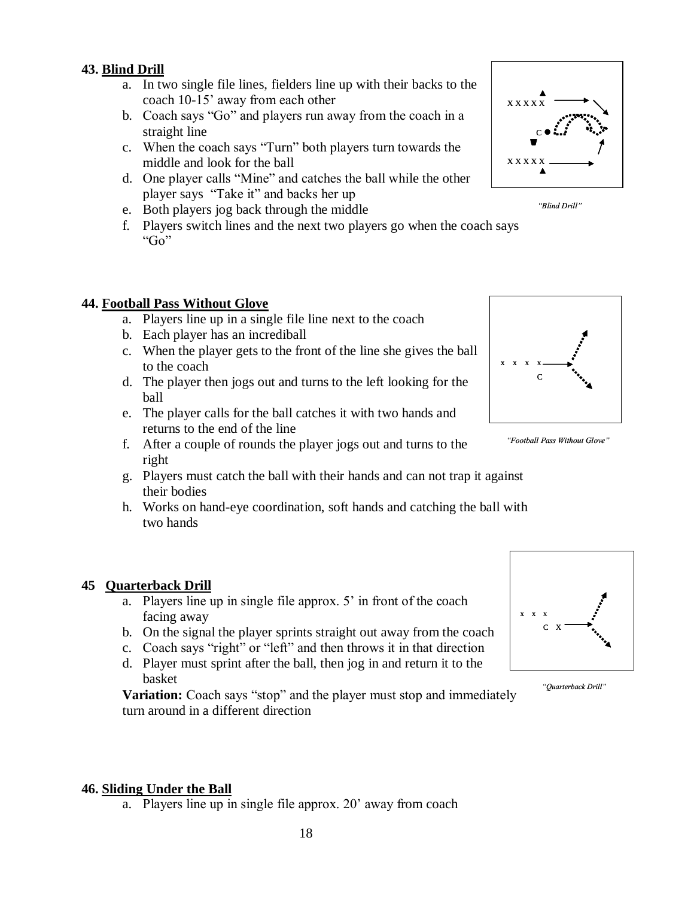**43. Blind Drill**

a. In two single file lines, fielders line up with their backs to the coach 10-15' away from each other
b. Coach says "Go" and players run away from the coach in a straight line
c. When the coach says "Turn" both players turn towards the middle and look for the ball
d. One player calls "Mine" and catches the ball while the other player says "Take it" and backs her up
e. Both players jog back through the middle
f. Players switch lines and the next two players go when the coach says "Go"

*"Blind Drill"*

**44. Football Pass Without Glove**

a. Players line up in a single file line next to the coach
b. Each player has an incrediball
c. When the player gets to the front of the line she gives the ball to the coach
d. The player then jogs out and turns to the left looking for the ball
e. The player calls for the ball catches it with two hands and returns to the end of the line
f. After a couple of rounds the player jogs out and turns to the right
g. Players must catch the ball with their hands and can not trap it against their bodies
h. Works on hand-eye coordination, soft hands and catching the ball with two hands

*"Football Pass Without Glove"*

**45 Quarterback Drill**

a. Players line up in single file approx. 5' in front of the coach facing away
b. On the signal the player sprints straight out away from the coach
c. Coach says "right" or "left" and then throws it in that direction
d. Player must sprint after the ball, then jog in and return it to the basket

**Variation:** Coach says "stop" and the player must stop and immediately turn around in a different direction

*"Quarterback Drill"*

**46. Sliding Under the Ball**

a. Players line up in single file approx. 20' away from coach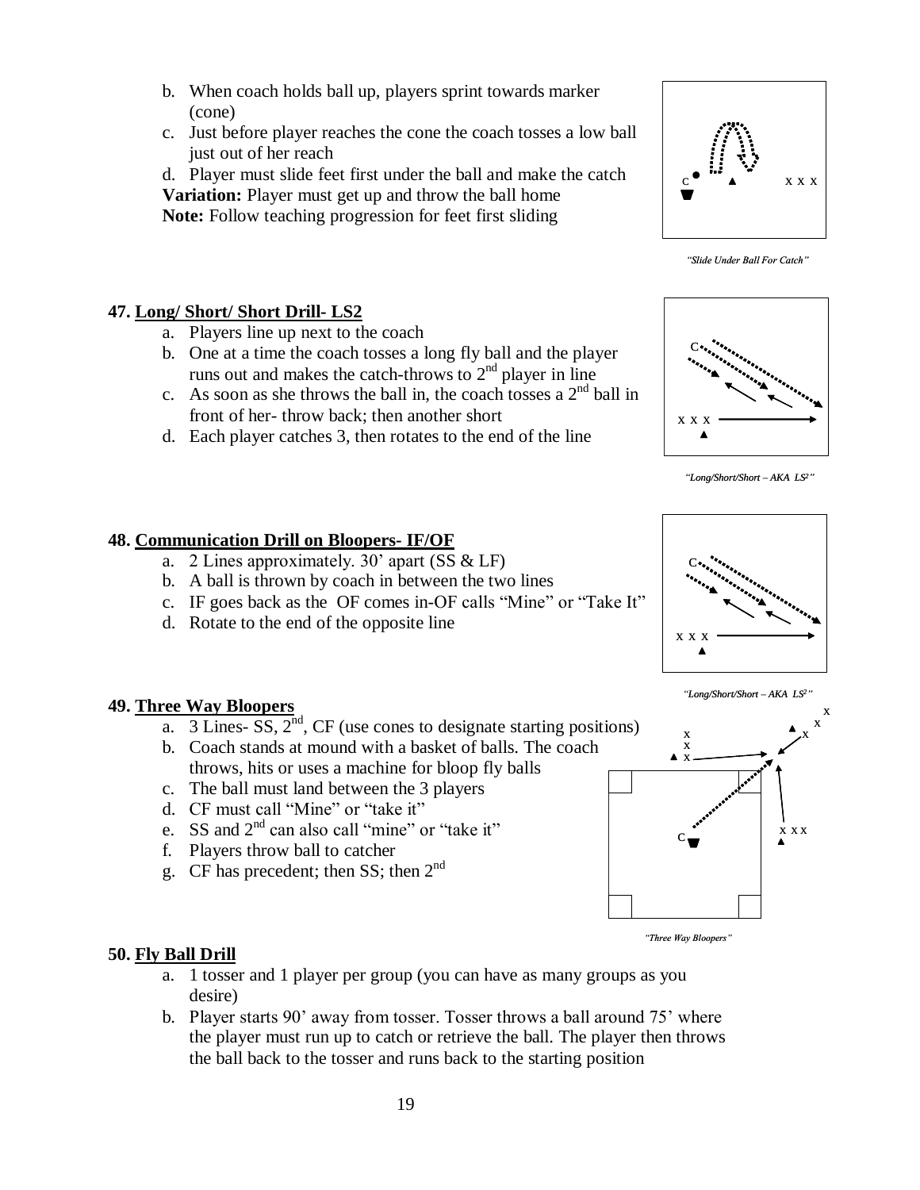b. When coach holds ball up, players sprint towards marker (cone)
c. Just before player reaches the cone the coach tosses a low ball just out of her reach
d. Player must slide feet first under the ball and make the catch

**Variation:** Player must get up and throw the ball home
**Note:** Follow teaching progression for feet first sliding

*"Slide Under Ball For Catch"*

**47. Long/ Short/ Short Drill- LS2**

a. Players line up next to the coach
b. One at a time the coach tosses a long fly ball and the player runs out and makes the catch-throws to 2nd player in line
c. As soon as she throws the ball in, the coach tosses a 2nd ball in front of her- throw back; then another short
d. Each player catches 3, then rotates to the end of the line

*"Long/Short/Short – AKA LS2"*

**48. Communication Drill on Bloopers- IF/OF**

a. 2 Lines approximately. 30' apart (SS & LF)
b. A ball is thrown by coach in between the two lines
c. IF goes back as the OF comes in-OF calls "Mine" or "Take It"
d. Rotate to the end of the opposite line

*"Long/Short/Short – AKA LS2"*

**49. Three Way Bloopers**

a. 3 Lines- SS, 2nd, CF (use cones to designate starting positions)
b. Coach stands at mound with a basket of balls. The coach throws, hits or uses a machine for bloop fly balls
c. The ball must land between the 3 players
d. CF must call "Mine" or "take it"
e. SS and 2nd can also call "mine" or "take it"
f. Players throw ball to catcher
g. CF has precedent; then SS; then 2nd

*"Three Way Bloopers"*

**50. Fly Ball Drill**

a. 1 tosser and 1 player per group (you can have as many groups as you desire)
b. Player starts 90' away from tosser. Tosser throws a ball around 75' where the player must run up to catch or retrieve the ball. The player then throws the ball back to the tosser and runs back to the starting position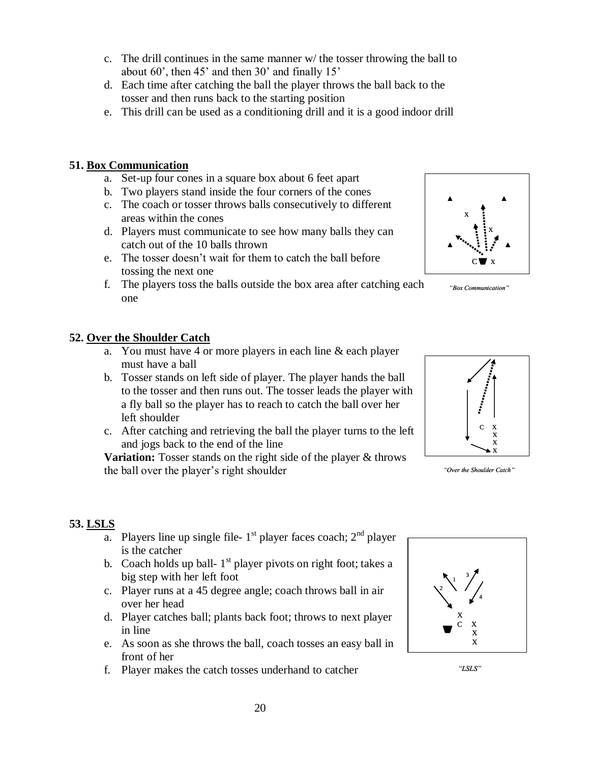c. The drill continues in the same manner w/ the tosser throwing the ball to about 60', then 45' and then 30' and finally 15'
d. Each time after catching the ball the player throws the ball back to the tosser and then runs back to the starting position
e. This drill can be used as a conditioning drill and it is a good indoor drill

**51. Box Communication**

a. Set-up four cones in a square box about 6 feet apart
b. Two players stand inside the four corners of the cones
c. The coach or tosser throws balls consecutively to different areas within the cones
d. Players must communicate to see how many balls they can catch out of the 10 balls thrown
e. The tosser doesn't wait for them to catch the ball before tossing the next one
f. The players toss the balls outside the box area after catching each one

*"Box Communication"*

**52. Over the Shoulder Catch**

a. You must have 4 or more players in each line & each player must have a ball
b. Tosser stands on left side of player. The player hands the ball to the tosser and then runs out. The tosser leads the player with a fly ball so the player has to reach to catch the ball over her left shoulder
c. After catching and retrieving the ball the player turns to the left and jogs back to the end of the line

**Variation:** Tosser stands on the right side of the player & throws the ball over the player's right shoulder

*"Over the Shoulder Catch"*

**53. LSLS**

a. Players line up single file- 1st player faces coach; 2nd player is the catcher
b. Coach holds up ball- 1st player pivots on right foot; takes a big step with her left foot
c. Player runs at a 45 degree angle; coach throws ball in air over her head
d. Player catches ball; plants back foot; throws to next player in line
e. As soon as she throws the ball, coach tosses an easy ball in front of her
f. Player makes the catch tosses underhand to catcher

*"LSLS"*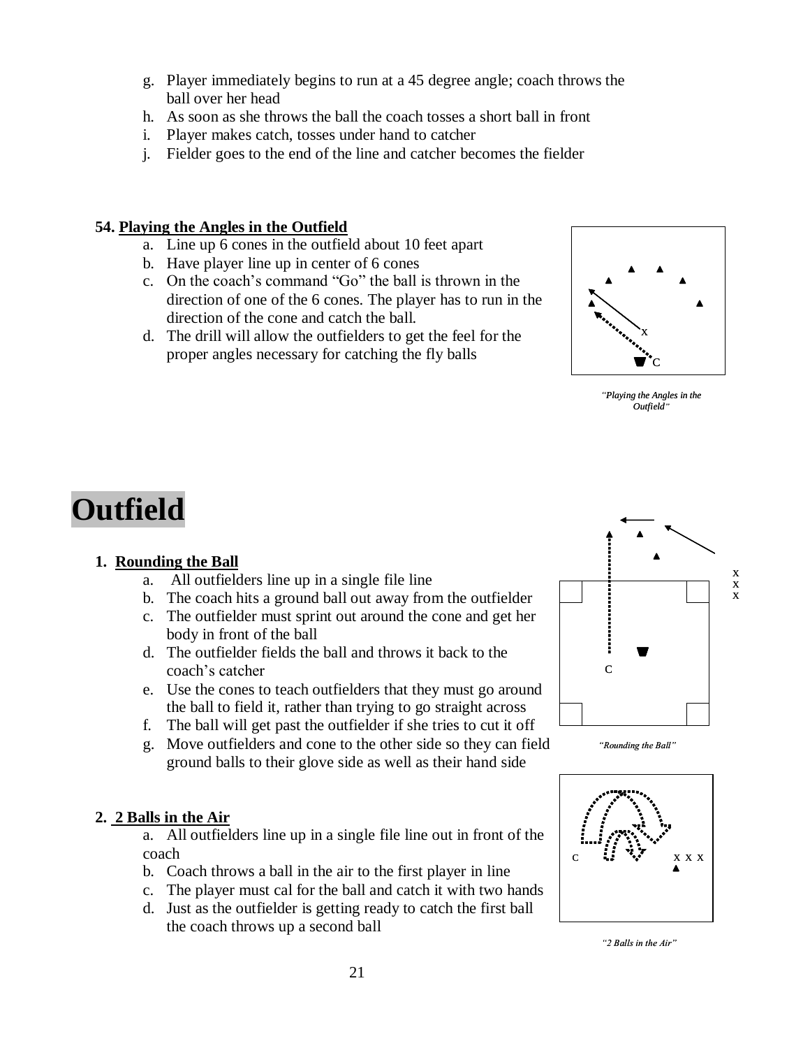g. Player immediately begins to run at a 45 degree angle; coach throws the ball over her head
h. As soon as she throws the ball the coach tosses a short ball in front
i. Player makes catch, tosses under hand to catcher
j. Fielder goes to the end of the line and catcher becomes the fielder

**54. Playing the Angles in the Outfield**

a. Line up 6 cones in the outfield about 10 feet apart
b. Have player line up in center of 6 cones
c. On the coach's command "Go" the ball is thrown in the direction of one of the 6 cones. The player has to run in the direction of the cone and catch the ball.
d. The drill will allow the outfielders to get the feel for the proper angles necessary for catching the fly balls

*"Playing the Angles in the Outfield"*

# Outfield

**1. Rounding the Ball**

a. All outfielders line up in a single file line
b. The coach hits a ground ball out away from the outfielder
c. The outfielder must sprint out around the cone and get her body in front of the ball
d. The outfielder fields the ball and throws it back to the coach's catcher
e. Use the cones to teach outfielders that they must go around the ball to field it, rather than trying to go straight across
f. The ball will get past the outfielder if she tries to cut it off
g. Move outfielders and cone to the other side so they can field ground balls to their glove side as well as their hand side

*"Rounding the Ball"*

**2. 2 Balls in the Air**

a. All outfielders line up in a single file line out in front of the coach
b. Coach throws a ball in the air to the first player in line
c. The player must cal for the ball and catch it with two hands
d. Just as the outfielder is getting ready to catch the first ball the coach throws up a second ball

*"2 Balls in the Air"*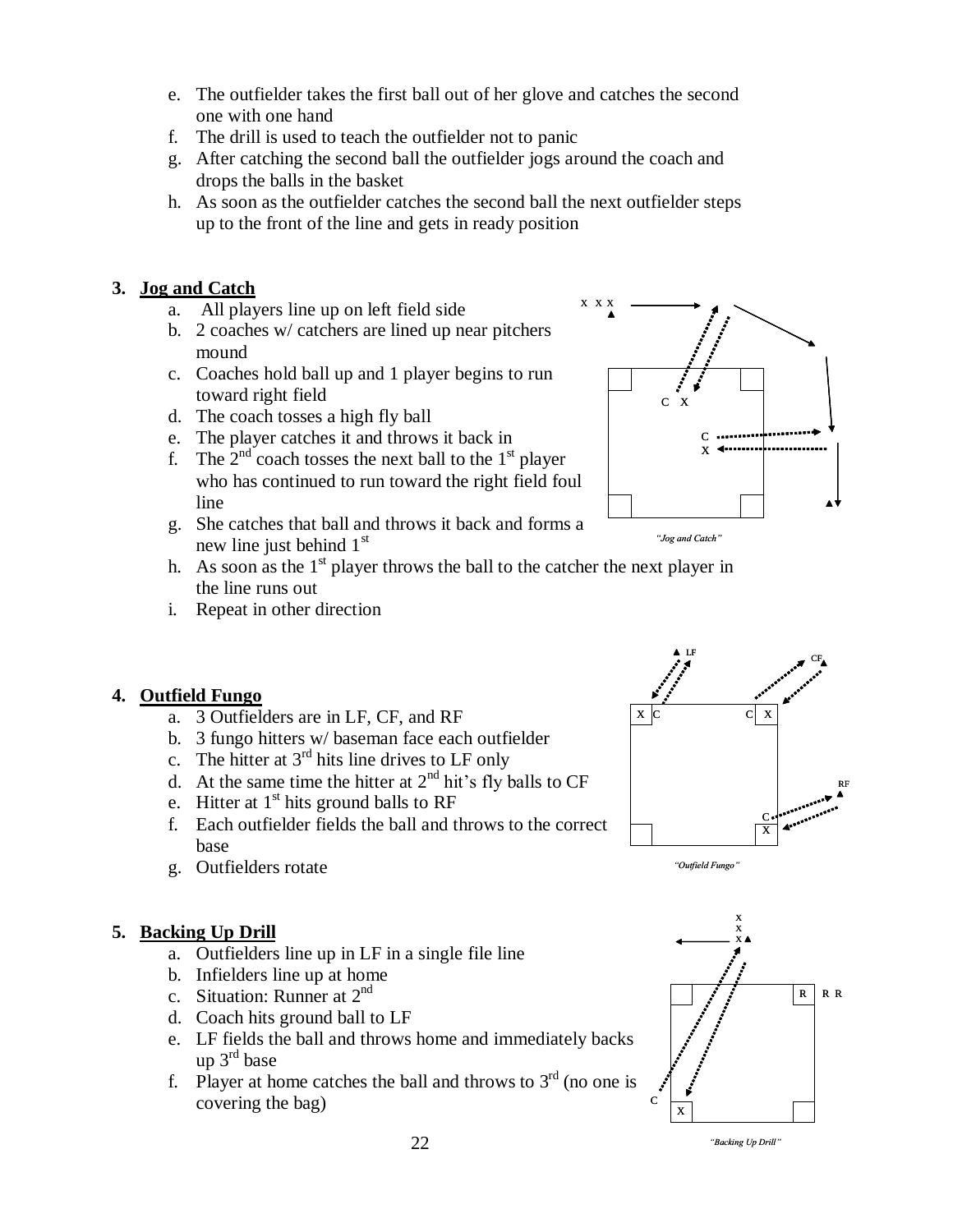e. The outfielder takes the first ball out of her glove and catches the second one with one hand
f. The drill is used to teach the outfielder not to panic
g. After catching the second ball the outfielder jogs around the coach and drops the balls in the basket
h. As soon as the outfielder catches the second ball the next outfielder steps up to the front of the line and gets in ready position

**3. Jog and Catch**

a. All players line up on left field side
b. 2 coaches w/ catchers are lined up near pitchers mound
c. Coaches hold ball up and 1 player begins to run toward right field
d. The coach tosses a high fly ball
e. The player catches it and throws it back in
f. The 2nd coach tosses the next ball to the 1st player who has continued to run toward the right field foul line
g. She catches that ball and throws it back and forms a new line just behind 1st
h. As soon as the 1st player throws the ball to the catcher the next player in the line runs out
i. Repeat in other direction

*"Jog and Catch"*

**4. Outfield Fungo**

a. 3 Outfielders are in LF, CF, and RF
b. 3 fungo hitters w/ baseman face each outfielder
c. The hitter at 3rd hits line drives to LF only
d. At the same time the hitter at 2nd hit's fly balls to CF
e. Hitter at 1st hits ground balls to RF
f. Each outfielder fields the ball and throws to the correct base
g. Outfielders rotate

*"Outfield Fungo"*

**5. Backing Up Drill**

a. Outfielders line up in LF in a single file line
b. Infielders line up at home
c. Situation: Runner at 2nd
d. Coach hits ground ball to LF
e. LF fields the ball and throws home and immediately backs up 3rd base
f. Player at home catches the ball and throws to 3rd (no one is covering the bag)

*"Backing Up Drill"*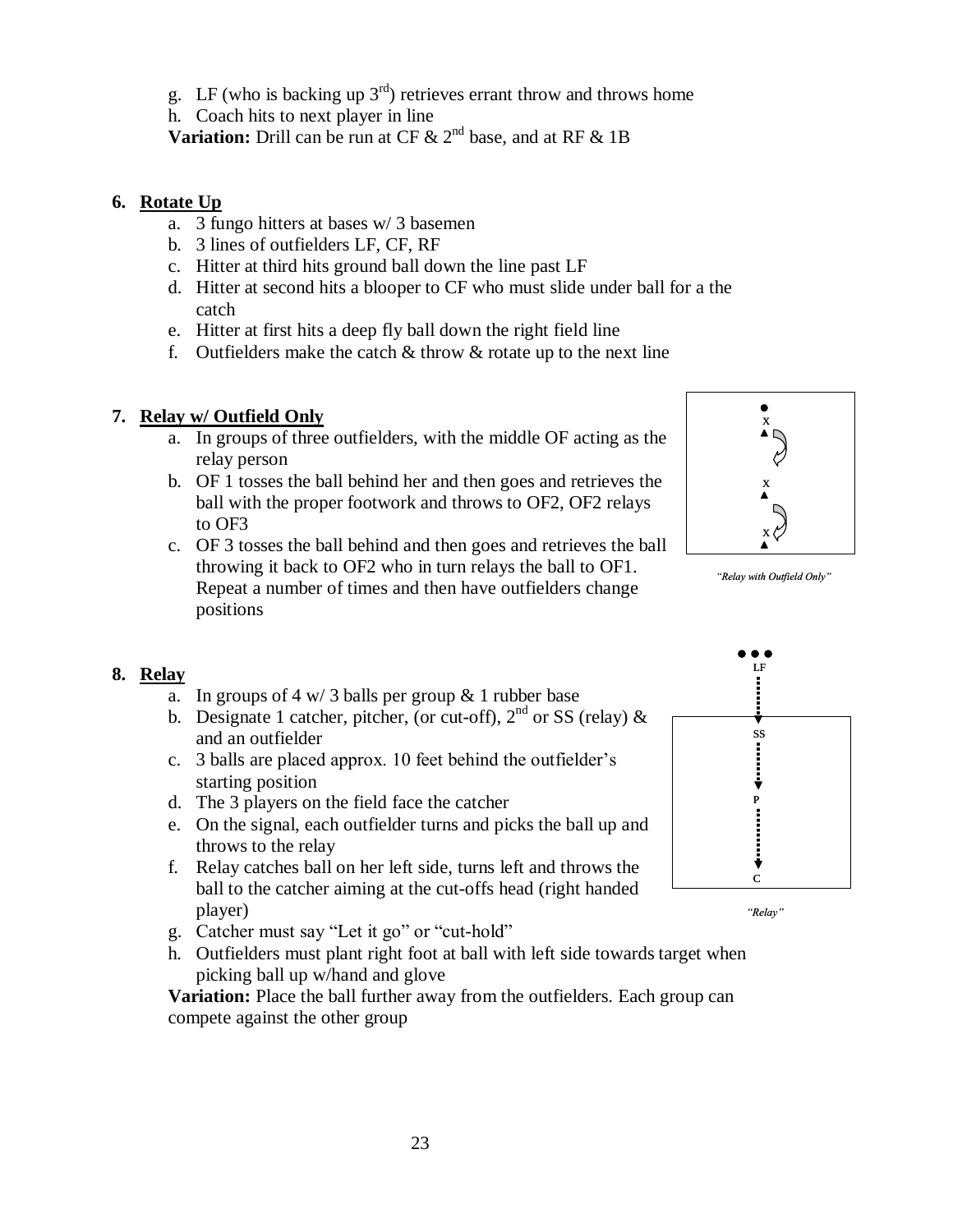g. LF (who is backing up 3rd) retrieves errant throw and throws home
h. Coach hits to next player in line

**Variation:** Drill can be run at CF & 2nd base, and at RF & 1B

**6. Rotate Up**

a. 3 fungo hitters at bases w/ 3 basemen
b. 3 lines of outfielders LF, CF, RF
c. Hitter at third hits ground ball down the line past LF
d. Hitter at second hits a blooper to CF who must slide under ball for a the catch
e. Hitter at first hits a deep fly ball down the right field line
f. Outfielders make the catch & throw & rotate up to the next line

**7. Relay w/ Outfield Only**

a. In groups of three outfielders, with the middle OF acting as the relay person
b. OF 1 tosses the ball behind her and then goes and retrieves the ball with the proper footwork and throws to OF2, OF2 relays to OF3
c. OF 3 tosses the ball behind and then goes and retrieves the ball throwing it back to OF2 who in turn relays the ball to OF1. Repeat a number of times and then have outfielders change positions

*"Relay with Outfield Only"*

**8. Relay**

a. In groups of 4 w/ 3 balls per group & 1 rubber base
b. Designate 1 catcher, pitcher, (or cut-off), 2nd or SS (relay) & and an outfielder
c. 3 balls are placed approx. 10 feet behind the outfielder's starting position
d. The 3 players on the field face the catcher
e. On the signal, each outfielder turns and picks the ball up and throws to the relay
f. Relay catches ball on her left side, turns left and throws the ball to the catcher aiming at the cut-offs head (right handed player)
g. Catcher must say "Let it go" or "cut-hold"
h. Outfielders must plant right foot at ball with left side towards target when picking ball up w/hand and glove

*"Relay"*

**Variation:** Place the ball further away from the outfielders. Each group can compete against the other group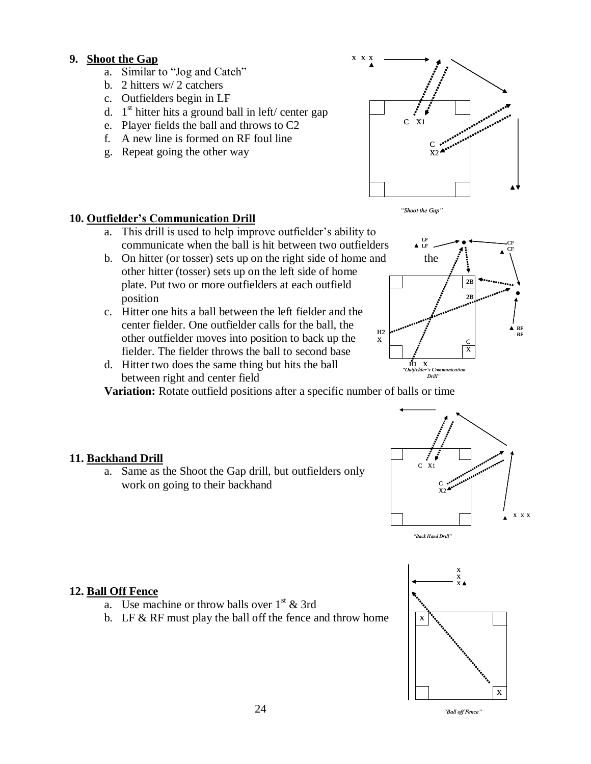**9. Shoot the Gap**

a. Similar to "Jog and Catch"
b. 2 hitters w/ 2 catchers
c. Outfielders begin in LF
d. 1st hitter hits a ground ball in left/ center gap
e. Player fields the ball and throws to C2
f. A new line is formed on RF foul line
g. Repeat going the other way

*"Shoot the Gap"*

**10. Outfielder's Communication Drill**

a. This drill is used to help improve outfielder's ability to communicate when the ball is hit between two outfielders
b. On hitter (or tosser) sets up on the right side of home and the other hitter (tosser) sets up on the left side of home plate. Put two or more outfielders at each outfield position
c. Hitter one hits a ball between the left fielder and the center fielder. One outfielder calls for the ball, the other outfielder moves into position to back up the fielder. The fielder throws the ball to second base
d. Hitter two does the same thing but hits the ball between right and center field

**Variation:** Rotate outfield positions after a specific number of balls or time

*"Outfielder's Communication Drill"*

**11. Backhand Drill**

a. Same as the Shoot the Gap drill, but outfielders only work on going to their backhand

*"Back Hand Drill"*

**12. Ball Off Fence**

a. Use machine or throw balls over 1st & 3rd
b. LF & RF must play the ball off the fence and throw home

*"Ball off Fence"*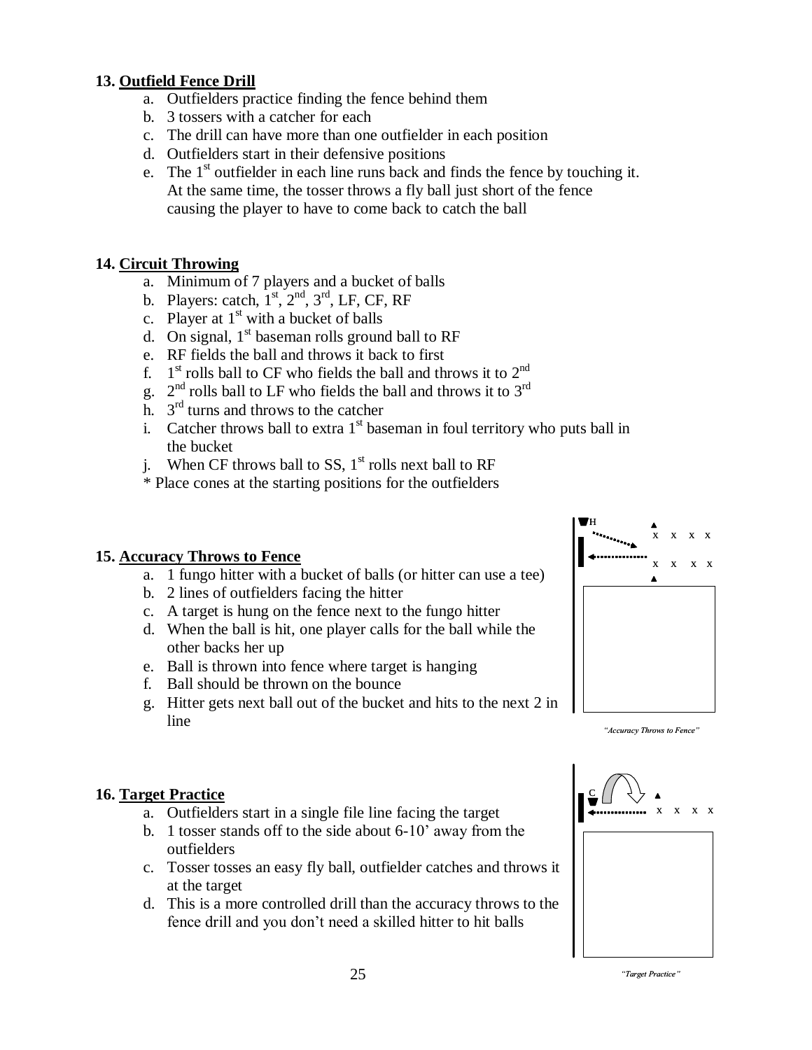### 13. Outfield Fence Drill

a. Outfielders practice finding the fence behind them
b. 3 tossers with a catcher for each
c. The drill can have more than one outfielder in each position
d. Outfielders start in their defensive positions
e. The 1st outfielder in each line runs back and finds the fence by touching it. At the same time, the tosser throws a fly ball just short of the fence causing the player to have to come back to catch the ball

### 14. Circuit Throwing

a. Minimum of 7 players and a bucket of balls
b. Players: catch, 1st, 2nd, 3rd, LF, CF, RF
c. Player at 1st with a bucket of balls
d. On signal, 1st baseman rolls ground ball to RF
e. RF fields the ball and throws it back to first
f. 1st rolls ball to CF who fields the ball and throws it to 2nd
g. 2nd rolls ball to LF who fields the ball and throws it to 3rd
h. 3rd turns and throws to the catcher
i. Catcher throws ball to extra 1st baseman in foul territory who puts ball in the bucket
j. When CF throws ball to SS, 1st rolls next ball to RF

* Place cones at the starting positions for the outfielders

### 15. Accuracy Throws to Fence

a. 1 fungo hitter with a bucket of balls (or hitter can use a tee)
b. 2 lines of outfielders facing the hitter
c. A target is hung on the fence next to the fungo hitter
d. When the ball is hit, one player calls for the ball while the other backs her up
e. Ball is thrown into fence where target is hanging
f. Ball should be thrown on the bounce
g. Hitter gets next ball out of the bucket and hits to the next 2 in line

*"Accuracy Throws to Fence"*

### 16. Target Practice

a. Outfielders start in a single file line facing the target
b. 1 tosser stands off to the side about 6-10' away from the outfielders
c. Tosser tosses an easy fly ball, outfielder catches and throws it at the target
d. This is a more controlled drill than the accuracy throws to the fence drill and you don't need a skilled hitter to hit balls

*"Target Practice"*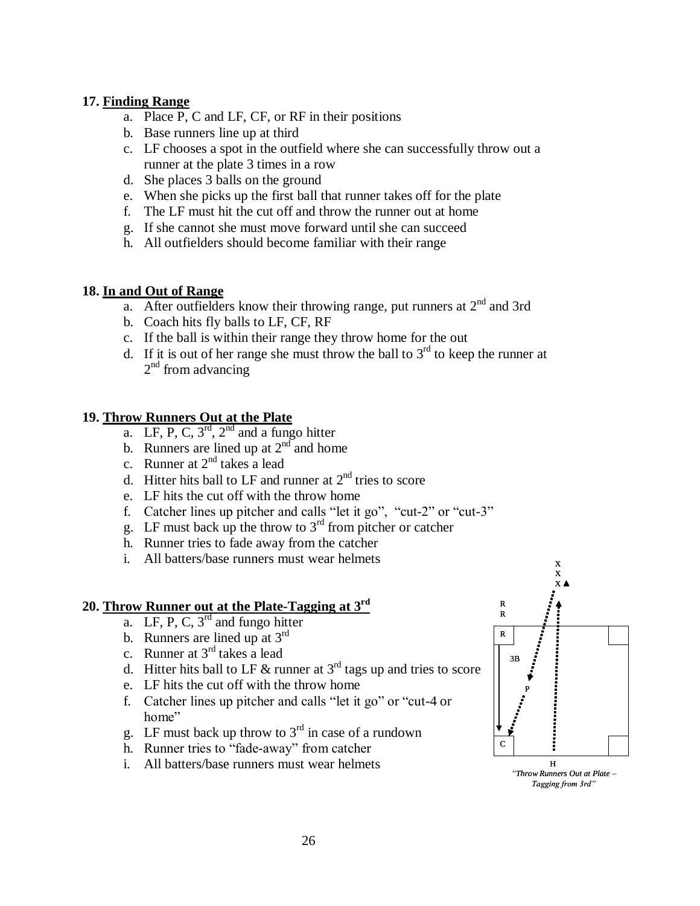**17. Finding Range**

a. Place P, C and LF, CF, or RF in their positions
b. Base runners line up at third
c. LF chooses a spot in the outfield where she can successfully throw out a runner at the plate 3 times in a row
d. She places 3 balls on the ground
e. When she picks up the first ball that runner takes off for the plate
f. The LF must hit the cut off and throw the runner out at home
g. If she cannot she must move forward until she can succeed
h. All outfielders should become familiar with their range

**18. In and Out of Range**

a. After outfielders know their throwing range, put runners at 2nd and 3rd
b. Coach hits fly balls to LF, CF, RF
c. If the ball is within their range they throw home for the out
d. If it is out of her range she must throw the ball to 3rd to keep the runner at 2nd from advancing

**19. Throw Runners Out at the Plate**

a. LF, P, C, 3rd, 2nd and a fungo hitter
b. Runners are lined up at 2nd and home
c. Runner at 2nd takes a lead
d. Hitter hits ball to LF and runner at 2nd tries to score
e. LF hits the cut off with the throw home
f. Catcher lines up pitcher and calls "let it go", "cut-2" or "cut-3"
g. LF must back up the throw to 3rd from pitcher or catcher
h. Runner tries to fade away from the catcher
i. All batters/base runners must wear helmets

**20. Throw Runner out at the Plate-Tagging at 3rd**

a. LF, P, C, 3rd and fungo hitter
b. Runners are lined up at 3rd
c. Runner at 3rd takes a lead
d. Hitter hits ball to LF & runner at 3rd tags up and tries to score
e. LF hits the cut off with the throw home
f. Catcher lines up pitcher and calls "let it go" or "cut-4 or home"
g. LF must back up throw to 3rd in case of a rundown
h. Runner tries to "fade-away" from catcher
i. All batters/base runners must wear helmets

*"Throw Runners Out at Plate – Tagging from 3rd"*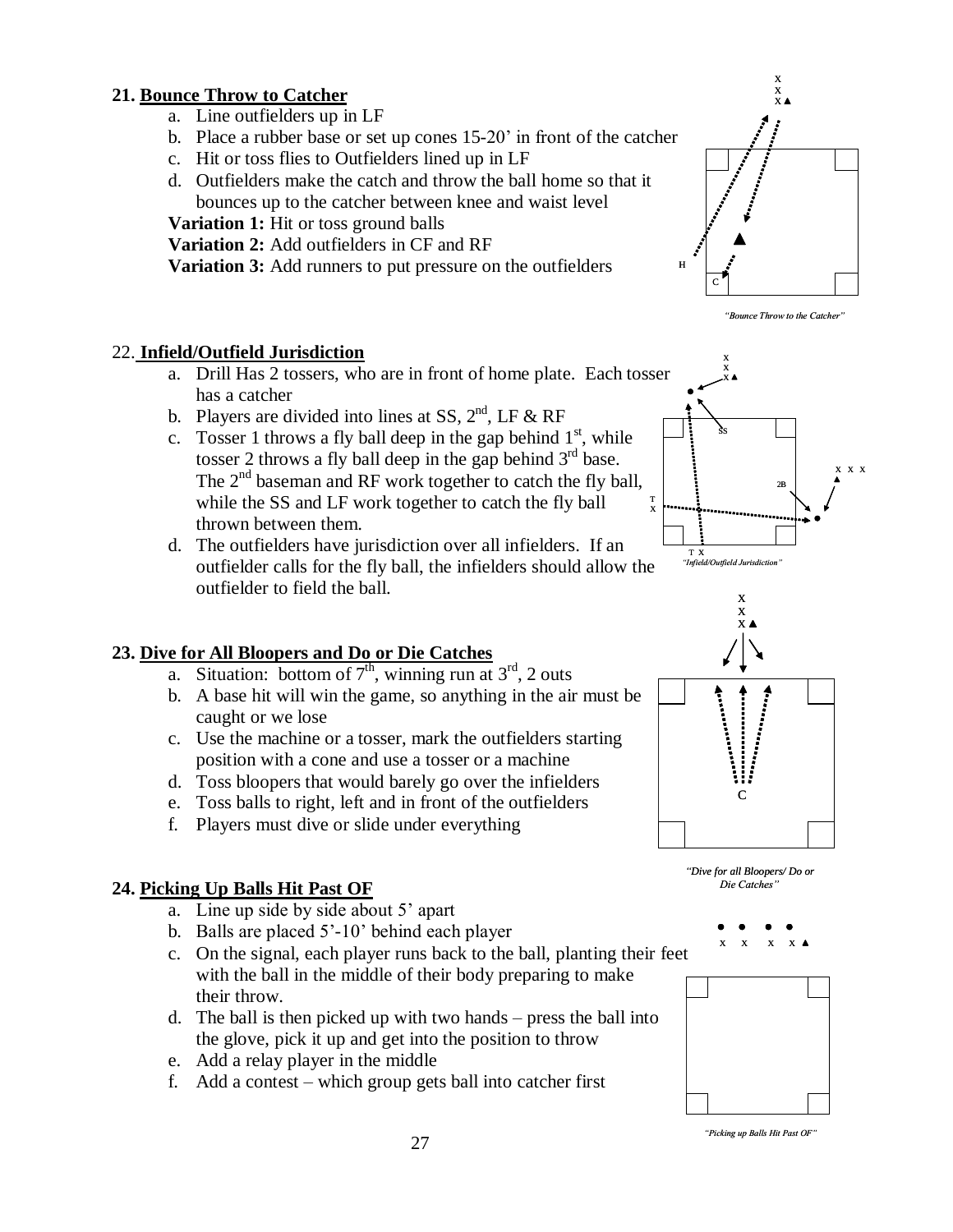### 21. Bounce Throw to Catcher

a. Line outfielders up in LF
b. Place a rubber base or set up cones 15-20' in front of the catcher
c. Hit or toss flies to Outfielders lined up in LF
d. Outfielders make the catch and throw the ball home so that it bounces up to the catcher between knee and waist level

**Variation 1:** Hit or toss ground balls
**Variation 2:** Add outfielders in CF and RF
**Variation 3:** Add runners to put pressure on the outfielders

*"Bounce Throw to the Catcher"*

### 22. Infield/Outfield Jurisdiction

a. Drill Has 2 tossers, who are in front of home plate. Each tosser has a catcher
b. Players are divided into lines at SS, 2nd, LF & RF
c. Tosser 1 throws a fly ball deep in the gap behind 1st, while tosser 2 throws a fly ball deep in the gap behind 3rd base. The 2nd baseman and RF work together to catch the fly ball, while the SS and LF work together to catch the fly ball thrown between them.
d. The outfielders have jurisdiction over all infielders. If an outfielder calls for the fly ball, the infielders should allow the outfielder to field the ball.

*"Infield/Outfield Jurisdiction"*

### 23. Dive for All Bloopers and Do or Die Catches

a. Situation: bottom of 7th, winning run at 3rd, 2 outs
b. A base hit will win the game, so anything in the air must be caught or we lose
c. Use the machine or a tosser, mark the outfielders starting position with a cone and use a tosser or a machine
d. Toss bloopers that would barely go over the infielders
e. Toss balls to right, left and in front of the outfielders
f. Players must dive or slide under everything

*"Dive for all Bloopers/ Do or Die Catches"*

### 24. Picking Up Balls Hit Past OF

a. Line up side by side about 5' apart
b. Balls are placed 5'-10' behind each player
c. On the signal, each player runs back to the ball, planting their feet with the ball in the middle of their body preparing to make their throw.
d. The ball is then picked up with two hands – press the ball into the glove, pick it up and get into the position to throw
e. Add a relay player in the middle
f. Add a contest – which group gets ball into catcher first

*"Picking up Balls Hit Past OF"*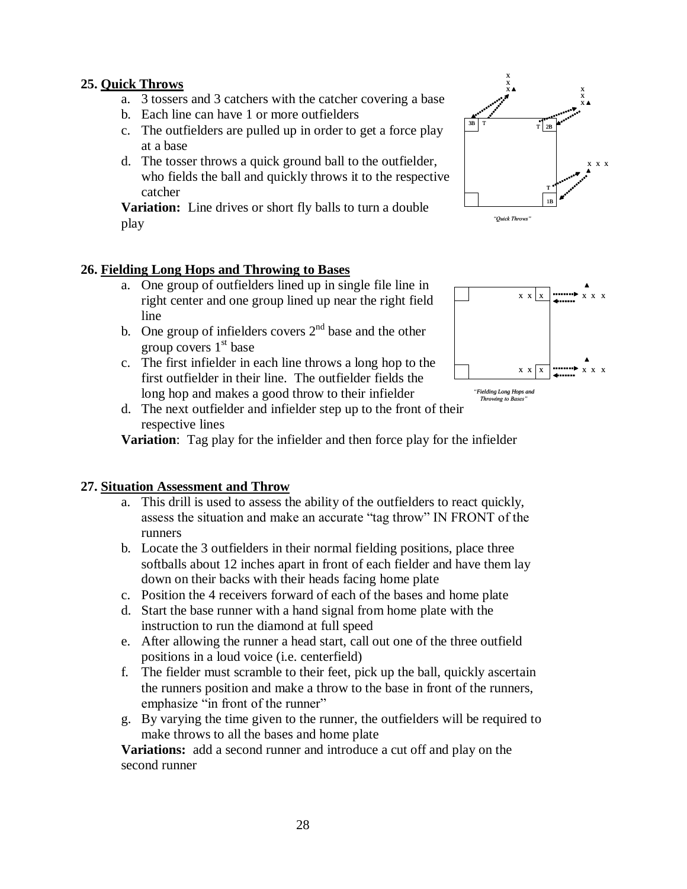**25. Quick Throws**

a. 3 tossers and 3 catchers with the catcher covering a base
b. Each line can have 1 or more outfielders
c. The outfielders are pulled up in order to get a force play at a base
d. The tosser throws a quick ground ball to the outfielder, who fields the ball and quickly throws it to the respective catcher

**Variation:** Line drives or short fly balls to turn a double play

*"Quick Throws"*

**26. Fielding Long Hops and Throwing to Bases**

a. One group of outfielders lined up in single file line in right center and one group lined up near the right field line
b. One group of infielders covers 2nd base and the other group covers 1st base
c. The first infielder in each line throws a long hop to the first outfielder in their line. The outfielder fields the long hop and makes a good throw to their infielder
d. The next outfielder and infielder step up to the front of their respective lines

**Variation**: Tag play for the infielder and then force play for the infielder

*"Fielding Long Hops and Throwing to Bases"*

**27. Situation Assessment and Throw**

a. This drill is used to assess the ability of the outfielders to react quickly, assess the situation and make an accurate "tag throw" IN FRONT of the runners
b. Locate the 3 outfielders in their normal fielding positions, place three softballs about 12 inches apart in front of each fielder and have them lay down on their backs with their heads facing home plate
c. Position the 4 receivers forward of each of the bases and home plate
d. Start the base runner with a hand signal from home plate with the instruction to run the diamond at full speed
e. After allowing the runner a head start, call out one of the three outfield positions in a loud voice (i.e. centerfield)
f. The fielder must scramble to their feet, pick up the ball, quickly ascertain the runners position and make a throw to the base in front of the runners, emphasize "in front of the runner"
g. By varying the time given to the runner, the outfielders will be required to make throws to all the bases and home plate

**Variations:** add a second runner and introduce a cut off and play on the second runner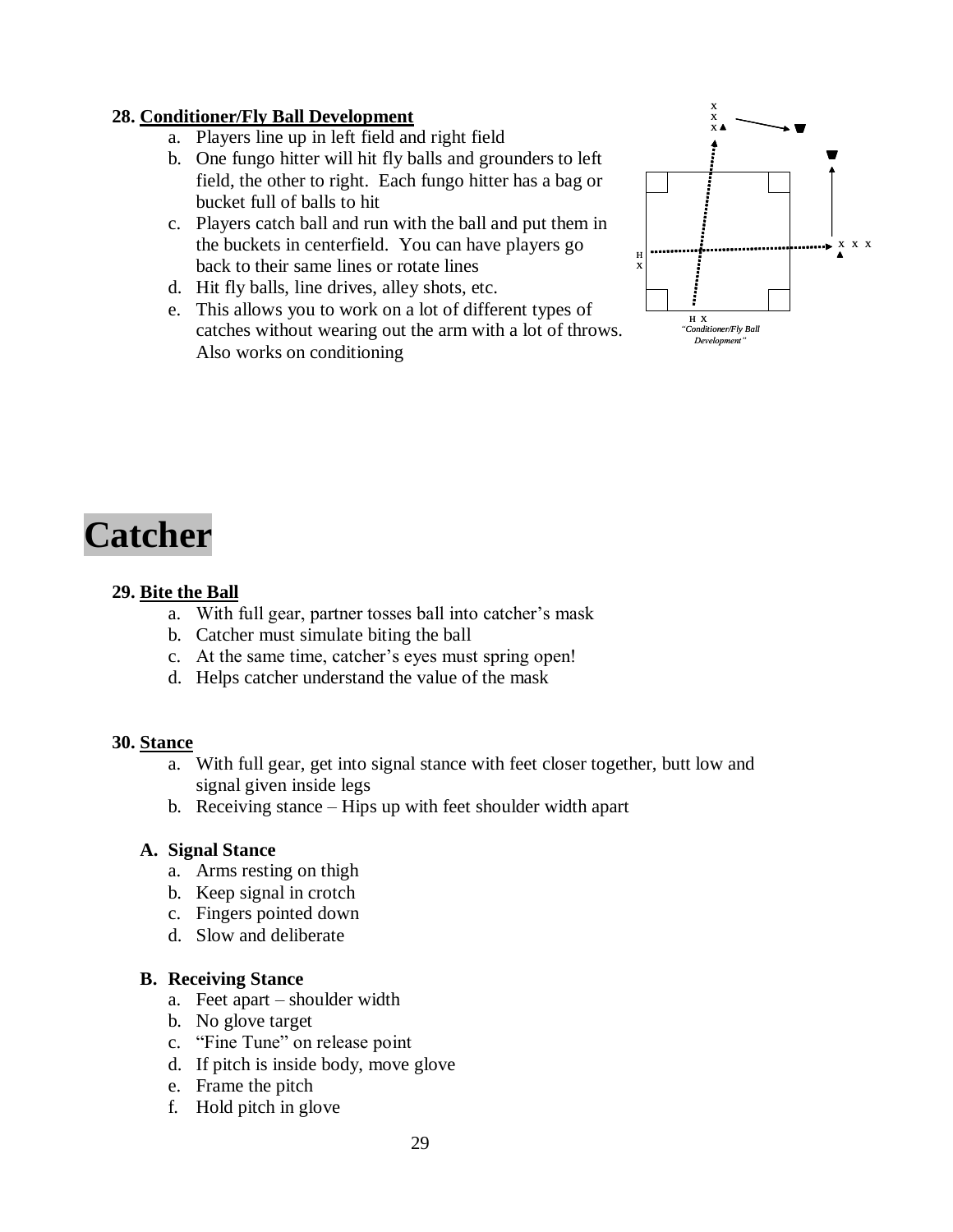**28. <u>Conditioner/Fly Ball Development</u>**

a. Players line up in left field and right field
b. One fungo hitter will hit fly balls and grounders to left field, the other to right. Each fungo hitter has a bag or bucket full of balls to hit
c. Players catch ball and run with the ball and put them in the buckets in centerfield. You can have players go back to their same lines or rotate lines
d. Hit fly balls, line drives, alley shots, etc.
e. This allows you to work on a lot of different types of catches without wearing out the arm with a lot of throws. Also works on conditioning

*"Conditioner/Fly Ball Development"*

# Catcher

**29. <u>Bite the Ball</u>**

a. With full gear, partner tosses ball into catcher's mask
b. Catcher must simulate biting the ball
c. At the same time, catcher's eyes must spring open!
d. Helps catcher understand the value of the mask

**30. <u>Stance</u>**

a. With full gear, get into signal stance with feet closer together, butt low and signal given inside legs
b. Receiving stance – Hips up with feet shoulder width apart

**A. Signal Stance**

a. Arms resting on thigh
b. Keep signal in crotch
c. Fingers pointed down
d. Slow and deliberate

**B. Receiving Stance**

a. Feet apart – shoulder width
b. No glove target
c. "Fine Tune" on release point
d. If pitch is inside body, move glove
e. Frame the pitch
f. Hold pitch in glove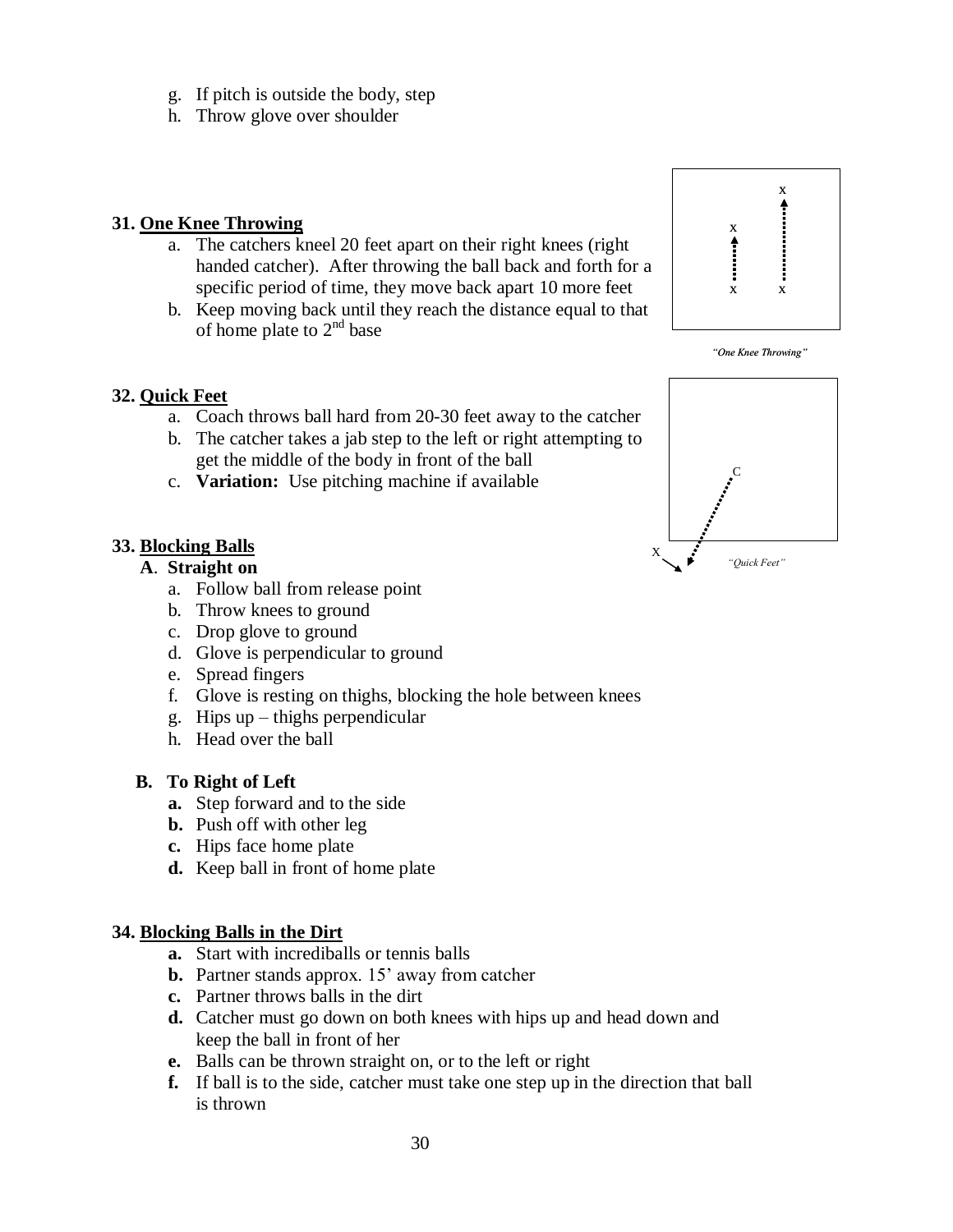g. If pitch is outside the body, step
h. Throw glove over shoulder

**31. <u>One Knee Throwing</u>**

a. The catchers kneel 20 feet apart on their right knees (right handed catcher). After throwing the ball back and forth for a specific period of time, they move back apart 10 more feet
b. Keep moving back until they reach the distance equal to that of home plate to 2nd base

*"One Knee Throwing"*

**32. <u>Quick Feet</u>**

a. Coach throws ball hard from 20-30 feet away to the catcher
b. The catcher takes a jab step to the left or right attempting to get the middle of the body in front of the ball
c. **Variation:** Use pitching machine if available

*"Quick Feet"*

**33. <u>Blocking Balls</u>**

**A. Straight on**

a. Follow ball from release point
b. Throw knees to ground
c. Drop glove to ground
d. Glove is perpendicular to ground
e. Spread fingers
f. Glove is resting on thighs, blocking the hole between knees
g. Hips up – thighs perpendicular
h. Head over the ball

**B. To Right of Left**

**a.** Step forward and to the side
**b.** Push off with other leg
**c.** Hips face home plate
**d.** Keep ball in front of home plate

**34. <u>Blocking Balls in the Dirt</u>**

**a.** Start with incrediballs or tennis balls
**b.** Partner stands approx. 15' away from catcher
**c.** Partner throws balls in the dirt
**d.** Catcher must go down on both knees with hips up and head down and keep the ball in front of her
**e.** Balls can be thrown straight on, or to the left or right
**f.** If ball is to the side, catcher must take one step up in the direction that ball is thrown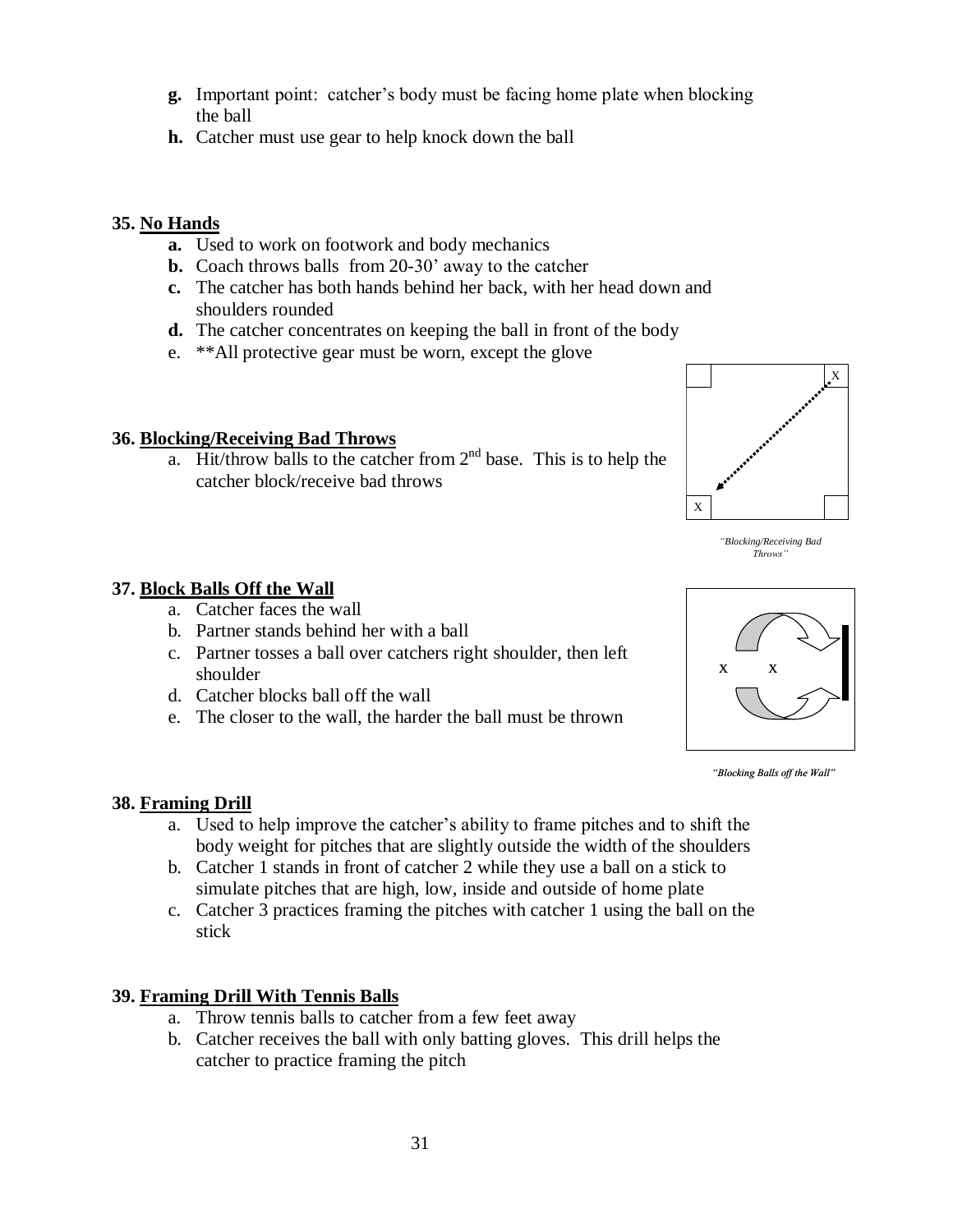- **g.** Important point: catcher's body must be facing home plate when blocking the ball
- **h.** Catcher must use gear to help knock down the ball

**35. No Hands**

- **a.** Used to work on footwork and body mechanics
- **b.** Coach throws balls from 20-30' away to the catcher
- **c.** The catcher has both hands behind her back, with her head down and shoulders rounded
- **d.** The catcher concentrates on keeping the ball in front of the body
- e. **All protective gear must be worn, except the glove

**36. Blocking/Receiving Bad Throws**

a. Hit/throw balls to the catcher from 2nd base. This is to help the catcher block/receive bad throws

*"Blocking/Receiving Bad Throws"*

**37. Block Balls Off the Wall**

a. Catcher faces the wall
b. Partner stands behind her with a ball
c. Partner tosses a ball over catchers right shoulder, then left shoulder
d. Catcher blocks ball off the wall
e. The closer to the wall, the harder the ball must be thrown

*"Blocking Balls off the Wall"*

**38. Framing Drill**

a. Used to help improve the catcher's ability to frame pitches and to shift the body weight for pitches that are slightly outside the width of the shoulders
b. Catcher 1 stands in front of catcher 2 while they use a ball on a stick to simulate pitches that are high, low, inside and outside of home plate
c. Catcher 3 practices framing the pitches with catcher 1 using the ball on the stick

**39. Framing Drill With Tennis Balls**

a. Throw tennis balls to catcher from a few feet away
b. Catcher receives the ball with only batting gloves. This drill helps the catcher to practice framing the pitch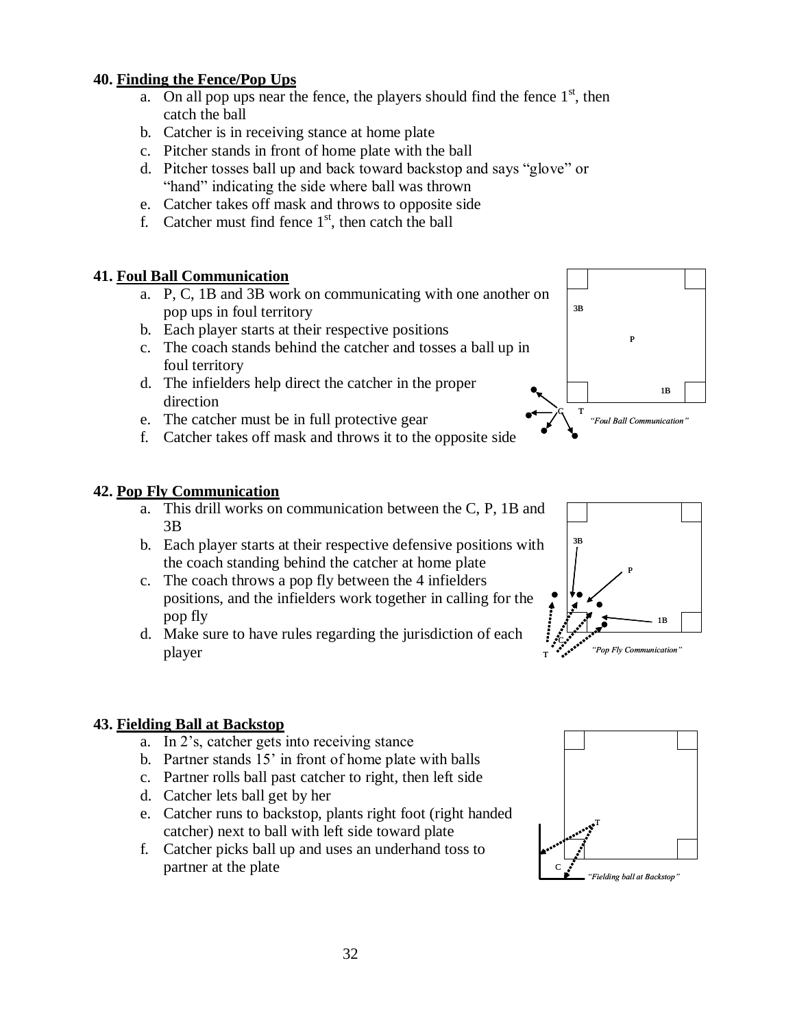**40. Finding the Fence/Pop Ups**

a. On all pop ups near the fence, the players should find the fence 1st, then catch the ball
b. Catcher is in receiving stance at home plate
c. Pitcher stands in front of home plate with the ball
d. Pitcher tosses ball up and back toward backstop and says “glove” or “hand” indicating the side where ball was thrown
e. Catcher takes off mask and throws to opposite side
f. Catcher must find fence 1st, then catch the ball

**41. Foul Ball Communication**

a. P, C, 1B and 3B work on communicating with one another on pop ups in foul territory
b. Each player starts at their respective positions
c. The coach stands behind the catcher and tosses a ball up in foul territory
d. The infielders help direct the catcher in the proper direction
e. The catcher must be in full protective gear
f. Catcher takes off mask and throws it to the opposite side

*“Foul Ball Communication”*

**42. Pop Fly Communication**

a. This drill works on communication between the C, P, 1B and 3B
b. Each player starts at their respective defensive positions with the coach standing behind the catcher at home plate
c. The coach throws a pop fly between the 4 infielders positions, and the infielders work together in calling for the pop fly
d. Make sure to have rules regarding the jurisdiction of each player

*“Pop Fly Communication”*

**43. Fielding Ball at Backstop**

a. In 2’s, catcher gets into receiving stance
b. Partner stands 15’ in front of home plate with balls
c. Partner rolls ball past catcher to right, then left side
d. Catcher lets ball get by her
e. Catcher runs to backstop, plants right foot (right handed catcher) next to ball with left side toward plate
f. Catcher picks ball up and uses an underhand toss to partner at the plate

*“Fielding ball at Backstop”*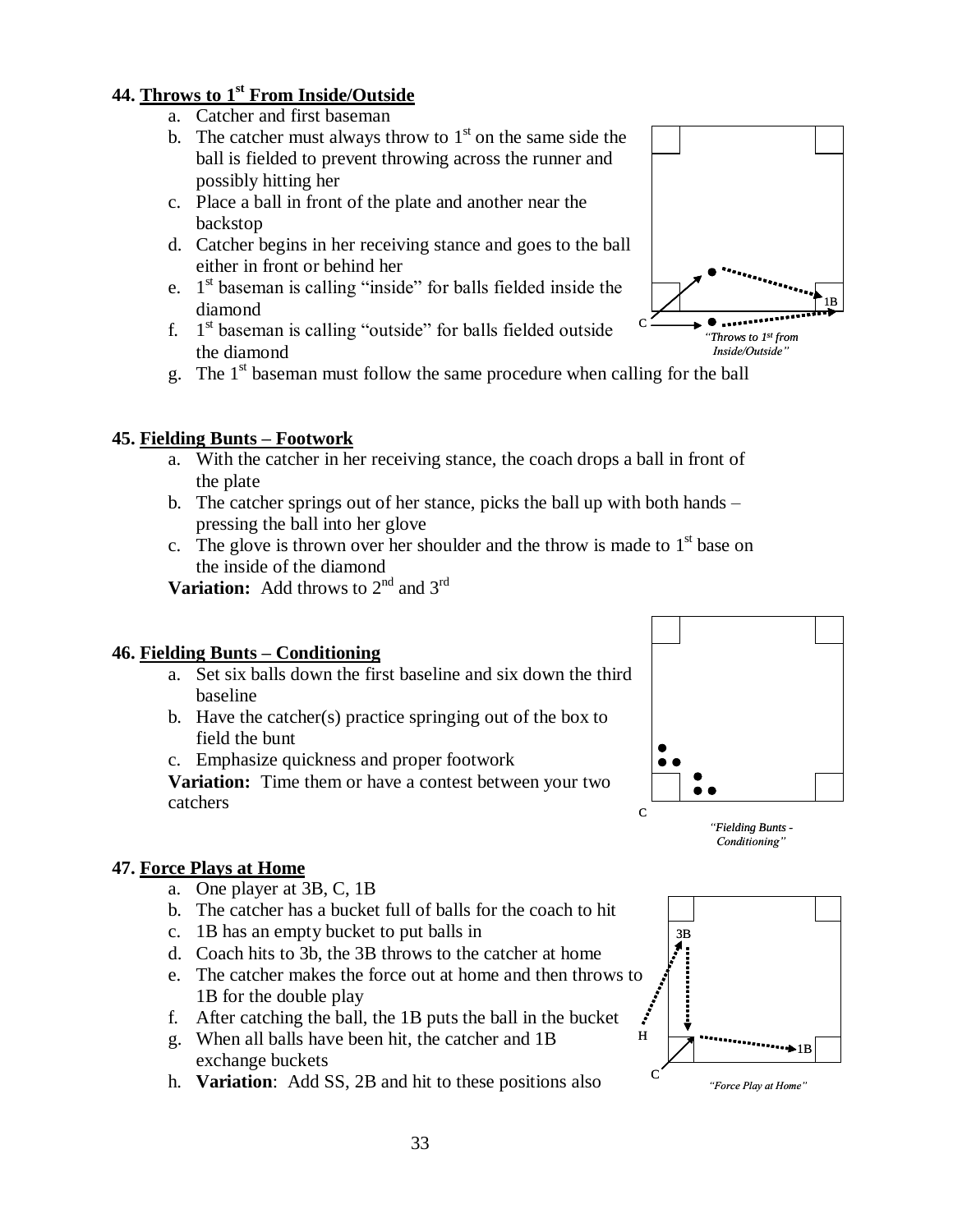### 44. Throws to 1st From Inside/Outside

a. Catcher and first baseman
b. The catcher must always throw to 1st on the same side the ball is fielded to prevent throwing across the runner and possibly hitting her
c. Place a ball in front of the plate and another near the backstop
d. Catcher begins in her receiving stance and goes to the ball either in front or behind her
e. 1st baseman is calling "inside" for balls fielded inside the diamond
f. 1st baseman is calling "outside" for balls fielded outside the diamond
g. The 1st baseman must follow the same procedure when calling for the ball

*"Throws to 1st from Inside/Outside"*

### 45. Fielding Bunts – Footwork

a. With the catcher in her receiving stance, the coach drops a ball in front of the plate
b. The catcher springs out of her stance, picks the ball up with both hands – pressing the ball into her glove
c. The glove is thrown over her shoulder and the throw is made to 1st base on the inside of the diamond

**Variation:** Add throws to 2nd and 3rd

### 46. Fielding Bunts – Conditioning

a. Set six balls down the first baseline and six down the third baseline
b. Have the catcher(s) practice springing out of the box to field the bunt
c. Emphasize quickness and proper footwork

**Variation:** Time them or have a contest between your two catchers

*"Fielding Bunts - Conditioning"*

### 47. Force Plays at Home

a. One player at 3B, C, 1B
b. The catcher has a bucket full of balls for the coach to hit
c. 1B has an empty bucket to put balls in
d. Coach hits to 3b, the 3B throws to the catcher at home
e. The catcher makes the force out at home and then throws to 1B for the double play
f. After catching the ball, the 1B puts the ball in the bucket
g. When all balls have been hit, the catcher and 1B exchange buckets
h. **Variation**: Add SS, 2B and hit to these positions also

*"Force Play at Home"*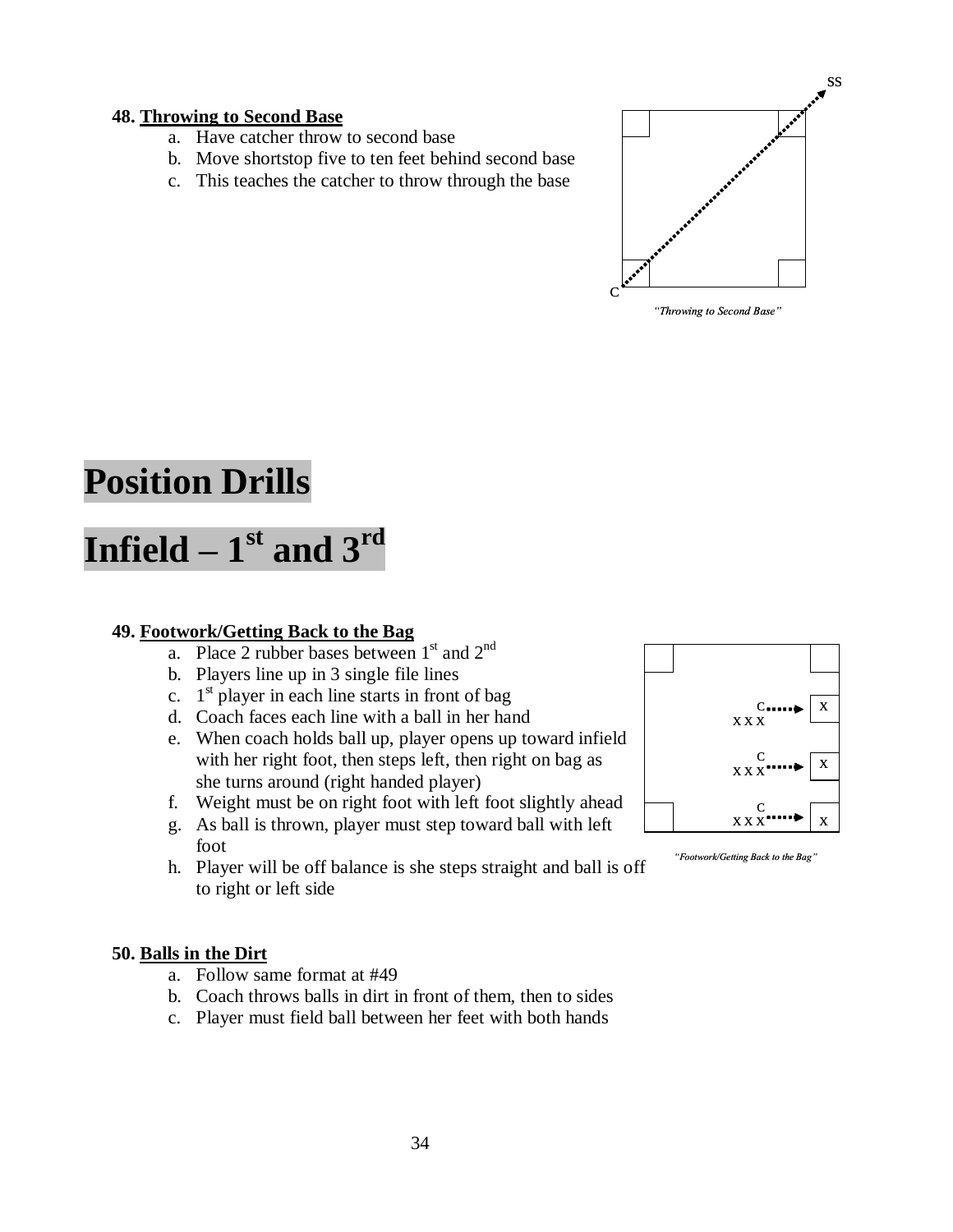**48. Throwing to Second Base**

a. Have catcher throw to second base
b. Move shortstop five to ten feet behind second base
c. This teaches the catcher to throw through the base

*"Throwing to Second Base"*

# Position Drills

# Infield – 1st and 3rd

**49. Footwork/Getting Back to the Bag**

a. Place 2 rubber bases between 1st and 2nd
b. Players line up in 3 single file lines
c. 1st player in each line starts in front of bag
d. Coach faces each line with a ball in her hand
e. When coach holds ball up, player opens up toward infield with her right foot, then steps left, then right on bag as she turns around (right handed player)
f. Weight must be on right foot with left foot slightly ahead
g. As ball is thrown, player must step toward ball with left foot
h. Player will be off balance is she steps straight and ball is off to right or left side

*"Footwork/Getting Back to the Bag"*

**50. Balls in the Dirt**

a. Follow same format at #49
b. Coach throws balls in dirt in front of them, then to sides
c. Player must field ball between her feet with both hands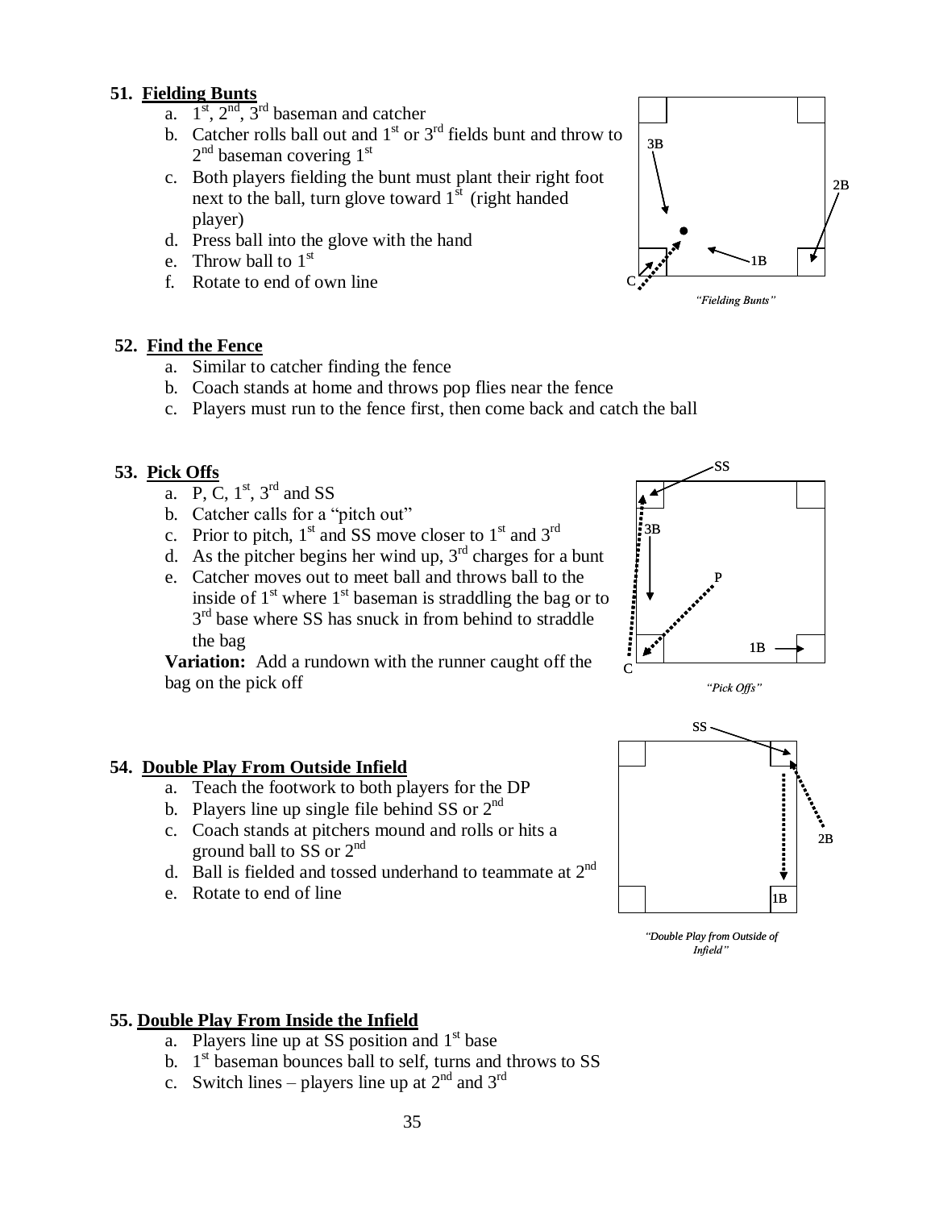### 51. Fielding Bunts

a. 1st, 2nd, 3rd baseman and catcher
b. Catcher rolls ball out and 1st or 3rd fields bunt and throw to 2nd baseman covering 1st
c. Both players fielding the bunt must plant their right foot next to the ball, turn glove toward 1st (right handed player)
d. Press ball into the glove with the hand
e. Throw ball to 1st
f. Rotate to end of own line

*"Fielding Bunts"*

### 52. Find the Fence

a. Similar to catcher finding the fence
b. Coach stands at home and throws pop flies near the fence
c. Players must run to the fence first, then come back and catch the ball

### 53. Pick Offs

a. P, C, 1st, 3rd and SS
b. Catcher calls for a "pitch out"
c. Prior to pitch, 1st and SS move closer to 1st and 3rd
d. As the pitcher begins her wind up, 3rd charges for a bunt
e. Catcher moves out to meet ball and throws ball to the inside of 1st where 1st baseman is straddling the bag or to 3rd base where SS has snuck in from behind to straddle the bag

**Variation:** Add a rundown with the runner caught off the bag on the pick off

*"Pick Offs"*

### 54. Double Play From Outside Infield

a. Teach the footwork to both players for the DP
b. Players line up single file behind SS or 2nd
c. Coach stands at pitchers mound and rolls or hits a ground ball to SS or 2nd
d. Ball is fielded and tossed underhand to teammate at 2nd
e. Rotate to end of line

*"Double Play from Outside of Infield"*

### 55. Double Play From Inside the Infield

a. Players line up at SS position and 1st base
b. 1st baseman bounces ball to self, turns and throws to SS
c. Switch lines – players line up at 2nd and 3rd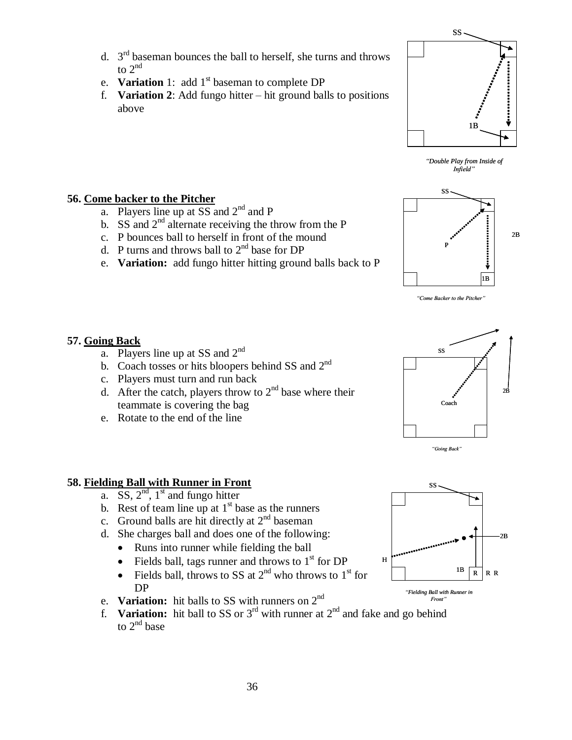d. 3rd baseman bounces the ball to herself, she turns and throws to 2nd
e. **Variation** 1: add 1st baseman to complete DP
f. **Variation 2**: Add fungo hitter – hit ground balls to positions above

*"Double Play from Inside of Infield"*

**56. Come backer to the Pitcher**

a. Players line up at SS and 2nd and P
b. SS and 2nd alternate receiving the throw from the P
c. P bounces ball to herself in front of the mound
d. P turns and throws ball to 2nd base for DP
e. **Variation:** add fungo hitter hitting ground balls back to P

*"Come Backer to the Pitcher"*

**57. Going Back**

a. Players line up at SS and 2nd
b. Coach tosses or hits bloopers behind SS and 2nd
c. Players must turn and run back
d. After the catch, players throw to 2nd base where their teammate is covering the bag
e. Rotate to the end of the line

*"Going Back"*

**58. Fielding Ball with Runner in Front**

a. SS, 2nd, 1st and fungo hitter
b. Rest of team line up at 1st base as the runners
c. Ground balls are hit directly at 2nd baseman
d. She charges ball and does one of the following:
   - Runs into runner while fielding the ball
   - Fields ball, tags runner and throws to 1st for DP
   - Fields ball, throws to SS at 2nd who throws to 1st for DP
e. **Variation:** hit balls to SS with runners on 2nd
f. **Variation:** hit ball to SS or 3rd with runner at 2nd and fake and go behind to 2nd base

*"Fielding Ball with Runner in Front"*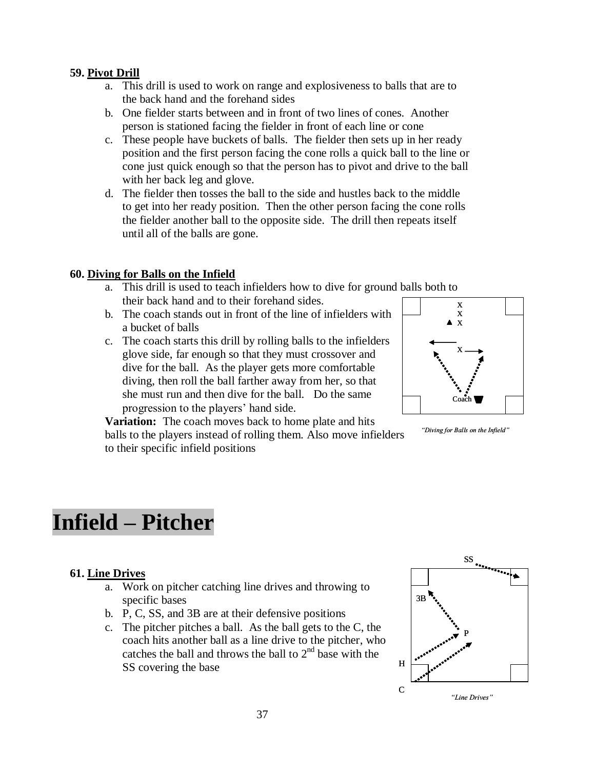**59. Pivot Drill**

a. This drill is used to work on range and explosiveness to balls that are to the back hand and the forehand sides
b. One fielder starts between and in front of two lines of cones. Another person is stationed facing the fielder in front of each line or cone
c. These people have buckets of balls. The fielder then sets up in her ready position and the first person facing the cone rolls a quick ball to the line or cone just quick enough so that the person has to pivot and drive to the ball with her back leg and glove.
d. The fielder then tosses the ball to the side and hustles back to the middle to get into her ready position. Then the other person facing the cone rolls the fielder another ball to the opposite side. The drill then repeats itself until all of the balls are gone.

**60. Diving for Balls on the Infield**

a. This drill is used to teach infielders how to dive for ground balls both to their back hand and to their forehand sides.
b. The coach stands out in front of the line of infielders with a bucket of balls
c. The coach starts this drill by rolling balls to the infielders glove side, far enough so that they must crossover and dive for the ball. As the player gets more comfortable diving, then roll the ball farther away from her, so that she must run and then dive for the ball. Do the same progression to the players' hand side.

**Variation:** The coach moves back to home plate and hits balls to the players instead of rolling them. Also move infielders to their specific infield positions

*"Diving for Balls on the Infield"*

# Infield – Pitcher

**61. Line Drives**

a. Work on pitcher catching line drives and throwing to specific bases
b. P, C, SS, and 3B are at their defensive positions
c. The pitcher pitches a ball. As the ball gets to the C, the coach hits another ball as a line drive to the pitcher, who catches the ball and throws the ball to 2nd base with the SS covering the base

*"Line Drives"*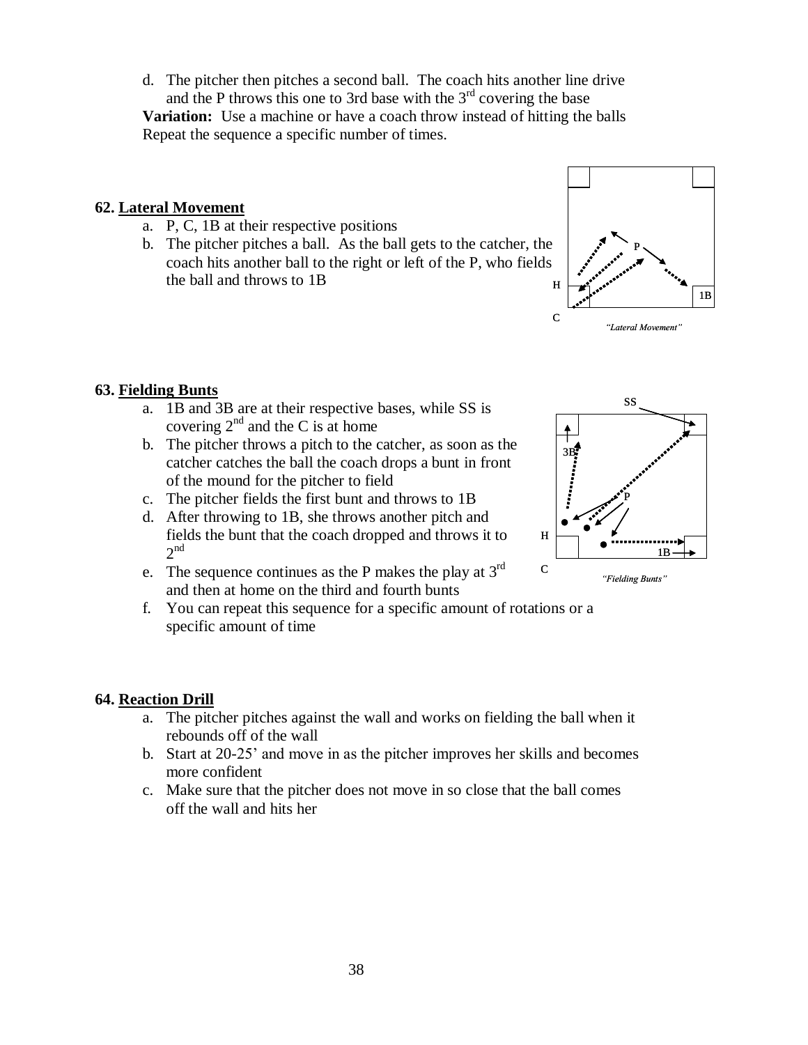d. The pitcher then pitches a second ball. The coach hits another line drive and the P throws this one to 3rd base with the 3rd covering the base

**Variation:** Use a machine or have a coach throw instead of hitting the balls

Repeat the sequence a specific number of times.

**62. Lateral Movement**

a. P, C, 1B at their respective positions
b. The pitcher pitches a ball. As the ball gets to the catcher, the coach hits another ball to the right or left of the P, who fields the ball and throws to 1B

*"Lateral Movement"*

**63. Fielding Bunts**

a. 1B and 3B are at their respective bases, while SS is covering 2nd and the C is at home
b. The pitcher throws a pitch to the catcher, as soon as the catcher catches the ball the coach drops a bunt in front of the mound for the pitcher to field
c. The pitcher fields the first bunt and throws to 1B
d. After throwing to 1B, she throws another pitch and fields the bunt that the coach dropped and throws it to 2nd
e. The sequence continues as the P makes the play at 3rd and then at home on the third and fourth bunts
f. You can repeat this sequence for a specific amount of rotations or a specific amount of time

*"Fielding Bunts"*

**64. Reaction Drill**

a. The pitcher pitches against the wall and works on fielding the ball when it rebounds off of the wall
b. Start at 20-25' and move in as the pitcher improves her skills and becomes more confident
c. Make sure that the pitcher does not move in so close that the ball comes off the wall and hits her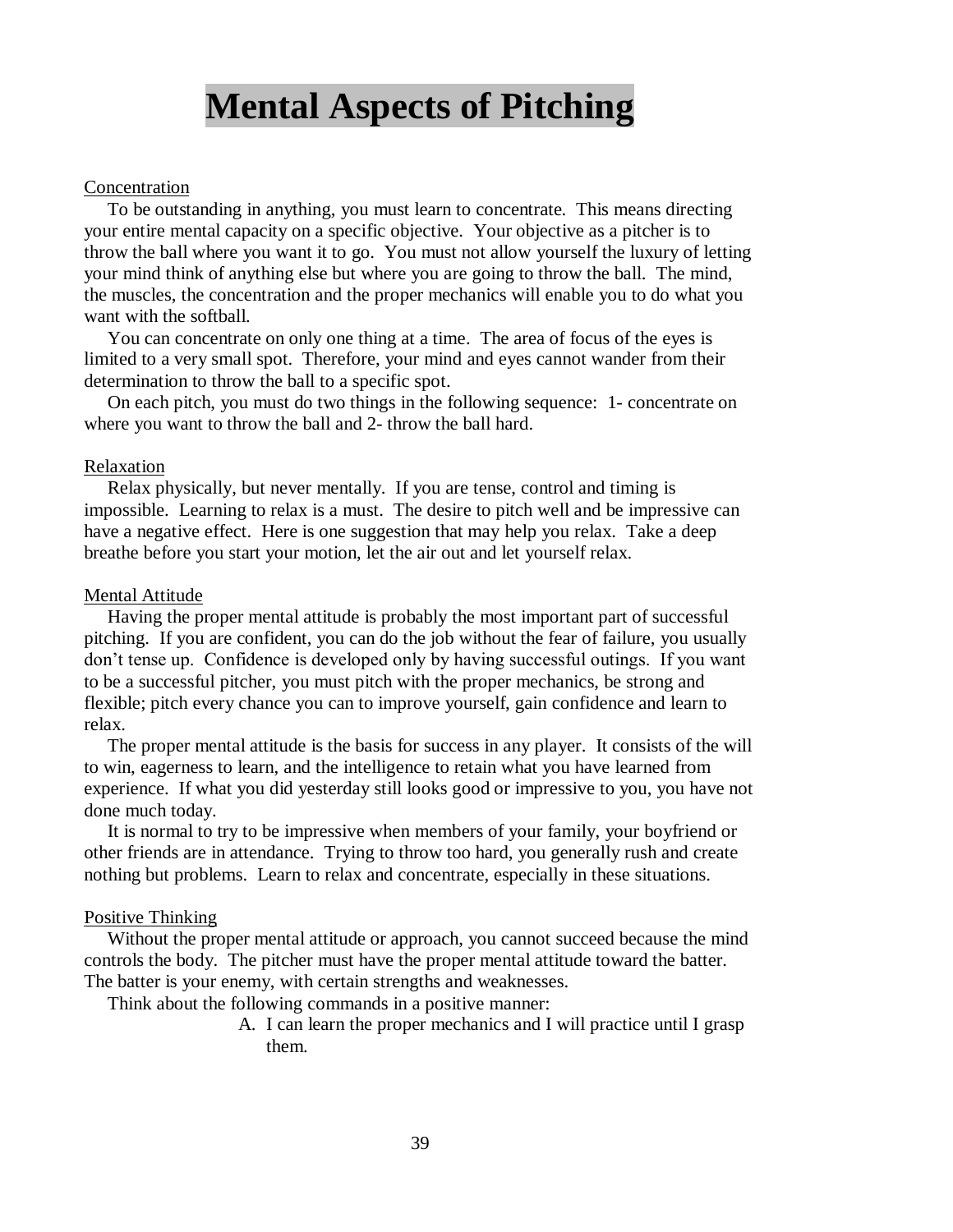# Mental Aspects of Pitching

Concentration

To be outstanding in anything, you must learn to concentrate. This means directing your entire mental capacity on a specific objective. Your objective as a pitcher is to throw the ball where you want it to go. You must not allow yourself the luxury of letting your mind think of anything else but where you are going to throw the ball. The mind, the muscles, the concentration and the proper mechanics will enable you to do what you want with the softball.

You can concentrate on only one thing at a time. The area of focus of the eyes is limited to a very small spot. Therefore, your mind and eyes cannot wander from their determination to throw the ball to a specific spot.

On each pitch, you must do two things in the following sequence: 1- concentrate on where you want to throw the ball and 2- throw the ball hard.

Relaxation

Relax physically, but never mentally. If you are tense, control and timing is impossible. Learning to relax is a must. The desire to pitch well and be impressive can have a negative effect. Here is one suggestion that may help you relax. Take a deep breathe before you start your motion, let the air out and let yourself relax.

Mental Attitude

Having the proper mental attitude is probably the most important part of successful pitching. If you are confident, you can do the job without the fear of failure, you usually don't tense up. Confidence is developed only by having successful outings. If you want to be a successful pitcher, you must pitch with the proper mechanics, be strong and flexible; pitch every chance you can to improve yourself, gain confidence and learn to relax.

The proper mental attitude is the basis for success in any player. It consists of the will to win, eagerness to learn, and the intelligence to retain what you have learned from experience. If what you did yesterday still looks good or impressive to you, you have not done much today.

It is normal to try to be impressive when members of your family, your boyfriend or other friends are in attendance. Trying to throw too hard, you generally rush and create nothing but problems. Learn to relax and concentrate, especially in these situations.

Positive Thinking

Without the proper mental attitude or approach, you cannot succeed because the mind controls the body. The pitcher must have the proper mental attitude toward the batter. The batter is your enemy, with certain strengths and weaknesses.

Think about the following commands in a positive manner:

A. I can learn the proper mechanics and I will practice until I grasp them.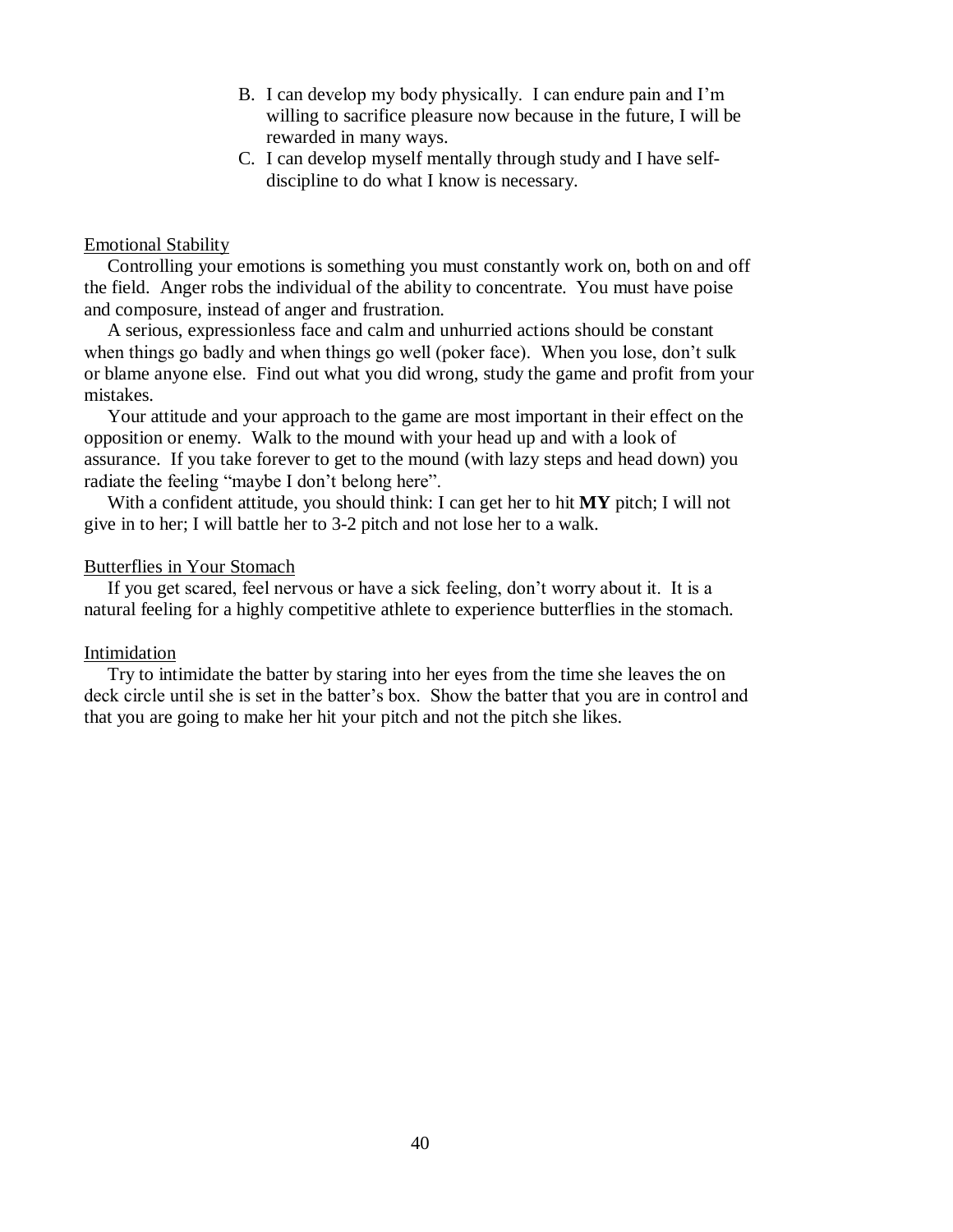B. I can develop my body physically. I can endure pain and I'm willing to sacrifice pleasure now because in the future, I will be rewarded in many ways.
C. I can develop myself mentally through study and I have self-discipline to do what I know is necessary.

Emotional Stability

Controlling your emotions is something you must constantly work on, both on and off the field. Anger robs the individual of the ability to concentrate. You must have poise and composure, instead of anger and frustration.

A serious, expressionless face and calm and unhurried actions should be constant when things go badly and when things go well (poker face). When you lose, don't sulk or blame anyone else. Find out what you did wrong, study the game and profit from your mistakes.

Your attitude and your approach to the game are most important in their effect on the opposition or enemy. Walk to the mound with your head up and with a look of assurance. If you take forever to get to the mound (with lazy steps and head down) you radiate the feeling "maybe I don't belong here".

With a confident attitude, you should think: I can get her to hit **MY** pitch; I will not give in to her; I will battle her to 3-2 pitch and not lose her to a walk.

Butterflies in Your Stomach

If you get scared, feel nervous or have a sick feeling, don't worry about it. It is a natural feeling for a highly competitive athlete to experience butterflies in the stomach.

Intimidation

Try to intimidate the batter by staring into her eyes from the time she leaves the on deck circle until she is set in the batter's box. Show the batter that you are in control and that you are going to make her hit your pitch and not the pitch she likes.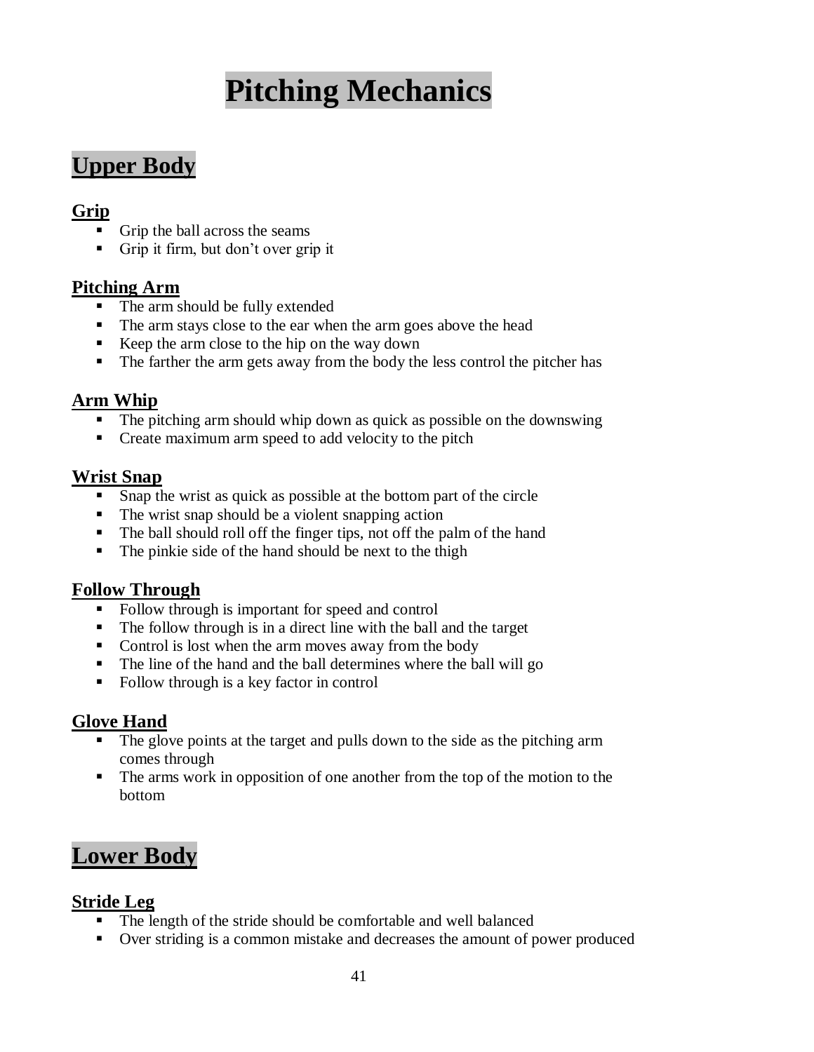# Pitching Mechanics

## Upper Body

### Grip

- Grip the ball across the seams
- Grip it firm, but don't over grip it

### Pitching Arm

- The arm should be fully extended
- The arm stays close to the ear when the arm goes above the head
- Keep the arm close to the hip on the way down
- The farther the arm gets away from the body the less control the pitcher has

### Arm Whip

- The pitching arm should whip down as quick as possible on the downswing
- Create maximum arm speed to add velocity to the pitch

### Wrist Snap

- Snap the wrist as quick as possible at the bottom part of the circle
- The wrist snap should be a violent snapping action
- The ball should roll off the finger tips, not off the palm of the hand
- The pinkie side of the hand should be next to the thigh

### Follow Through

- Follow through is important for speed and control
- The follow through is in a direct line with the ball and the target
- Control is lost when the arm moves away from the body
- The line of the hand and the ball determines where the ball will go
- Follow through is a key factor in control

### Glove Hand

- The glove points at the target and pulls down to the side as the pitching arm comes through
- The arms work in opposition of one another from the top of the motion to the bottom

## Lower Body

### Stride Leg

- The length of the stride should be comfortable and well balanced
- Over striding is a common mistake and decreases the amount of power produced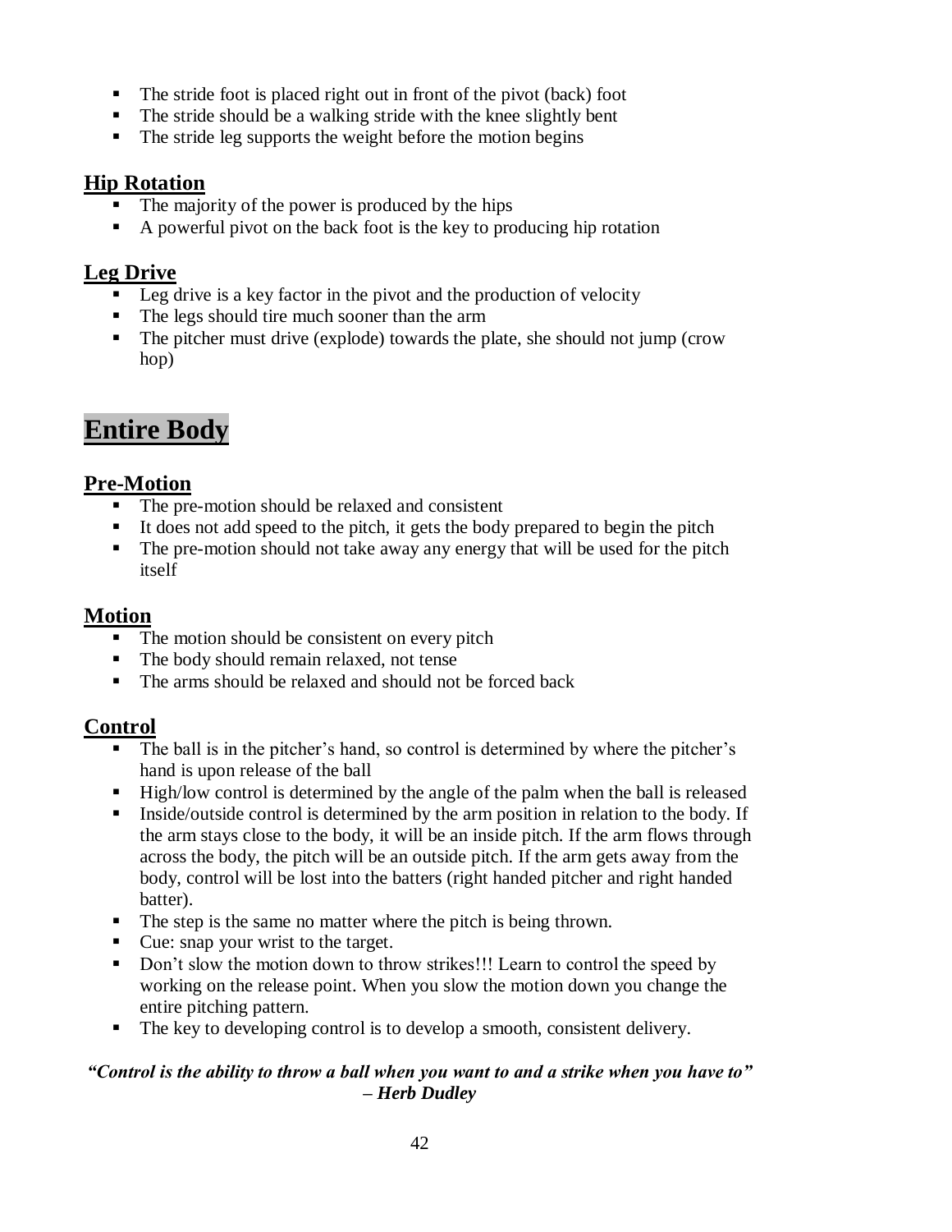- The stride foot is placed right out in front of the pivot (back) foot
- The stride should be a walking stride with the knee slightly bent
- The stride leg supports the weight before the motion begins

### Hip Rotation

- The majority of the power is produced by the hips
- A powerful pivot on the back foot is the key to producing hip rotation

### Leg Drive

- Leg drive is a key factor in the pivot and the production of velocity
- The legs should tire much sooner than the arm
- The pitcher must drive (explode) towards the plate, she should not jump (crow hop)

## Entire Body

### Pre-Motion

- The pre-motion should be relaxed and consistent
- It does not add speed to the pitch, it gets the body prepared to begin the pitch
- The pre-motion should not take away any energy that will be used for the pitch itself

### Motion

- The motion should be consistent on every pitch
- The body should remain relaxed, not tense
- The arms should be relaxed and should not be forced back

### Control

- The ball is in the pitcher's hand, so control is determined by where the pitcher's hand is upon release of the ball
- High/low control is determined by the angle of the palm when the ball is released
- Inside/outside control is determined by the arm position in relation to the body. If the arm stays close to the body, it will be an inside pitch. If the arm flows through across the body, the pitch will be an outside pitch. If the arm gets away from the body, control will be lost into the batters (right handed pitcher and right handed batter).
- The step is the same no matter where the pitch is being thrown.
- Cue: snap your wrist to the target.
- Don't slow the motion down to throw strikes!!! Learn to control the speed by working on the release point. When you slow the motion down you change the entire pitching pattern.
- The key to developing control is to develop a smooth, consistent delivery.

***"Control is the ability to throw a ball when you want to and a strike when you have to"***
***– Herb Dudley***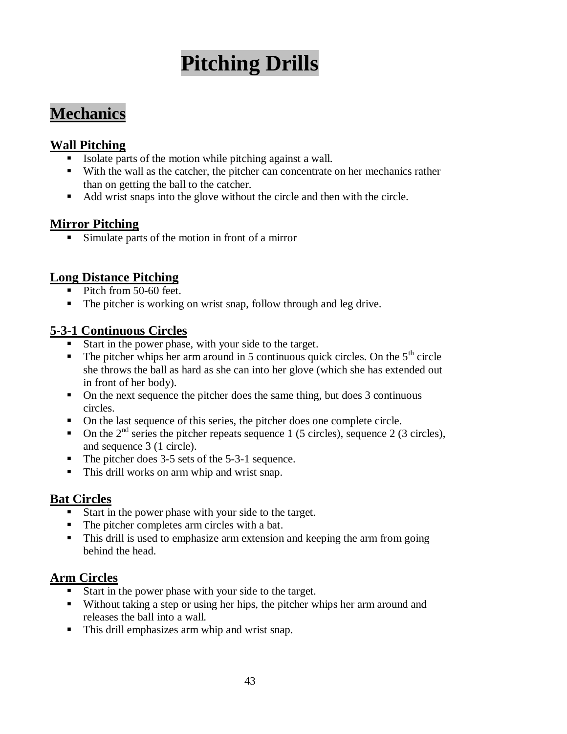# Pitching Drills

## Mechanics

### Wall Pitching

- Isolate parts of the motion while pitching against a wall.
- With the wall as the catcher, the pitcher can concentrate on her mechanics rather than on getting the ball to the catcher.
- Add wrist snaps into the glove without the circle and then with the circle.

### Mirror Pitching

- Simulate parts of the motion in front of a mirror

### Long Distance Pitching

- Pitch from 50-60 feet.
- The pitcher is working on wrist snap, follow through and leg drive.

### 5-3-1 Continuous Circles

- Start in the power phase, with your side to the target.
- The pitcher whips her arm around in 5 continuous quick circles. On the 5th circle she throws the ball as hard as she can into her glove (which she has extended out in front of her body).
- On the next sequence the pitcher does the same thing, but does 3 continuous circles.
- On the last sequence of this series, the pitcher does one complete circle.
- On the 2nd series the pitcher repeats sequence 1 (5 circles), sequence 2 (3 circles), and sequence 3 (1 circle).
- The pitcher does 3-5 sets of the 5-3-1 sequence.
- This drill works on arm whip and wrist snap.

### Bat Circles

- Start in the power phase with your side to the target.
- The pitcher completes arm circles with a bat.
- This drill is used to emphasize arm extension and keeping the arm from going behind the head.

### Arm Circles

- Start in the power phase with your side to the target.
- Without taking a step or using her hips, the pitcher whips her arm around and releases the ball into a wall.
- This drill emphasizes arm whip and wrist snap.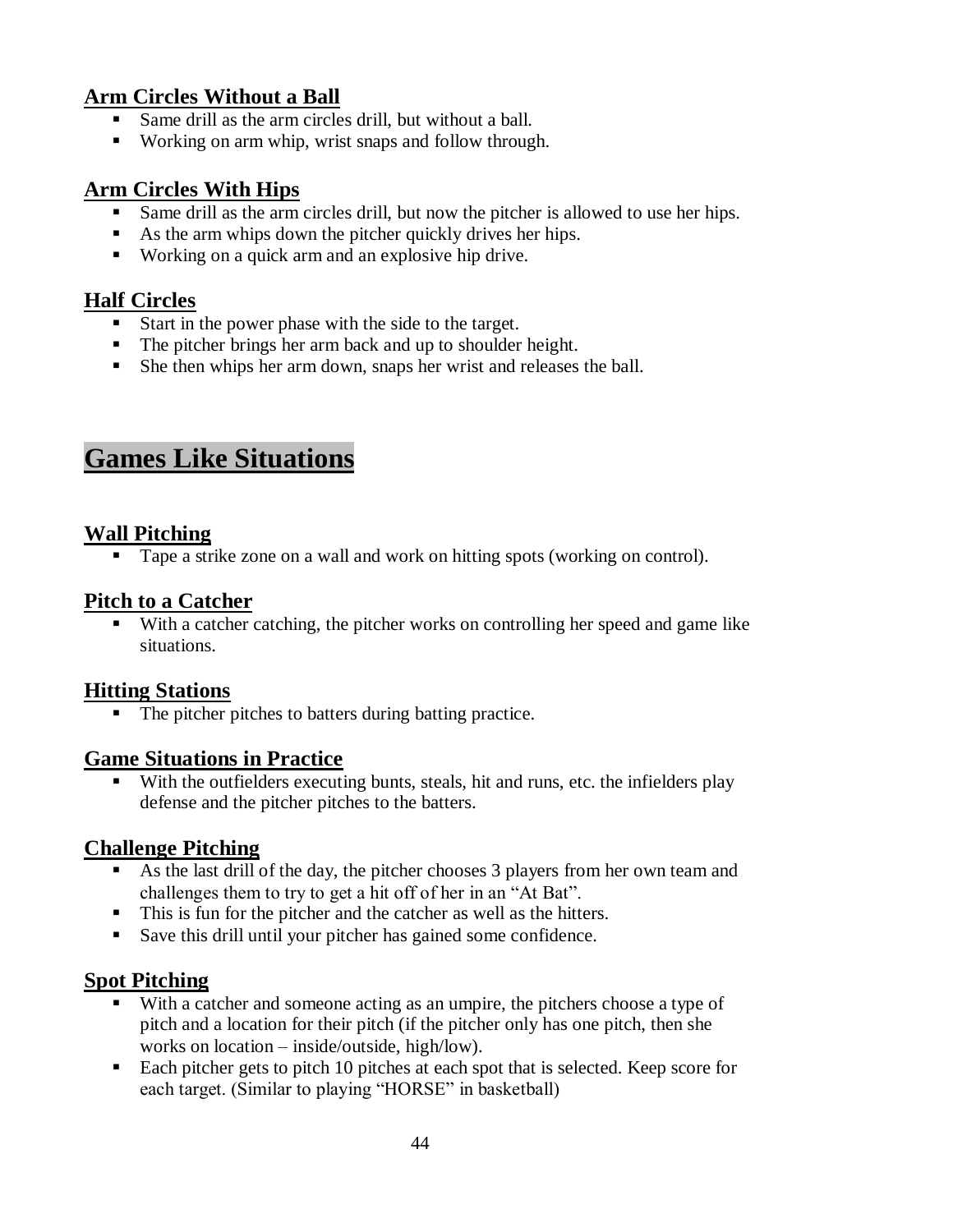### Arm Circles Without a Ball

- Same drill as the arm circles drill, but without a ball.
- Working on arm whip, wrist snaps and follow through.

### Arm Circles With Hips

- Same drill as the arm circles drill, but now the pitcher is allowed to use her hips.
- As the arm whips down the pitcher quickly drives her hips.
- Working on a quick arm and an explosive hip drive.

### Half Circles

- Start in the power phase with the side to the target.
- The pitcher brings her arm back and up to shoulder height.
- She then whips her arm down, snaps her wrist and releases the ball.

## Games Like Situations

### Wall Pitching

- Tape a strike zone on a wall and work on hitting spots (working on control).

### Pitch to a Catcher

- With a catcher catching, the pitcher works on controlling her speed and game like situations.

### Hitting Stations

- The pitcher pitches to batters during batting practice.

### Game Situations in Practice

- With the outfielders executing bunts, steals, hit and runs, etc. the infielders play defense and the pitcher pitches to the batters.

### Challenge Pitching

- As the last drill of the day, the pitcher chooses 3 players from her own team and challenges them to try to get a hit off of her in an "At Bat".
- This is fun for the pitcher and the catcher as well as the hitters.
- Save this drill until your pitcher has gained some confidence.

### Spot Pitching

- With a catcher and someone acting as an umpire, the pitchers choose a type of pitch and a location for their pitch (if the pitcher only has one pitch, then she works on location – inside/outside, high/low).
- Each pitcher gets to pitch 10 pitches at each spot that is selected. Keep score for each target. (Similar to playing "HORSE" in basketball)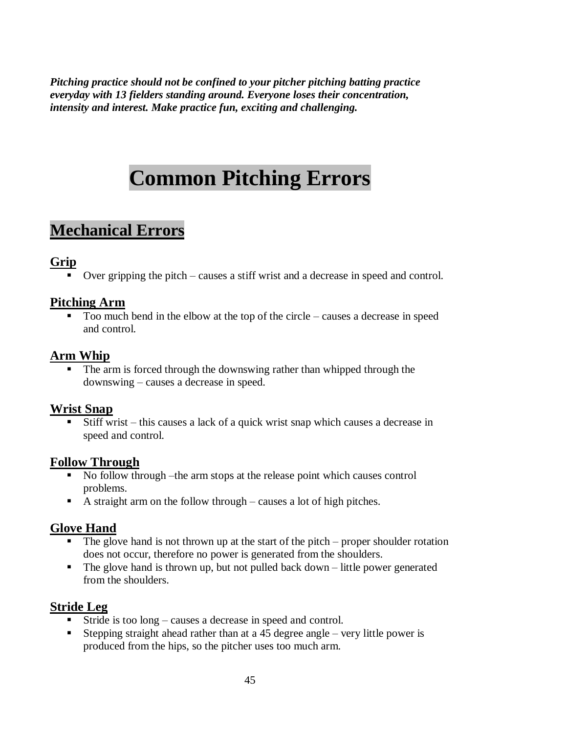***Pitching practice should not be confined to your pitcher pitching batting practice everyday with 13 fielders standing around. Everyone loses their concentration, intensity and interest. Make practice fun, exciting and challenging.***

# Common Pitching Errors

## Mechanical Errors

### Grip

- Over gripping the pitch – causes a stiff wrist and a decrease in speed and control.

### Pitching Arm

- Too much bend in the elbow at the top of the circle – causes a decrease in speed and control.

### Arm Whip

- The arm is forced through the downswing rather than whipped through the downswing – causes a decrease in speed.

### Wrist Snap

- Stiff wrist – this causes a lack of a quick wrist snap which causes a decrease in speed and control.

### Follow Through

- No follow through –the arm stops at the release point which causes control problems.
- A straight arm on the follow through – causes a lot of high pitches.

### Glove Hand

- The glove hand is not thrown up at the start of the pitch – proper shoulder rotation does not occur, therefore no power is generated from the shoulders.
- The glove hand is thrown up, but not pulled back down – little power generated from the shoulders.

### Stride Leg

- Stride is too long – causes a decrease in speed and control.
- Stepping straight ahead rather than at a 45 degree angle – very little power is produced from the hips, so the pitcher uses too much arm.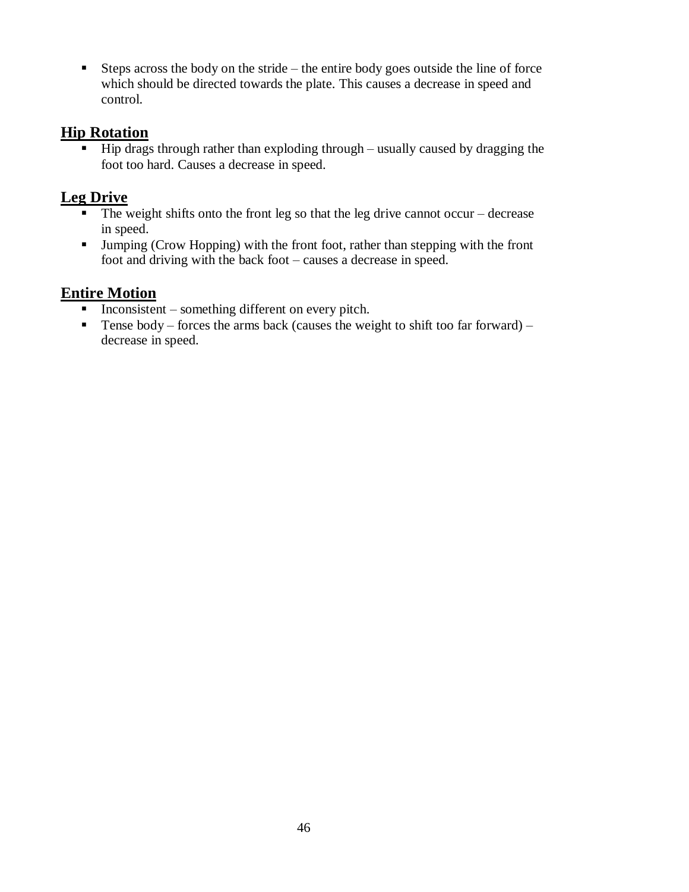- Steps across the body on the stride – the entire body goes outside the line of force which should be directed towards the plate. This causes a decrease in speed and control.

## Hip Rotation

- Hip drags through rather than exploding through – usually caused by dragging the foot too hard. Causes a decrease in speed.

## Leg Drive

- The weight shifts onto the front leg so that the leg drive cannot occur – decrease in speed.
- Jumping (Crow Hopping) with the front foot, rather than stepping with the front foot and driving with the back foot – causes a decrease in speed.

## Entire Motion

- Inconsistent – something different on every pitch.
- Tense body – forces the arms back (causes the weight to shift too far forward) – decrease in speed.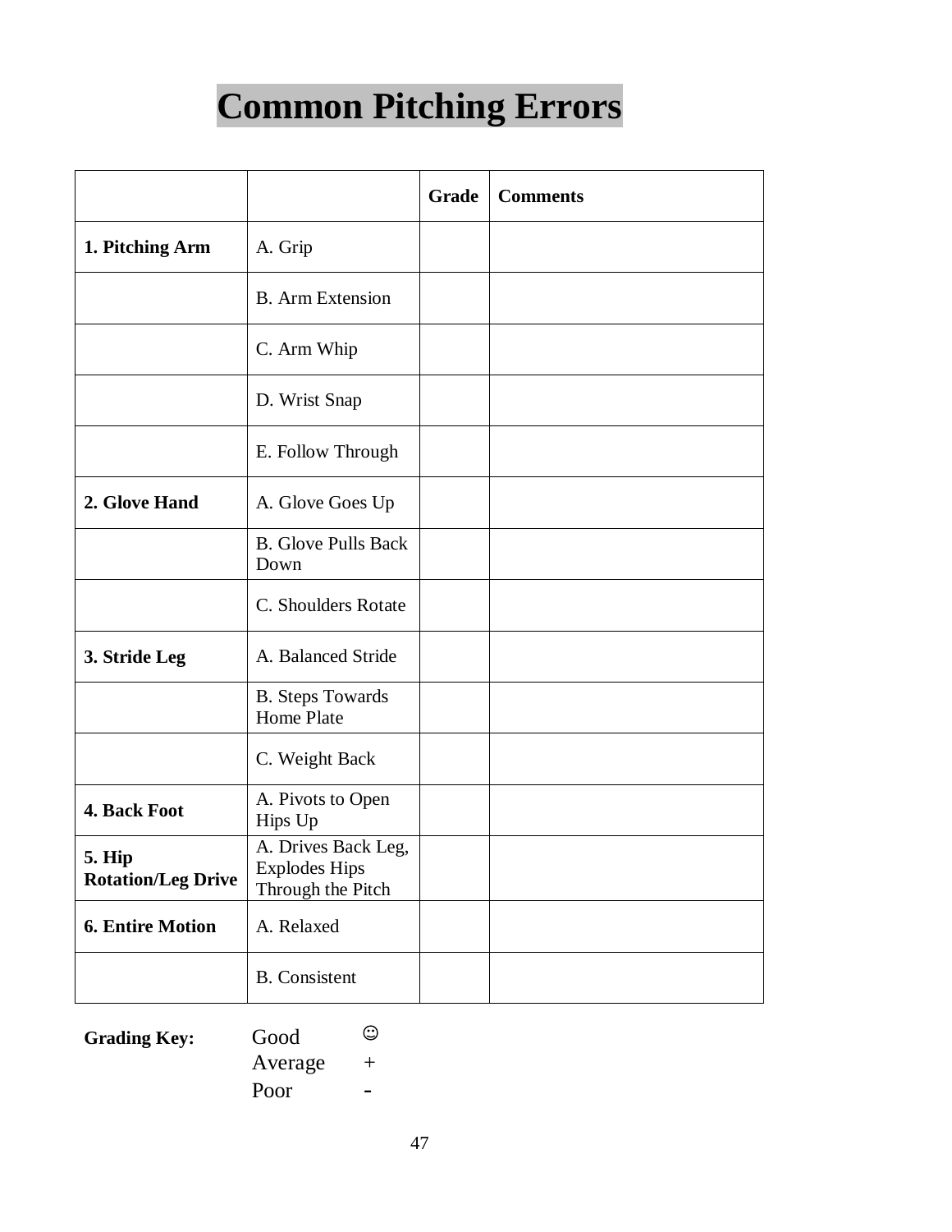# Common Pitching Errors

| | | Grade | Comments |
|---|---|---|---|
| **1. Pitching Arm** | A. Grip | | |
| | B. Arm Extension | | |
| | C. Arm Whip | | |
| | D. Wrist Snap | | |
| | E. Follow Through | | |
| **2. Glove Hand** | A. Glove Goes Up | | |
| | B. Glove Pulls Back Down | | |
| | C. Shoulders Rotate | | |
| **3. Stride Leg** | A. Balanced Stride | | |
| | B. Steps Towards Home Plate | | |
| | C. Weight Back | | |
| **4. Back Foot** | A. Pivots to Open Hips Up | | |
| **5. Hip Rotation/Leg Drive** | A. Drives Back Leg, Explodes Hips Through the Pitch | | |
| **6. Entire Motion** | A. Relaxed | | |
| | B. Consistent | | |

**Grading Key:**

Good ☺
Average +
Poor -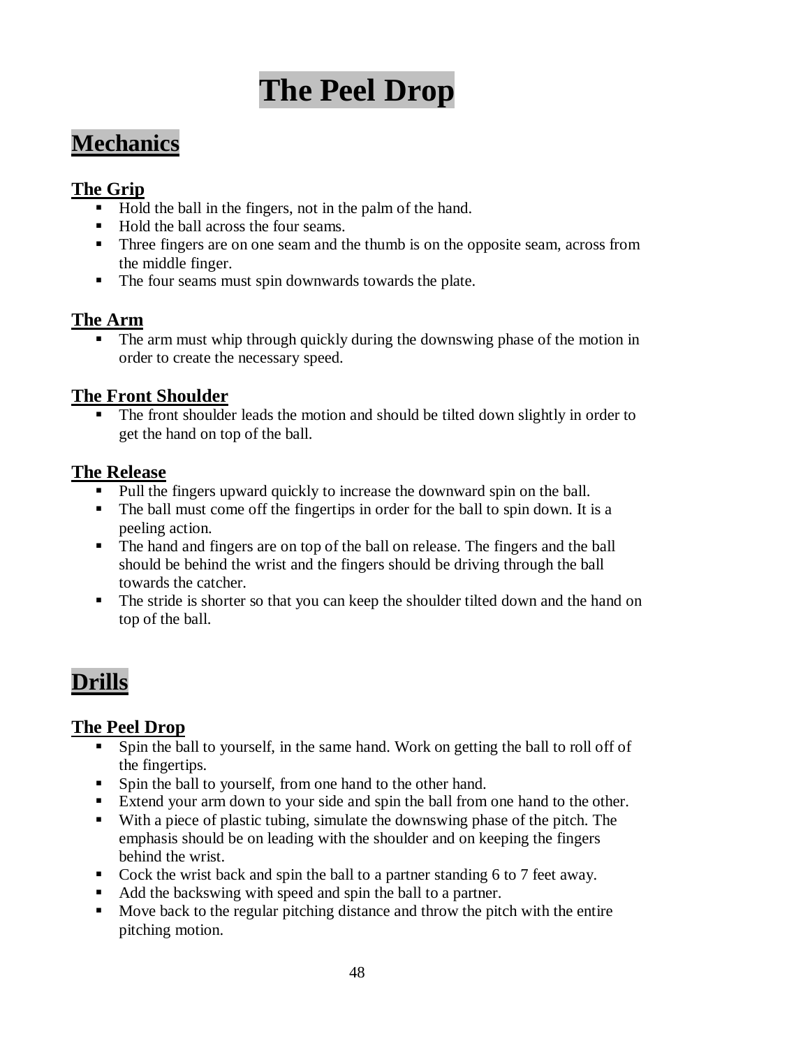# The Peel Drop

## Mechanics

### The Grip

- Hold the ball in the fingers, not in the palm of the hand.
- Hold the ball across the four seams.
- Three fingers are on one seam and the thumb is on the opposite seam, across from the middle finger.
- The four seams must spin downwards towards the plate.

### The Arm

- The arm must whip through quickly during the downswing phase of the motion in order to create the necessary speed.

### The Front Shoulder

- The front shoulder leads the motion and should be tilted down slightly in order to get the hand on top of the ball.

### The Release

- Pull the fingers upward quickly to increase the downward spin on the ball.
- The ball must come off the fingertips in order for the ball to spin down. It is a peeling action.
- The hand and fingers are on top of the ball on release. The fingers and the ball should be behind the wrist and the fingers should be driving through the ball towards the catcher.
- The stride is shorter so that you can keep the shoulder tilted down and the hand on top of the ball.

## Drills

### The Peel Drop

- Spin the ball to yourself, in the same hand. Work on getting the ball to roll off of the fingertips.
- Spin the ball to yourself, from one hand to the other hand.
- Extend your arm down to your side and spin the ball from one hand to the other.
- With a piece of plastic tubing, simulate the downswing phase of the pitch. The emphasis should be on leading with the shoulder and on keeping the fingers behind the wrist.
- Cock the wrist back and spin the ball to a partner standing 6 to 7 feet away.
- Add the backswing with speed and spin the ball to a partner.
- Move back to the regular pitching distance and throw the pitch with the entire pitching motion.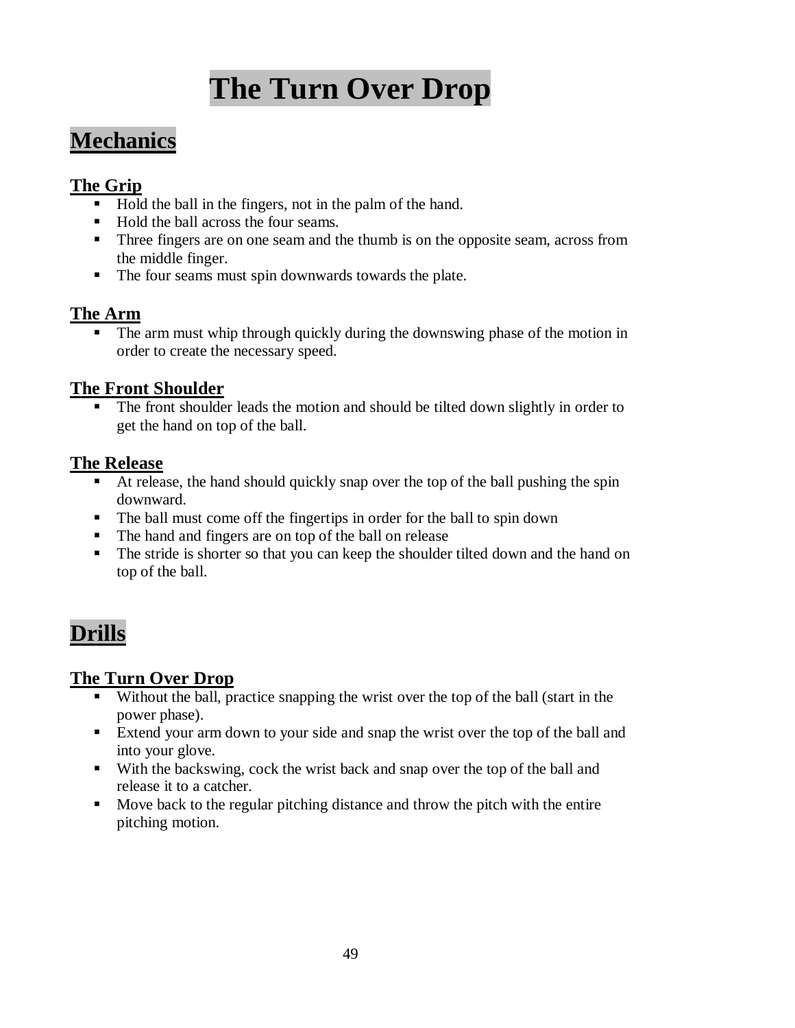# The Turn Over Drop

## Mechanics

### The Grip

- Hold the ball in the fingers, not in the palm of the hand.
- Hold the ball across the four seams.
- Three fingers are on one seam and the thumb is on the opposite seam, across from the middle finger.
- The four seams must spin downwards towards the plate.

### The Arm

- The arm must whip through quickly during the downswing phase of the motion in order to create the necessary speed.

### The Front Shoulder

- The front shoulder leads the motion and should be tilted down slightly in order to get the hand on top of the ball.

### The Release

- At release, the hand should quickly snap over the top of the ball pushing the spin downward.
- The ball must come off the fingertips in order for the ball to spin down
- The hand and fingers are on top of the ball on release
- The stride is shorter so that you can keep the shoulder tilted down and the hand on top of the ball.

## Drills

### The Turn Over Drop

- Without the ball, practice snapping the wrist over the top of the ball (start in the power phase).
- Extend your arm down to your side and snap the wrist over the top of the ball and into your glove.
- With the backswing, cock the wrist back and snap over the top of the ball and release it to a catcher.
- Move back to the regular pitching distance and throw the pitch with the entire pitching motion.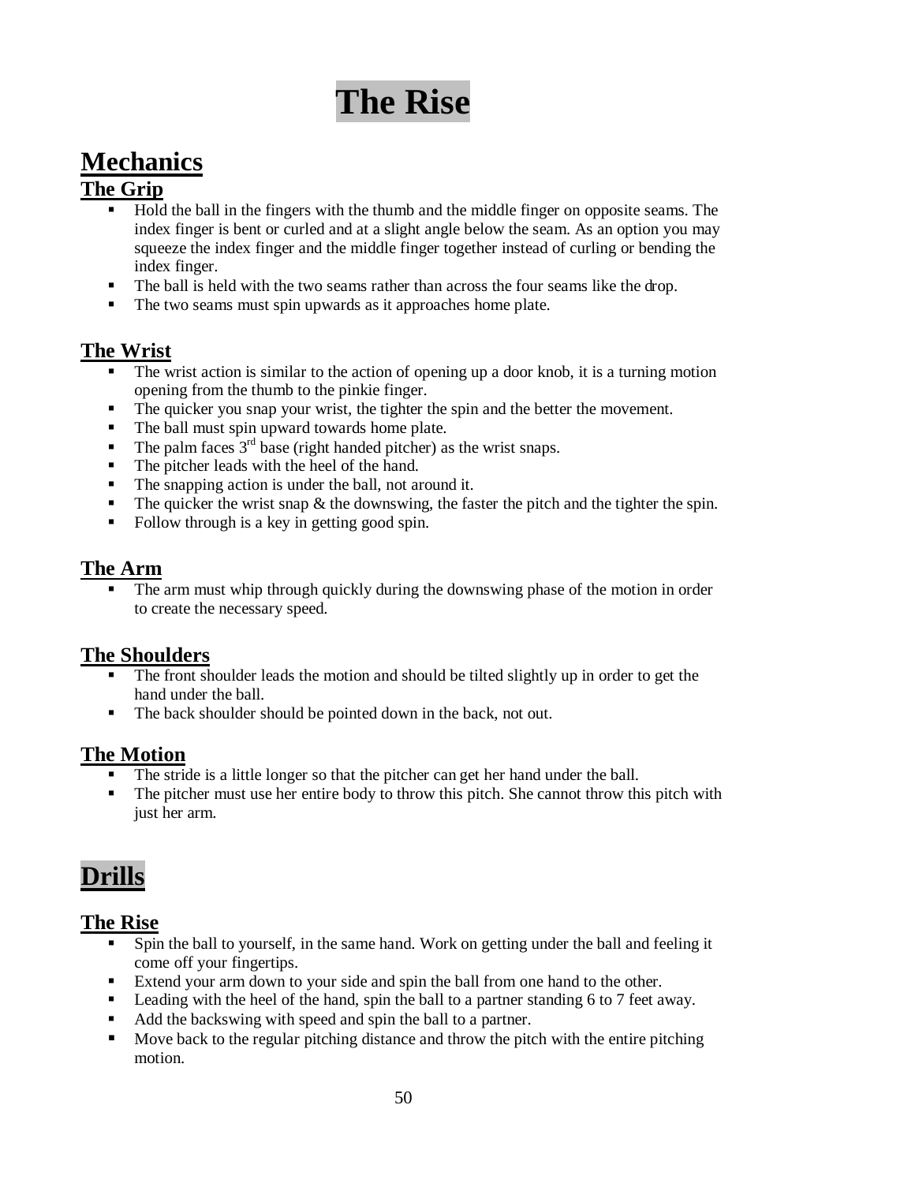# The Rise

## Mechanics

### The Grip

- Hold the ball in the fingers with the thumb and the middle finger on opposite seams. The index finger is bent or curled and at a slight angle below the seam. As an option you may squeeze the index finger and the middle finger together instead of curling or bending the index finger.
- The ball is held with the two seams rather than across the four seams like the drop.
- The two seams must spin upwards as it approaches home plate.

### The Wrist

- The wrist action is similar to the action of opening up a door knob, it is a turning motion opening from the thumb to the pinkie finger.
- The quicker you snap your wrist, the tighter the spin and the better the movement.
- The ball must spin upward towards home plate.
- The palm faces 3rd base (right handed pitcher) as the wrist snaps.
- The pitcher leads with the heel of the hand.
- The snapping action is under the ball, not around it.
- The quicker the wrist snap & the downswing, the faster the pitch and the tighter the spin.
- Follow through is a key in getting good spin.

### The Arm

- The arm must whip through quickly during the downswing phase of the motion in order to create the necessary speed.

### The Shoulders

- The front shoulder leads the motion and should be tilted slightly up in order to get the hand under the ball.
- The back shoulder should be pointed down in the back, not out.

### The Motion

- The stride is a little longer so that the pitcher can get her hand under the ball.
- The pitcher must use her entire body to throw this pitch. She cannot throw this pitch with just her arm.

## Drills

### The Rise

- Spin the ball to yourself, in the same hand. Work on getting under the ball and feeling it come off your fingertips.
- Extend your arm down to your side and spin the ball from one hand to the other.
- Leading with the heel of the hand, spin the ball to a partner standing 6 to 7 feet away.
- Add the backswing with speed and spin the ball to a partner.
- Move back to the regular pitching distance and throw the pitch with the entire pitching motion.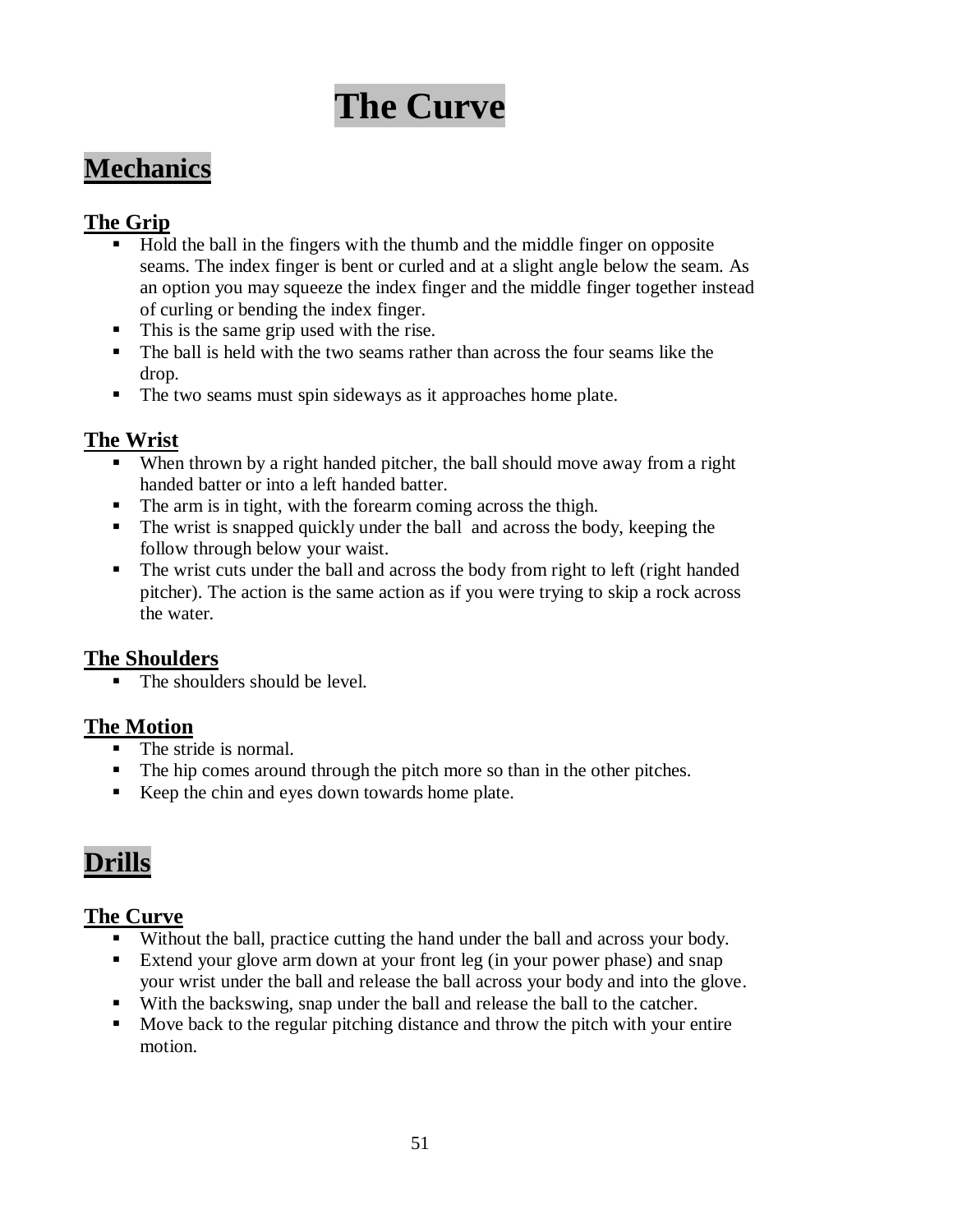# The Curve

## Mechanics

### The Grip

- Hold the ball in the fingers with the thumb and the middle finger on opposite seams. The index finger is bent or curled and at a slight angle below the seam. As an option you may squeeze the index finger and the middle finger together instead of curling or bending the index finger.
- This is the same grip used with the rise.
- The ball is held with the two seams rather than across the four seams like the drop.
- The two seams must spin sideways as it approaches home plate.

### The Wrist

- When thrown by a right handed pitcher, the ball should move away from a right handed batter or into a left handed batter.
- The arm is in tight, with the forearm coming across the thigh.
- The wrist is snapped quickly under the ball and across the body, keeping the follow through below your waist.
- The wrist cuts under the ball and across the body from right to left (right handed pitcher). The action is the same action as if you were trying to skip a rock across the water.

### The Shoulders

- The shoulders should be level.

### The Motion

- The stride is normal.
- The hip comes around through the pitch more so than in the other pitches.
- Keep the chin and eyes down towards home plate.

## Drills

### The Curve

- Without the ball, practice cutting the hand under the ball and across your body.
- Extend your glove arm down at your front leg (in your power phase) and snap your wrist under the ball and release the ball across your body and into the glove.
- With the backswing, snap under the ball and release the ball to the catcher.
- Move back to the regular pitching distance and throw the pitch with your entire motion.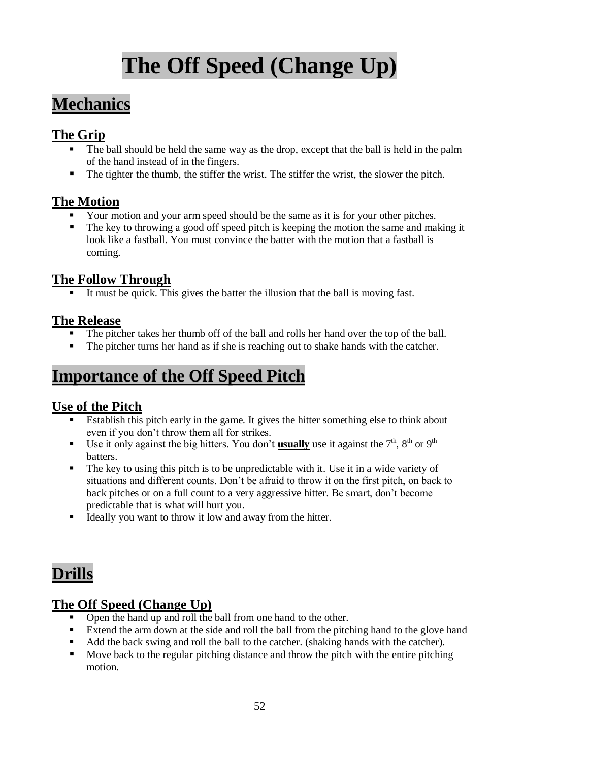# The Off Speed (Change Up)

## Mechanics

### The Grip

- The ball should be held the same way as the drop, except that the ball is held in the palm of the hand instead of in the fingers.
- The tighter the thumb, the stiffer the wrist. The stiffer the wrist, the slower the pitch.

### The Motion

- Your motion and your arm speed should be the same as it is for your other pitches.
- The key to throwing a good off speed pitch is keeping the motion the same and making it look like a fastball. You must convince the batter with the motion that a fastball is coming.

### The Follow Through

- It must be quick. This gives the batter the illusion that the ball is moving fast.

### The Release

- The pitcher takes her thumb off of the ball and rolls her hand over the top of the ball.
- The pitcher turns her hand as if she is reaching out to shake hands with the catcher.

## Importance of the Off Speed Pitch

### Use of the Pitch

- Establish this pitch early in the game. It gives the hitter something else to think about even if you don't throw them all for strikes.
- Use it only against the big hitters. You don't **usually** use it against the 7th, 8th or 9th batters.
- The key to using this pitch is to be unpredictable with it. Use it in a wide variety of situations and different counts. Don't be afraid to throw it on the first pitch, on back to back pitches or on a full count to a very aggressive hitter. Be smart, don't become predictable that is what will hurt you.
- Ideally you want to throw it low and away from the hitter.

## Drills

### The Off Speed (Change Up)

- Open the hand up and roll the ball from one hand to the other.
- Extend the arm down at the side and roll the ball from the pitching hand to the glove hand
- Add the back swing and roll the ball to the catcher. (shaking hands with the catcher).
- Move back to the regular pitching distance and throw the pitch with the entire pitching motion.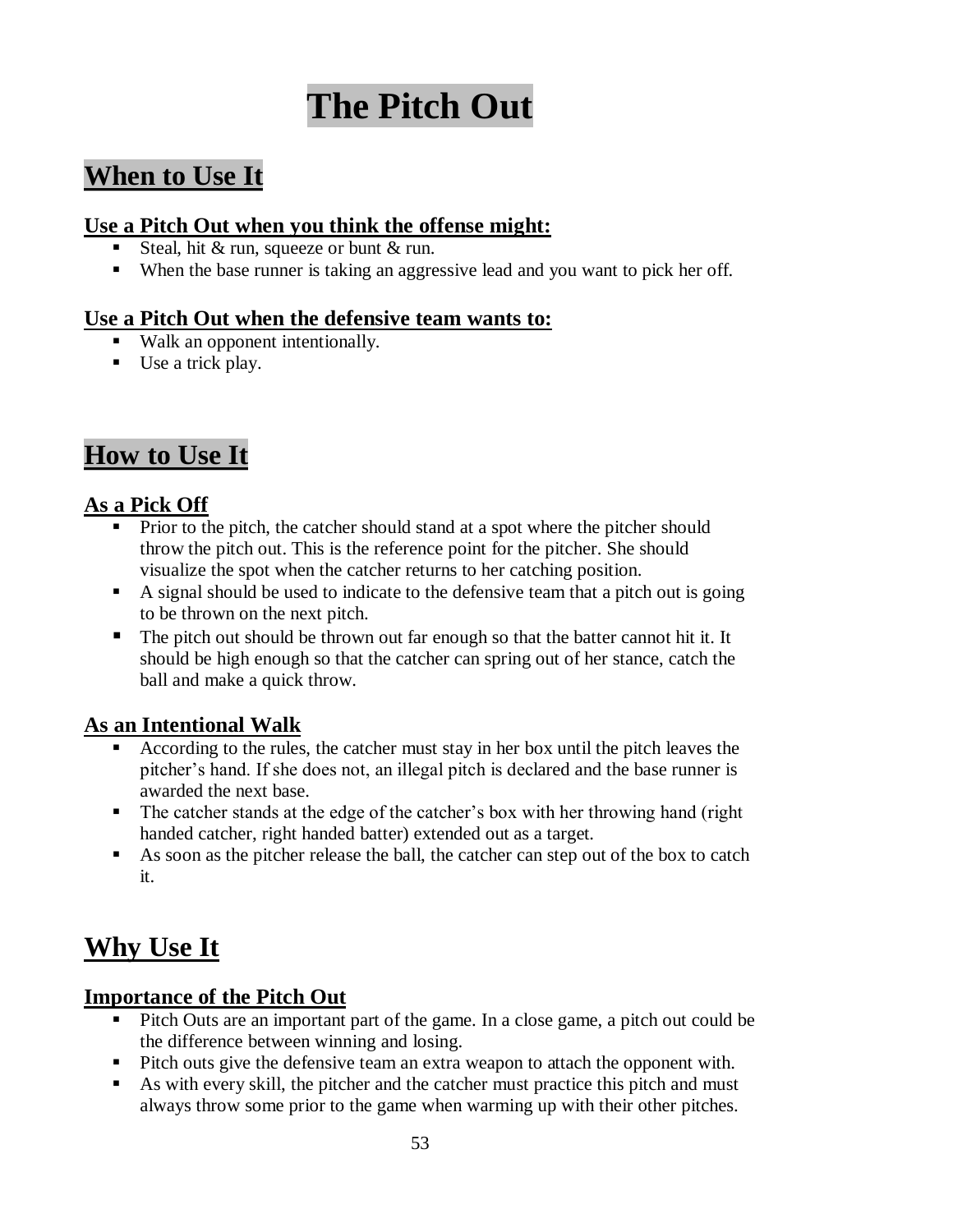# The Pitch Out

## When to Use It

### Use a Pitch Out when you think the offense might:

- Steal, hit & run, squeeze or bunt & run.
- When the base runner is taking an aggressive lead and you want to pick her off.

### Use a Pitch Out when the defensive team wants to:

- Walk an opponent intentionally.
- Use a trick play.

## How to Use It

### As a Pick Off

- Prior to the pitch, the catcher should stand at a spot where the pitcher should throw the pitch out. This is the reference point for the pitcher. She should visualize the spot when the catcher returns to her catching position.
- A signal should be used to indicate to the defensive team that a pitch out is going to be thrown on the next pitch.
- The pitch out should be thrown out far enough so that the batter cannot hit it. It should be high enough so that the catcher can spring out of her stance, catch the ball and make a quick throw.

### As an Intentional Walk

- According to the rules, the catcher must stay in her box until the pitch leaves the pitcher's hand. If she does not, an illegal pitch is declared and the base runner is awarded the next base.
- The catcher stands at the edge of the catcher's box with her throwing hand (right handed catcher, right handed batter) extended out as a target.
- As soon as the pitcher release the ball, the catcher can step out of the box to catch it.

## Why Use It

### Importance of the Pitch Out

- Pitch Outs are an important part of the game. In a close game, a pitch out could be the difference between winning and losing.
- Pitch outs give the defensive team an extra weapon to attach the opponent with.
- As with every skill, the pitcher and the catcher must practice this pitch and must always throw some prior to the game when warming up with their other pitches.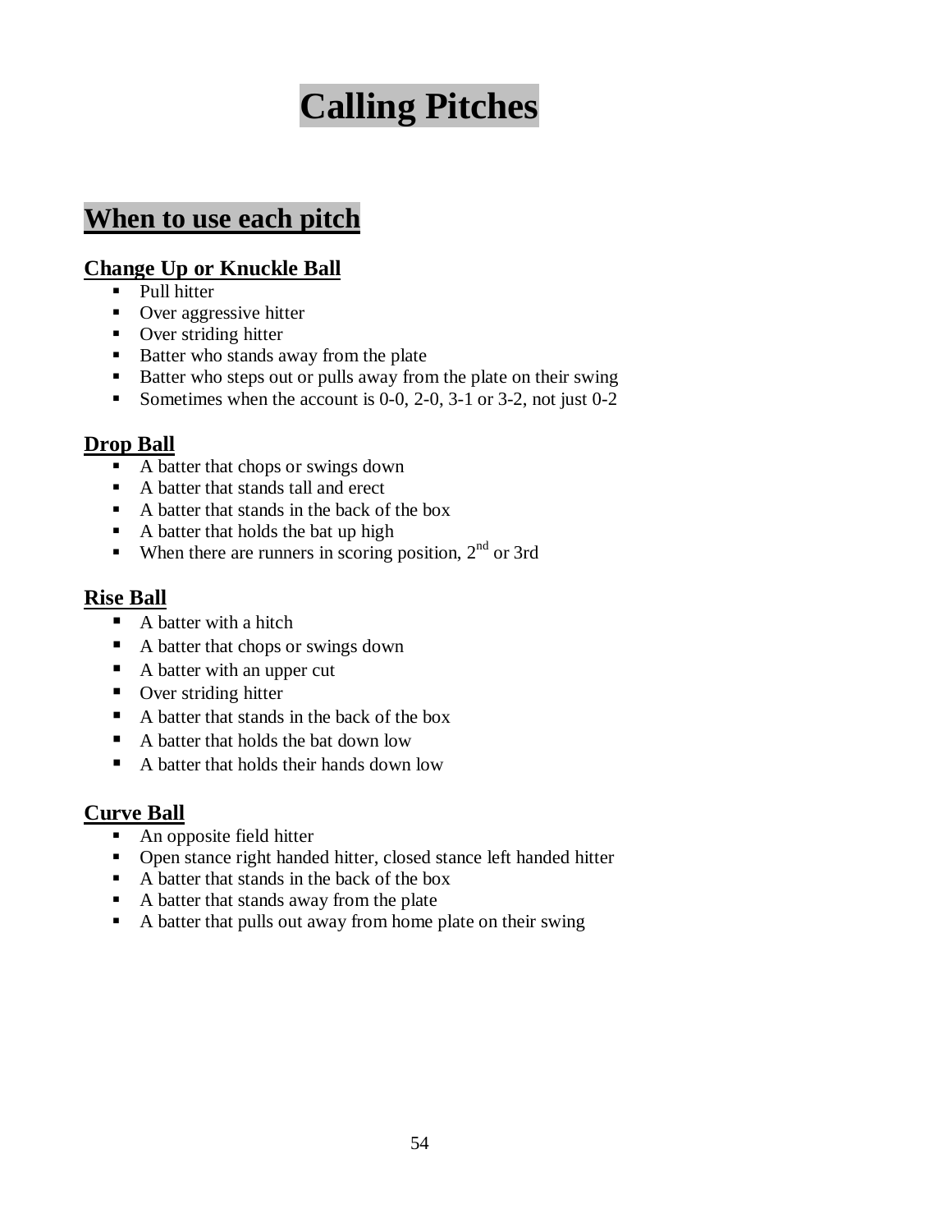# Calling Pitches

## When to use each pitch

### Change Up or Knuckle Ball

- Pull hitter
- Over aggressive hitter
- Over striding hitter
- Batter who stands away from the plate
- Batter who steps out or pulls away from the plate on their swing
- Sometimes when the account is 0-0, 2-0, 3-1 or 3-2, not just 0-2

### Drop Ball

- A batter that chops or swings down
- A batter that stands tall and erect
- A batter that stands in the back of the box
- A batter that holds the bat up high
- When there are runners in scoring position, 2nd or 3rd

### Rise Ball

- A batter with a hitch
- A batter that chops or swings down
- A batter with an upper cut
- Over striding hitter
- A batter that stands in the back of the box
- A batter that holds the bat down low
- A batter that holds their hands down low

### Curve Ball

- An opposite field hitter
- Open stance right handed hitter, closed stance left handed hitter
- A batter that stands in the back of the box
- A batter that stands away from the plate
- A batter that pulls out away from home plate on their swing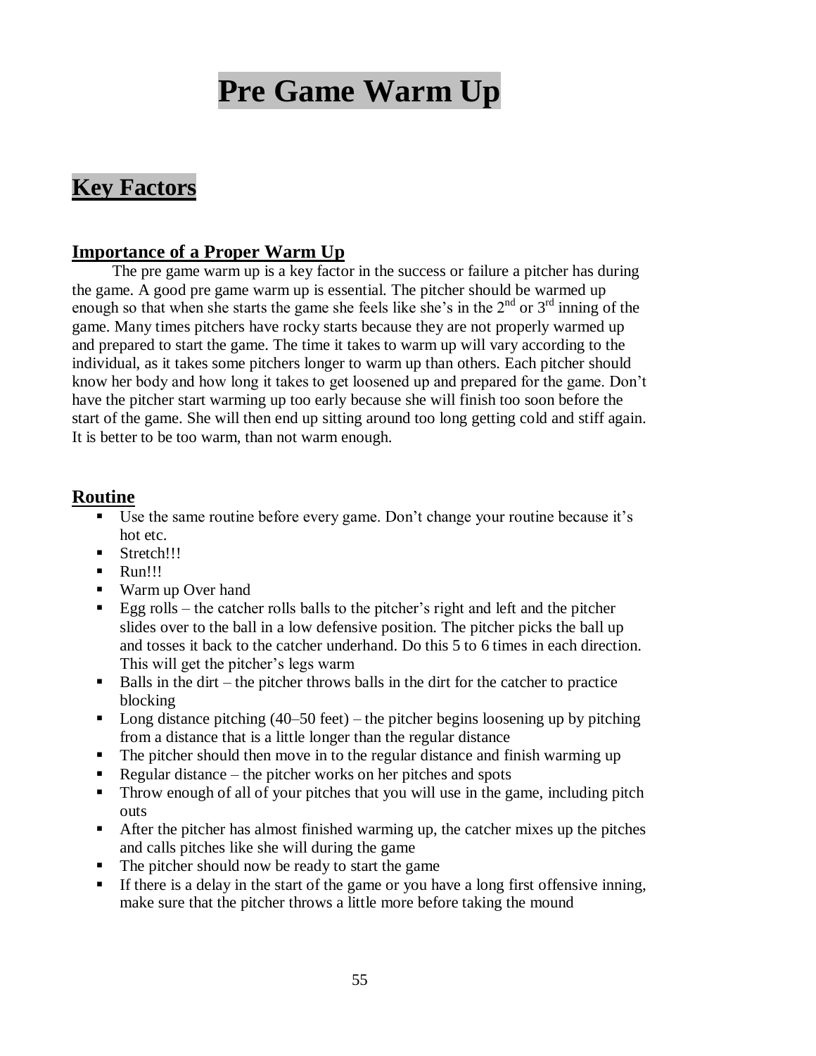# Pre Game Warm Up

## Key Factors

### Importance of a Proper Warm Up

The pre game warm up is a key factor in the success or failure a pitcher has during the game. A good pre game warm up is essential. The pitcher should be warmed up enough so that when she starts the game she feels like she's in the 2nd or 3rd inning of the game. Many times pitchers have rocky starts because they are not properly warmed up and prepared to start the game. The time it takes to warm up will vary according to the individual, as it takes some pitchers longer to warm up than others. Each pitcher should know her body and how long it takes to get loosened up and prepared for the game. Don't have the pitcher start warming up too early because she will finish too soon before the start of the game. She will then end up sitting around too long getting cold and stiff again. It is better to be too warm, than not warm enough.

### Routine

- Use the same routine before every game. Don't change your routine because it's hot etc.
- Stretch!!!
- Run!!!
- Warm up Over hand
- Egg rolls – the catcher rolls balls to the pitcher's right and left and the pitcher slides over to the ball in a low defensive position. The pitcher picks the ball up and tosses it back to the catcher underhand. Do this 5 to 6 times in each direction. This will get the pitcher's legs warm
- Balls in the dirt – the pitcher throws balls in the dirt for the catcher to practice blocking
- Long distance pitching (40–50 feet) – the pitcher begins loosening up by pitching from a distance that is a little longer than the regular distance
- The pitcher should then move in to the regular distance and finish warming up
- Regular distance – the pitcher works on her pitches and spots
- Throw enough of all of your pitches that you will use in the game, including pitch outs
- After the pitcher has almost finished warming up, the catcher mixes up the pitches and calls pitches like she will during the game
- The pitcher should now be ready to start the game
- If there is a delay in the start of the game or you have a long first offensive inning, make sure that the pitcher throws a little more before taking the mound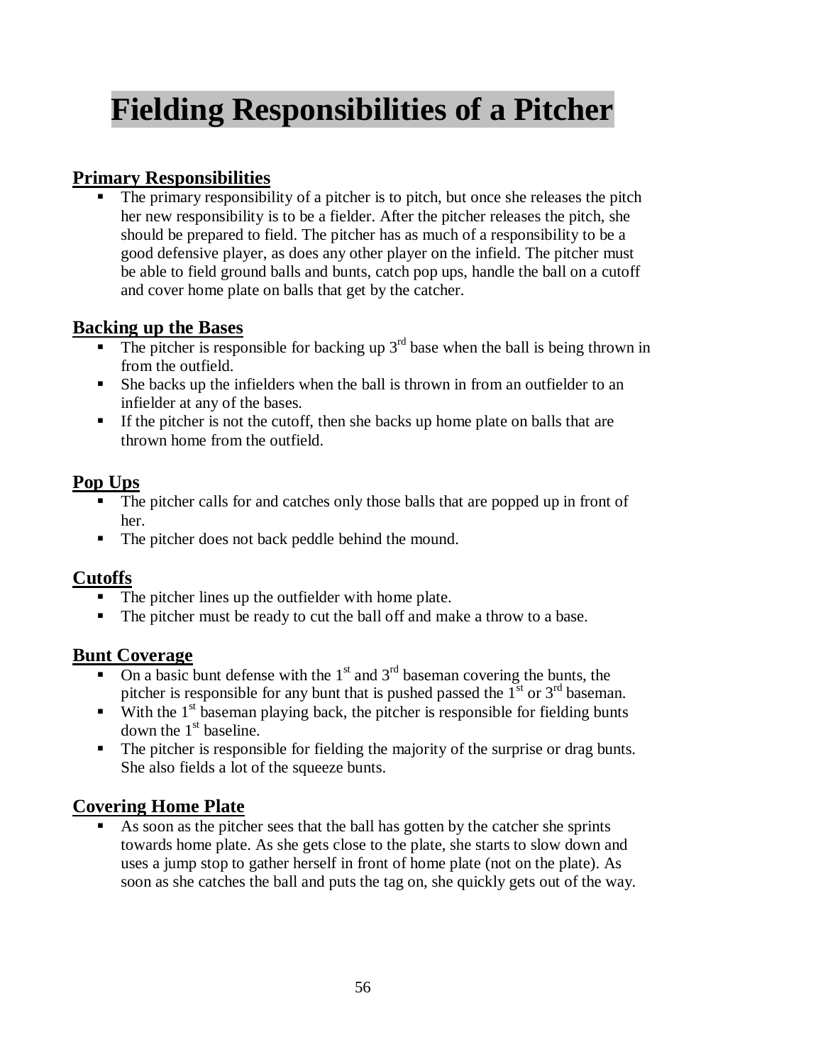# Fielding Responsibilities of a Pitcher

## Primary Responsibilities

- The primary responsibility of a pitcher is to pitch, but once she releases the pitch her new responsibility is to be a fielder. After the pitcher releases the pitch, she should be prepared to field. The pitcher has as much of a responsibility to be a good defensive player, as does any other player on the infield. The pitcher must be able to field ground balls and bunts, catch pop ups, handle the ball on a cutoff and cover home plate on balls that get by the catcher.

## Backing up the Bases

- The pitcher is responsible for backing up 3rd base when the ball is being thrown in from the outfield.
- She backs up the infielders when the ball is thrown in from an outfielder to an infielder at any of the bases.
- If the pitcher is not the cutoff, then she backs up home plate on balls that are thrown home from the outfield.

## Pop Ups

- The pitcher calls for and catches only those balls that are popped up in front of her.
- The pitcher does not back peddle behind the mound.

## Cutoffs

- The pitcher lines up the outfielder with home plate.
- The pitcher must be ready to cut the ball off and make a throw to a base.

## Bunt Coverage

- On a basic bunt defense with the 1st and 3rd baseman covering the bunts, the pitcher is responsible for any bunt that is pushed passed the 1st or 3rd baseman.
- With the 1st baseman playing back, the pitcher is responsible for fielding bunts down the 1st baseline.
- The pitcher is responsible for fielding the majority of the surprise or drag bunts. She also fields a lot of the squeeze bunts.

## Covering Home Plate

- As soon as the pitcher sees that the ball has gotten by the catcher she sprints towards home plate. As she gets close to the plate, she starts to slow down and uses a jump stop to gather herself in front of home plate (not on the plate). As soon as she catches the ball and puts the tag on, she quickly gets out of the way.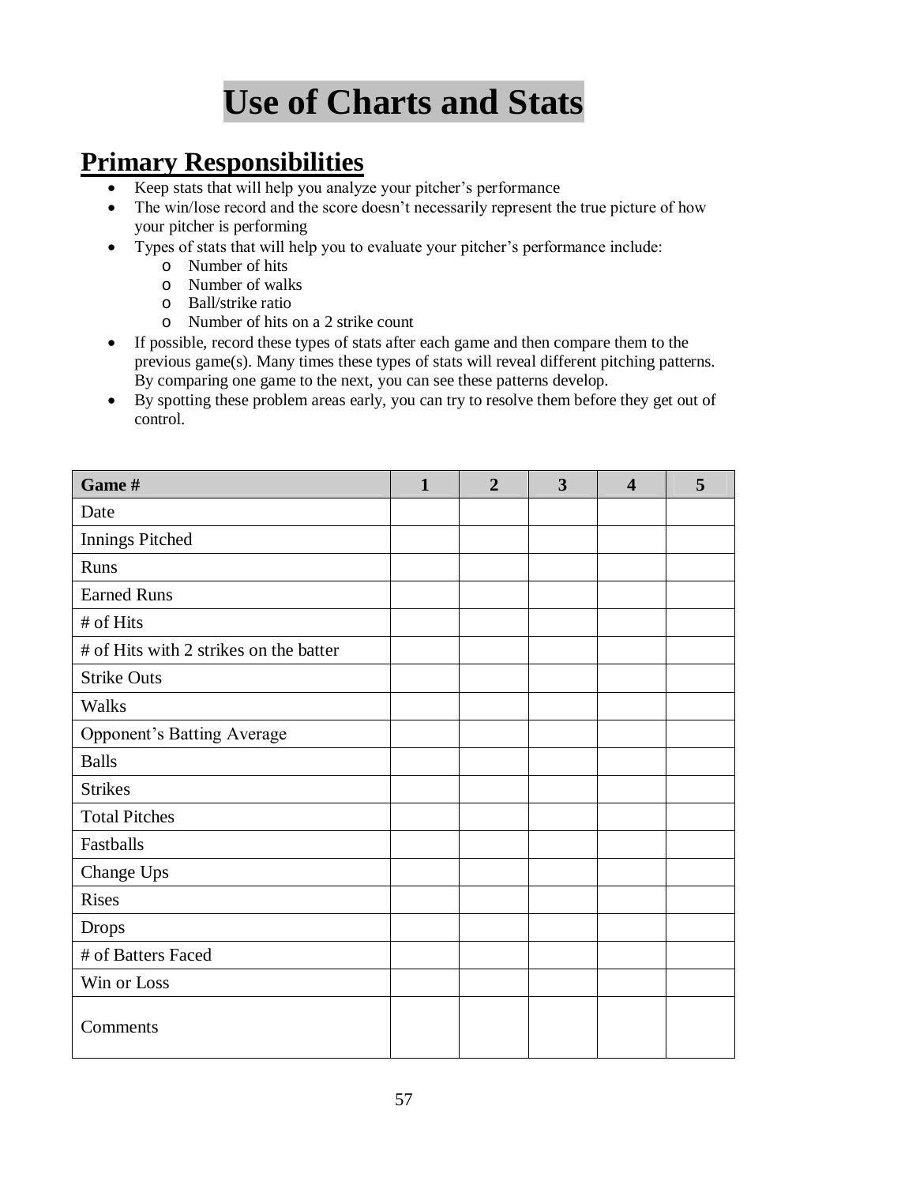# Use of Charts and Stats

## Primary Responsibilities

- Keep stats that will help you analyze your pitcher's performance
- The win/lose record and the score doesn't necessarily represent the true picture of how your pitcher is performing
- Types of stats that will help you to evaluate your pitcher's performance include:
  - Number of hits
  - Number of walks
  - Ball/strike ratio
  - Number of hits on a 2 strike count
- If possible, record these types of stats after each game and then compare them to the previous game(s). Many times these types of stats will reveal different pitching patterns. By comparing one game to the next, you can see these patterns develop.
- By spotting these problem areas early, you can try to resolve them before they get out of control.

| Game # | 1 | 2 | 3 | 4 | 5 |
|---|---|---|---|---|---|
| Date | | | | | |
| Innings Pitched | | | | | |
| Runs | | | | | |
| Earned Runs | | | | | |
| # of Hits | | | | | |
| # of Hits with 2 strikes on the batter | | | | | |
| Strike Outs | | | | | |
| Walks | | | | | |
| Opponent's Batting Average | | | | | |
| Balls | | | | | |
| Strikes | | | | | |
| Total Pitches | | | | | |
| Fastballs | | | | | |
| Change Ups | | | | | |
| Rises | | | | | |
| Drops | | | | | |
| # of Batters Faced | | | | | |
| Win or Loss | | | | | |
| Comments | | | | | |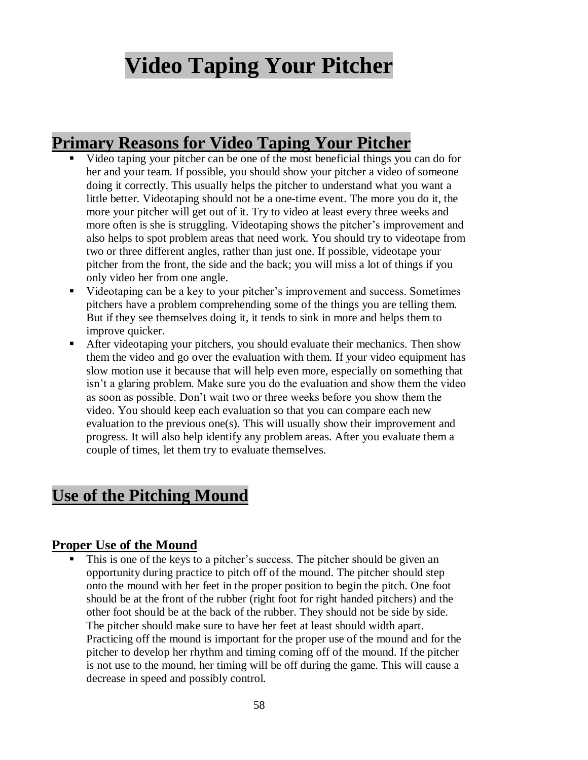# Video Taping Your Pitcher

## Primary Reasons for Video Taping Your Pitcher

- Video taping your pitcher can be one of the most beneficial things you can do for her and your team. If possible, you should show your pitcher a video of someone doing it correctly. This usually helps the pitcher to understand what you want a little better. Videotaping should not be a one-time event. The more you do it, the more your pitcher will get out of it. Try to video at least every three weeks and more often is she is struggling. Videotaping shows the pitcher's improvement and also helps to spot problem areas that need work. You should try to videotape from two or three different angles, rather than just one. If possible, videotape your pitcher from the front, the side and the back; you will miss a lot of things if you only video her from one angle.
- Videotaping can be a key to your pitcher's improvement and success. Sometimes pitchers have a problem comprehending some of the things you are telling them. But if they see themselves doing it, it tends to sink in more and helps them to improve quicker.
- After videotaping your pitchers, you should evaluate their mechanics. Then show them the video and go over the evaluation with them. If your video equipment has slow motion use it because that will help even more, especially on something that isn't a glaring problem. Make sure you do the evaluation and show them the video as soon as possible. Don't wait two or three weeks before you show them the video. You should keep each evaluation so that you can compare each new evaluation to the previous one(s). This will usually show their improvement and progress. It will also help identify any problem areas. After you evaluate them a couple of times, let them try to evaluate themselves.

## Use of the Pitching Mound

### Proper Use of the Mound

- This is one of the keys to a pitcher's success. The pitcher should be given an opportunity during practice to pitch off of the mound. The pitcher should step onto the mound with her feet in the proper position to begin the pitch. One foot should be at the front of the rubber (right foot for right handed pitchers) and the other foot should be at the back of the rubber. They should not be side by side. The pitcher should make sure to have her feet at least should width apart. Practicing off the mound is important for the proper use of the mound and for the pitcher to develop her rhythm and timing coming off of the mound. If the pitcher is not use to the mound, her timing will be off during the game. This will cause a decrease in speed and possibly control.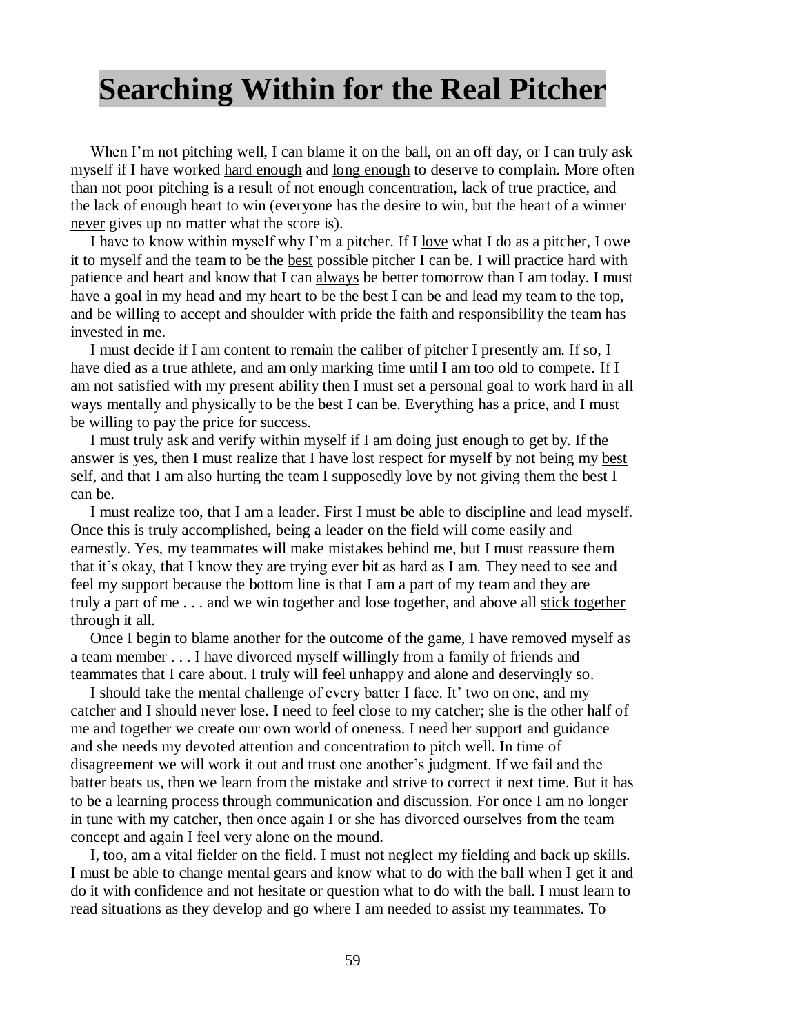# Searching Within for the Real Pitcher

When I'm not pitching well, I can blame it on the ball, on an off day, or I can truly ask myself if I have worked hard enough and long enough to deserve to complain. More often than not poor pitching is a result of not enough concentration, lack of true practice, and the lack of enough heart to win (everyone has the desire to win, but the heart of a winner never gives up no matter what the score is).

I have to know within myself why I'm a pitcher. If I love what I do as a pitcher, I owe it to myself and the team to be the best possible pitcher I can be. I will practice hard with patience and heart and know that I can always be better tomorrow than I am today. I must have a goal in my head and my heart to be the best I can be and lead my team to the top, and be willing to accept and shoulder with pride the faith and responsibility the team has invested in me.

I must decide if I am content to remain the caliber of pitcher I presently am. If so, I have died as a true athlete, and am only marking time until I am too old to compete. If I am not satisfied with my present ability then I must set a personal goal to work hard in all ways mentally and physically to be the best I can be. Everything has a price, and I must be willing to pay the price for success.

I must truly ask and verify within myself if I am doing just enough to get by. If the answer is yes, then I must realize that I have lost respect for myself by not being my best self, and that I am also hurting the team I supposedly love by not giving them the best I can be.

I must realize too, that I am a leader. First I must be able to discipline and lead myself. Once this is truly accomplished, being a leader on the field will come easily and earnestly. Yes, my teammates will make mistakes behind me, but I must reassure them that it's okay, that I know they are trying ever bit as hard as I am. They need to see and feel my support because the bottom line is that I am a part of my team and they are truly a part of me . . . and we win together and lose together, and above all stick together through it all.

Once I begin to blame another for the outcome of the game, I have removed myself as a team member . . . I have divorced myself willingly from a family of friends and teammates that I care about. I truly will feel unhappy and alone and deservingly so.

I should take the mental challenge of every batter I face. It' two on one, and my catcher and I should never lose. I need to feel close to my catcher; she is the other half of me and together we create our own world of oneness. I need her support and guidance and she needs my devoted attention and concentration to pitch well. In time of disagreement we will work it out and trust one another's judgment. If we fail and the batter beats us, then we learn from the mistake and strive to correct it next time. But it has to be a learning process through communication and discussion. For once I am no longer in tune with my catcher, then once again I or she has divorced ourselves from the team concept and again I feel very alone on the mound.

I, too, am a vital fielder on the field. I must not neglect my fielding and back up skills. I must be able to change mental gears and know what to do with the ball when I get it and do it with confidence and not hesitate or question what to do with the ball. I must learn to read situations as they develop and go where I am needed to assist my teammates. To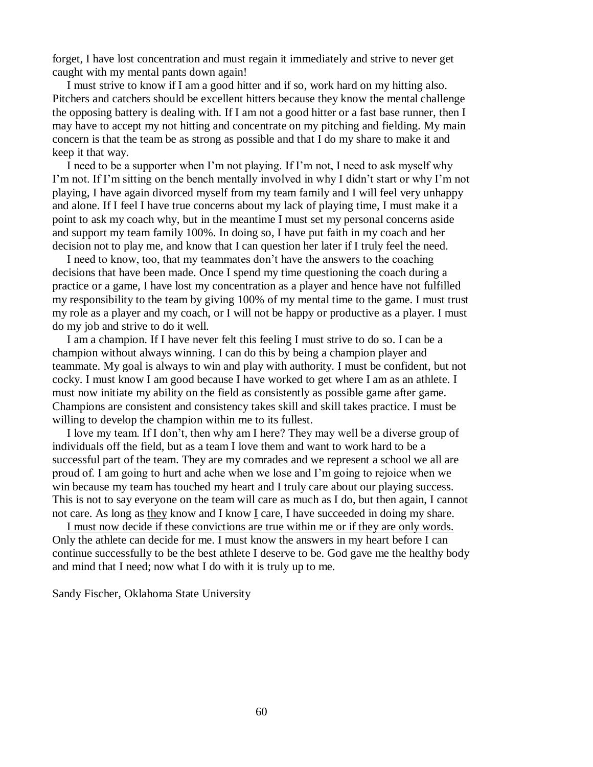forget, I have lost concentration and must regain it immediately and strive to never get caught with my mental pants down again!

I must strive to know if I am a good hitter and if so, work hard on my hitting also. Pitchers and catchers should be excellent hitters because they know the mental challenge the opposing battery is dealing with. If I am not a good hitter or a fast base runner, then I may have to accept my not hitting and concentrate on my pitching and fielding. My main concern is that the team be as strong as possible and that I do my share to make it and keep it that way.

I need to be a supporter when I'm not playing. If I'm not, I need to ask myself why I'm not. If I'm sitting on the bench mentally involved in why I didn't start or why I'm not playing, I have again divorced myself from my team family and I will feel very unhappy and alone. If I feel I have true concerns about my lack of playing time, I must make it a point to ask my coach why, but in the meantime I must set my personal concerns aside and support my team family 100%. In doing so, I have put faith in my coach and her decision not to play me, and know that I can question her later if I truly feel the need.

I need to know, too, that my teammates don't have the answers to the coaching decisions that have been made. Once I spend my time questioning the coach during a practice or a game, I have lost my concentration as a player and hence have not fulfilled my responsibility to the team by giving 100% of my mental time to the game. I must trust my role as a player and my coach, or I will not be happy or productive as a player. I must do my job and strive to do it well.

I am a champion. If I have never felt this feeling I must strive to do so. I can be a champion without always winning. I can do this by being a champion player and teammate. My goal is always to win and play with authority. I must be confident, but not cocky. I must know I am good because I have worked to get where I am as an athlete. I must now initiate my ability on the field as consistently as possible game after game. Champions are consistent and consistency takes skill and skill takes practice. I must be willing to develop the champion within me to its fullest.

I love my team. If I don't, then why am I here? They may well be a diverse group of individuals off the field, but as a team I love them and want to work hard to be a successful part of the team. They are my comrades and we represent a school we all are proud of. I am going to hurt and ache when we lose and I'm going to rejoice when we win because my team has touched my heart and I truly care about our playing success. This is not to say everyone on the team will care as much as I do, but then again, I cannot not care. As long as <u>they</u> know and I know <u>I</u> care, I have succeeded in doing my share.

<u>I must now decide if these convictions are true within me or if they are only words.</u> Only the athlete can decide for me. I must know the answers in my heart before I can continue successfully to be the best athlete I deserve to be. God gave me the healthy body and mind that I need; now what I do with it is truly up to me.

Sandy Fischer, Oklahoma State University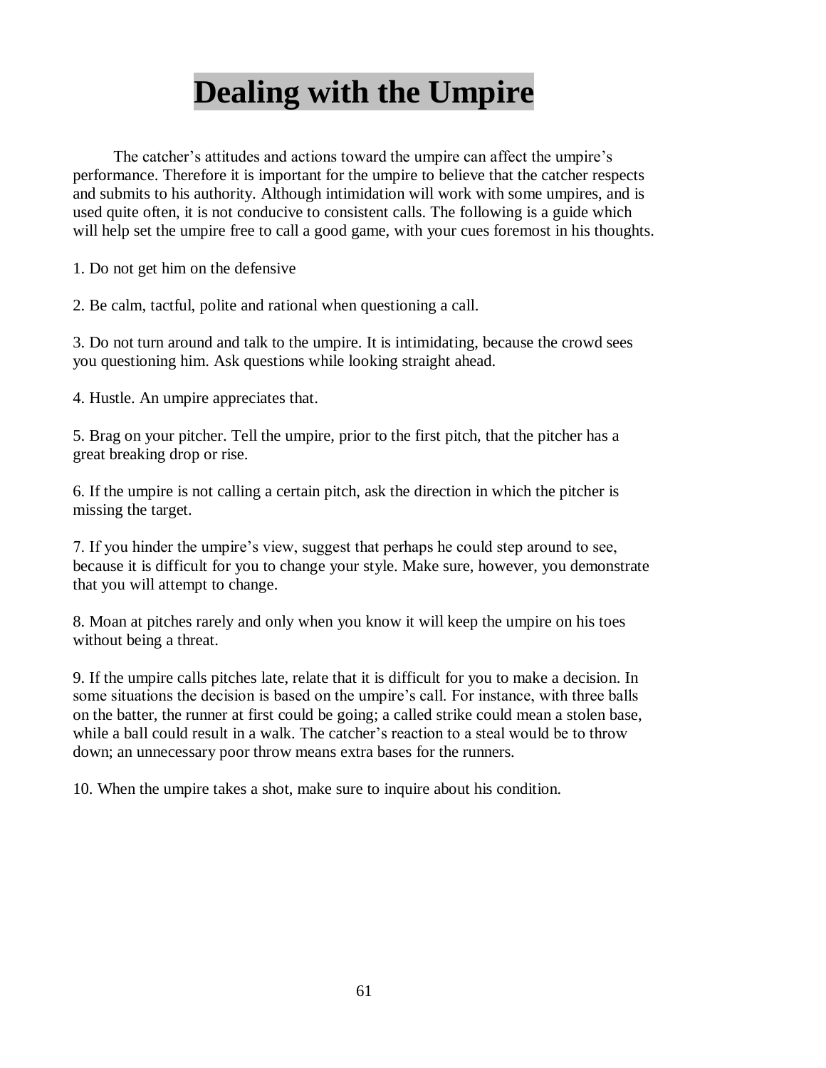# Dealing with the Umpire

The catcher's attitudes and actions toward the umpire can affect the umpire's performance. Therefore it is important for the umpire to believe that the catcher respects and submits to his authority. Although intimidation will work with some umpires, and is used quite often, it is not conducive to consistent calls. The following is a guide which will help set the umpire free to call a good game, with your cues foremost in his thoughts.

1. Do not get him on the defensive

2. Be calm, tactful, polite and rational when questioning a call.

3. Do not turn around and talk to the umpire. It is intimidating, because the crowd sees you questioning him. Ask questions while looking straight ahead.

4. Hustle. An umpire appreciates that.

5. Brag on your pitcher. Tell the umpire, prior to the first pitch, that the pitcher has a great breaking drop or rise.

6. If the umpire is not calling a certain pitch, ask the direction in which the pitcher is missing the target.

7. If you hinder the umpire's view, suggest that perhaps he could step around to see, because it is difficult for you to change your style. Make sure, however, you demonstrate that you will attempt to change.

8. Moan at pitches rarely and only when you know it will keep the umpire on his toes without being a threat.

9. If the umpire calls pitches late, relate that it is difficult for you to make a decision. In some situations the decision is based on the umpire's call. For instance, with three balls on the batter, the runner at first could be going; a called strike could mean a stolen base, while a ball could result in a walk. The catcher's reaction to a steal would be to throw down; an unnecessary poor throw means extra bases for the runners.

10. When the umpire takes a shot, make sure to inquire about his condition.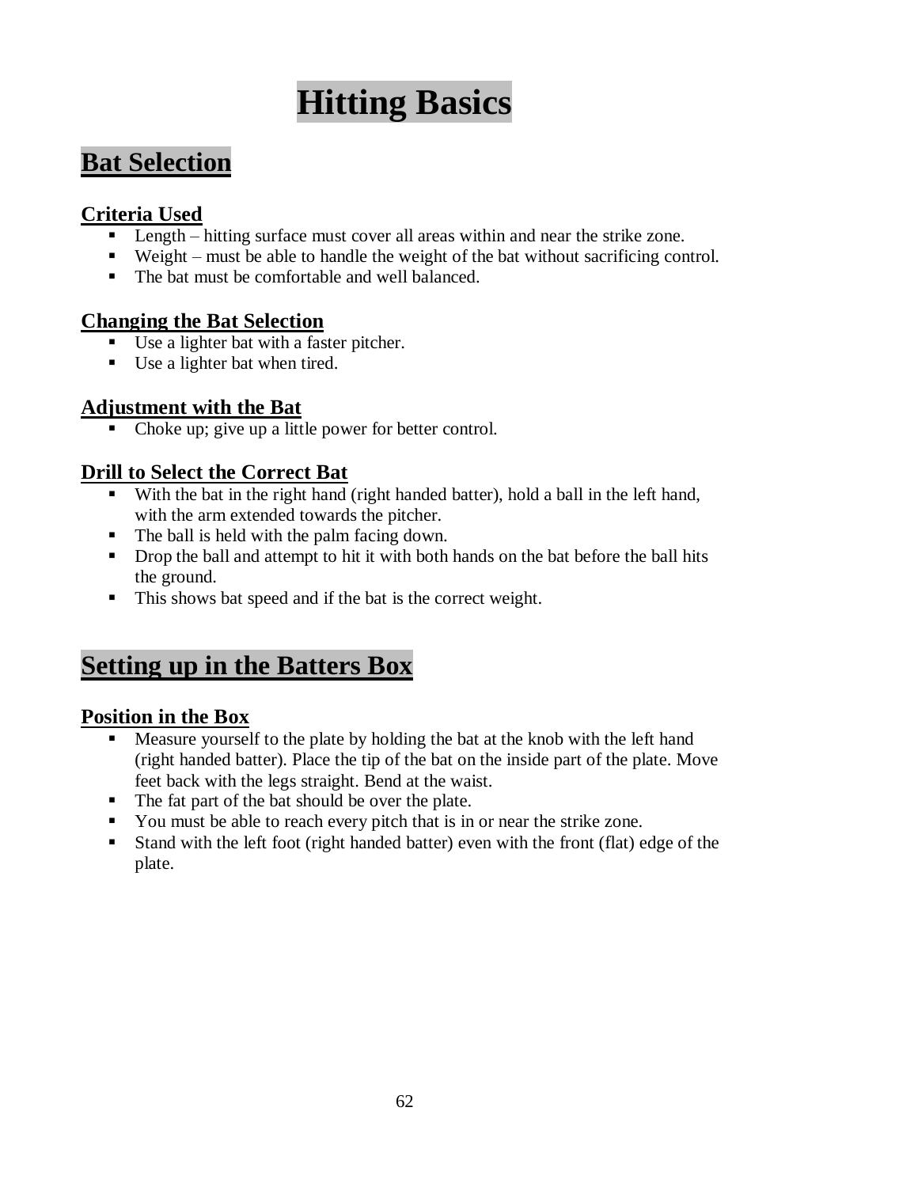# Hitting Basics

## Bat Selection

### Criteria Used

- Length – hitting surface must cover all areas within and near the strike zone.
- Weight – must be able to handle the weight of the bat without sacrificing control.
- The bat must be comfortable and well balanced.

### Changing the Bat Selection

- Use a lighter bat with a faster pitcher.
- Use a lighter bat when tired.

### Adjustment with the Bat

- Choke up; give up a little power for better control.

### Drill to Select the Correct Bat

- With the bat in the right hand (right handed batter), hold a ball in the left hand, with the arm extended towards the pitcher.
- The ball is held with the palm facing down.
- Drop the ball and attempt to hit it with both hands on the bat before the ball hits the ground.
- This shows bat speed and if the bat is the correct weight.

## Setting up in the Batters Box

### Position in the Box

- Measure yourself to the plate by holding the bat at the knob with the left hand (right handed batter). Place the tip of the bat on the inside part of the plate. Move feet back with the legs straight. Bend at the waist.
- The fat part of the bat should be over the plate.
- You must be able to reach every pitch that is in or near the strike zone.
- Stand with the left foot (right handed batter) even with the front (flat) edge of the plate.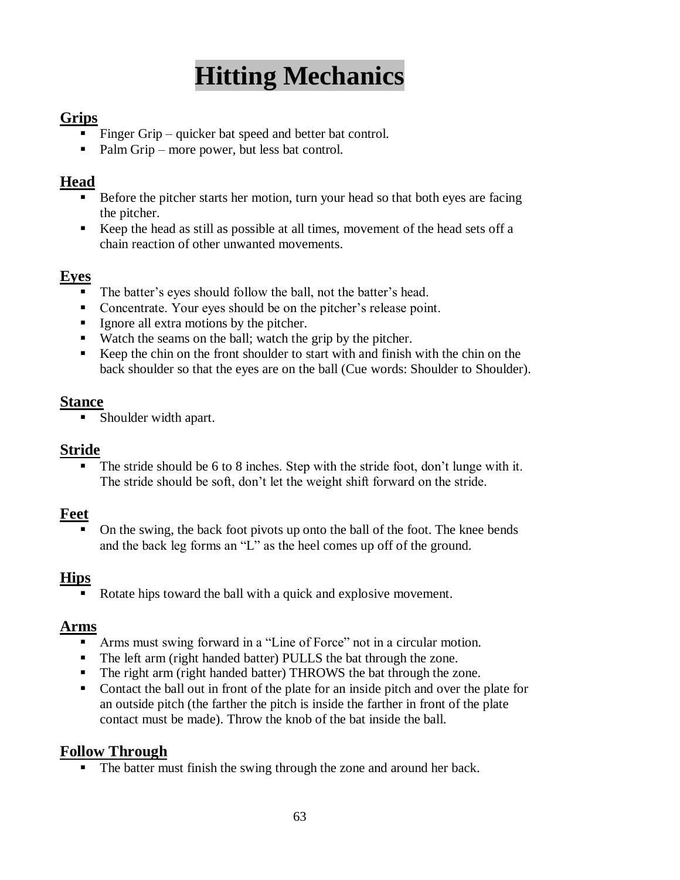# Hitting Mechanics

## Grips

- Finger Grip – quicker bat speed and better bat control.
- Palm Grip – more power, but less bat control.

## Head

- Before the pitcher starts her motion, turn your head so that both eyes are facing the pitcher.
- Keep the head as still as possible at all times, movement of the head sets off a chain reaction of other unwanted movements.

## Eyes

- The batter's eyes should follow the ball, not the batter's head.
- Concentrate. Your eyes should be on the pitcher's release point.
- Ignore all extra motions by the pitcher.
- Watch the seams on the ball; watch the grip by the pitcher.
- Keep the chin on the front shoulder to start with and finish with the chin on the back shoulder so that the eyes are on the ball (Cue words: Shoulder to Shoulder).

## Stance

- Shoulder width apart.

## Stride

- The stride should be 6 to 8 inches. Step with the stride foot, don't lunge with it. The stride should be soft, don't let the weight shift forward on the stride.

## Feet

- On the swing, the back foot pivots up onto the ball of the foot. The knee bends and the back leg forms an "L" as the heel comes up off of the ground.

## Hips

- Rotate hips toward the ball with a quick and explosive movement.

## Arms

- Arms must swing forward in a "Line of Force" not in a circular motion.
- The left arm (right handed batter) PULLS the bat through the zone.
- The right arm (right handed batter) THROWS the bat through the zone.
- Contact the ball out in front of the plate for an inside pitch and over the plate for an outside pitch (the farther the pitch is inside the farther in front of the plate contact must be made). Throw the knob of the bat inside the ball.

## Follow Through

- The batter must finish the swing through the zone and around her back.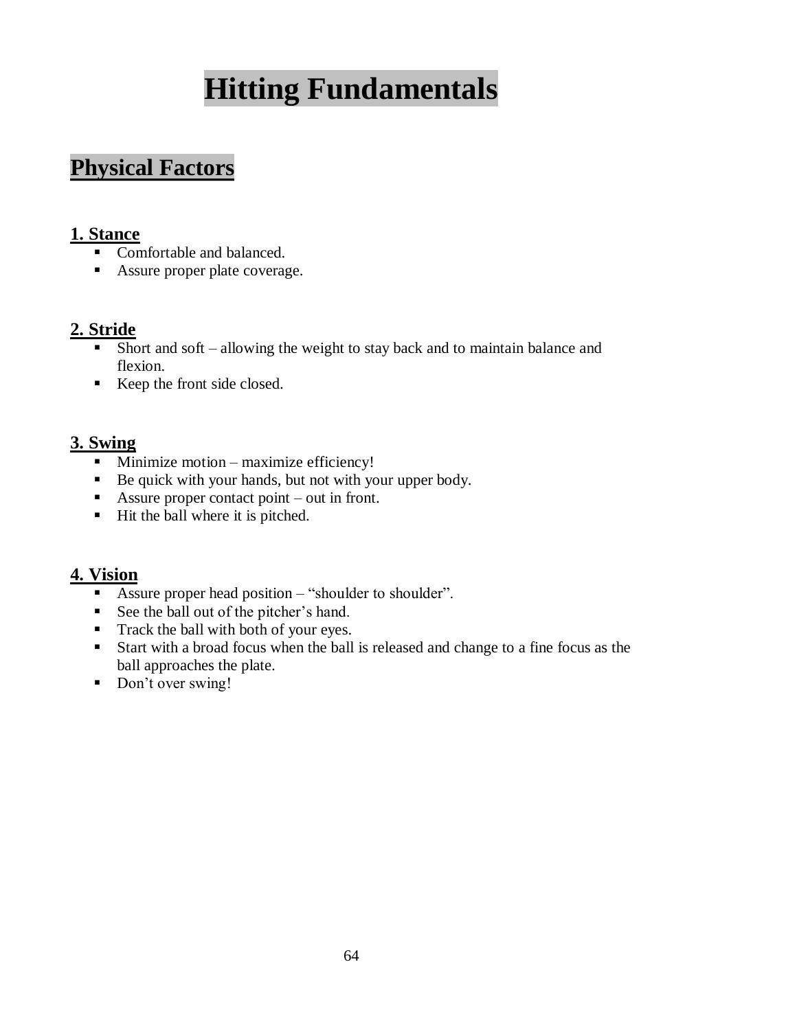# Hitting Fundamentals

## Physical Factors

### 1. Stance

- Comfortable and balanced.
- Assure proper plate coverage.

### 2. Stride

- Short and soft – allowing the weight to stay back and to maintain balance and flexion.
- Keep the front side closed.

### 3. Swing

- Minimize motion – maximize efficiency!
- Be quick with your hands, but not with your upper body.
- Assure proper contact point – out in front.
- Hit the ball where it is pitched.

### 4. Vision

- Assure proper head position – "shoulder to shoulder".
- See the ball out of the pitcher's hand.
- Track the ball with both of your eyes.
- Start with a broad focus when the ball is released and change to a fine focus as the ball approaches the plate.
- Don't over swing!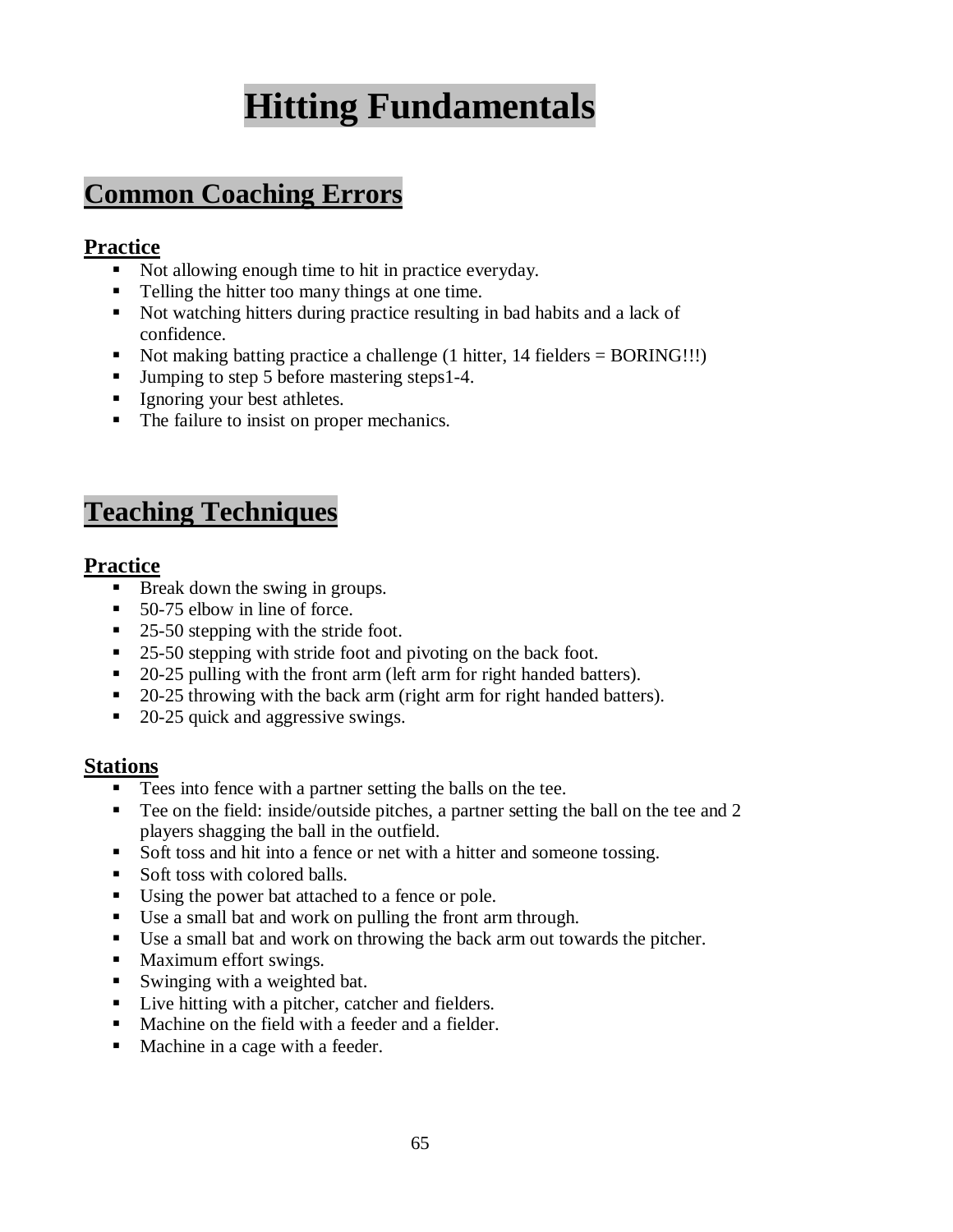# Hitting Fundamentals

## Common Coaching Errors

### Practice

- Not allowing enough time to hit in practice everyday.
- Telling the hitter too many things at one time.
- Not watching hitters during practice resulting in bad habits and a lack of confidence.
- Not making batting practice a challenge (1 hitter, 14 fielders = BORING!!!)
- Jumping to step 5 before mastering steps1-4.
- Ignoring your best athletes.
- The failure to insist on proper mechanics.

## Teaching Techniques

### Practice

- Break down the swing in groups.
- 50-75 elbow in line of force.
- 25-50 stepping with the stride foot.
- 25-50 stepping with stride foot and pivoting on the back foot.
- 20-25 pulling with the front arm (left arm for right handed batters).
- 20-25 throwing with the back arm (right arm for right handed batters).
- 20-25 quick and aggressive swings.

### Stations

- Tees into fence with a partner setting the balls on the tee.
- Tee on the field: inside/outside pitches, a partner setting the ball on the tee and 2 players shagging the ball in the outfield.
- Soft toss and hit into a fence or net with a hitter and someone tossing.
- Soft toss with colored balls.
- Using the power bat attached to a fence or pole.
- Use a small bat and work on pulling the front arm through.
- Use a small bat and work on throwing the back arm out towards the pitcher.
- Maximum effort swings.
- Swinging with a weighted bat.
- Live hitting with a pitcher, catcher and fielders.
- Machine on the field with a feeder and a fielder.
- Machine in a cage with a feeder.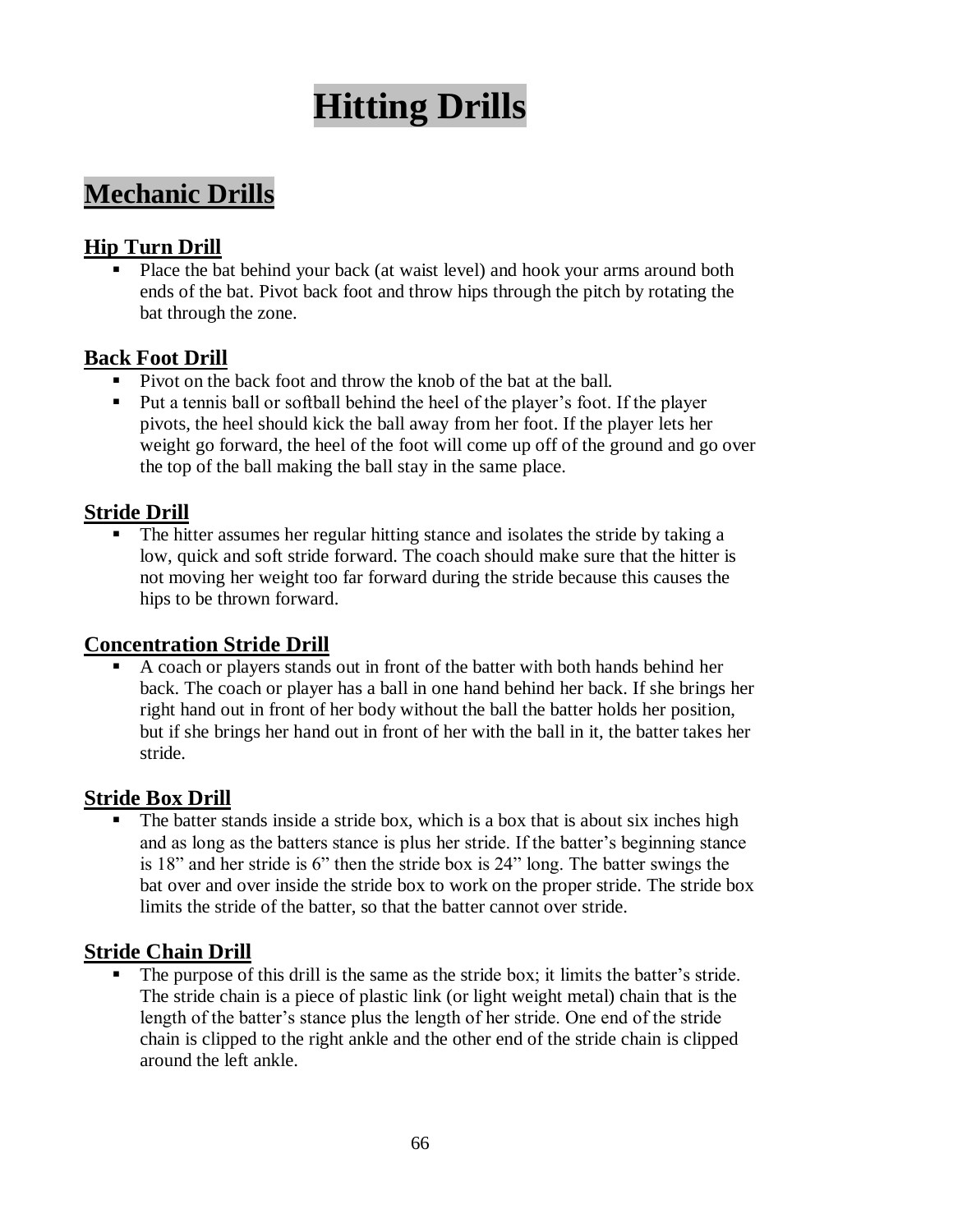# Hitting Drills

## Mechanic Drills

### Hip Turn Drill

- Place the bat behind your back (at waist level) and hook your arms around both ends of the bat. Pivot back foot and throw hips through the pitch by rotating the bat through the zone.

### Back Foot Drill

- Pivot on the back foot and throw the knob of the bat at the ball.
- Put a tennis ball or softball behind the heel of the player's foot. If the player pivots, the heel should kick the ball away from her foot. If the player lets her weight go forward, the heel of the foot will come up off of the ground and go over the top of the ball making the ball stay in the same place.

### Stride Drill

- The hitter assumes her regular hitting stance and isolates the stride by taking a low, quick and soft stride forward. The coach should make sure that the hitter is not moving her weight too far forward during the stride because this causes the hips to be thrown forward.

### Concentration Stride Drill

- A coach or players stands out in front of the batter with both hands behind her back. The coach or player has a ball in one hand behind her back. If she brings her right hand out in front of her body without the ball the batter holds her position, but if she brings her hand out in front of her with the ball in it, the batter takes her stride.

### Stride Box Drill

- The batter stands inside a stride box, which is a box that is about six inches high and as long as the batters stance is plus her stride. If the batter's beginning stance is 18" and her stride is 6" then the stride box is 24" long. The batter swings the bat over and over inside the stride box to work on the proper stride. The stride box limits the stride of the batter, so that the batter cannot over stride.

### Stride Chain Drill

- The purpose of this drill is the same as the stride box; it limits the batter's stride. The stride chain is a piece of plastic link (or light weight metal) chain that is the length of the batter's stance plus the length of her stride. One end of the stride chain is clipped to the right ankle and the other end of the stride chain is clipped around the left ankle.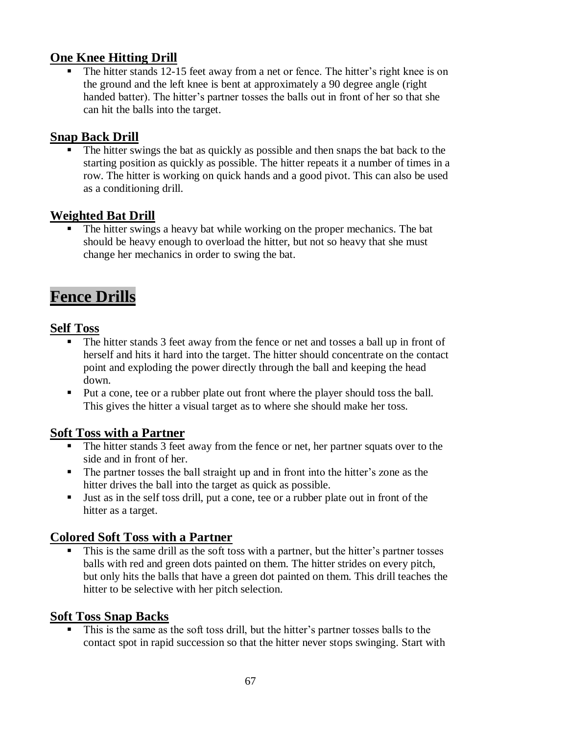### One Knee Hitting Drill

- The hitter stands 12-15 feet away from a net or fence. The hitter's right knee is on the ground and the left knee is bent at approximately a 90 degree angle (right handed batter). The hitter's partner tosses the balls out in front of her so that she can hit the balls into the target.

### Snap Back Drill

- The hitter swings the bat as quickly as possible and then snaps the bat back to the starting position as quickly as possible. The hitter repeats it a number of times in a row. The hitter is working on quick hands and a good pivot. This can also be used as a conditioning drill.

### Weighted Bat Drill

- The hitter swings a heavy bat while working on the proper mechanics. The bat should be heavy enough to overload the hitter, but not so heavy that she must change her mechanics in order to swing the bat.

## Fence Drills

### Self Toss

- The hitter stands 3 feet away from the fence or net and tosses a ball up in front of herself and hits it hard into the target. The hitter should concentrate on the contact point and exploding the power directly through the ball and keeping the head down.
- Put a cone, tee or a rubber plate out front where the player should toss the ball. This gives the hitter a visual target as to where she should make her toss.

### Soft Toss with a Partner

- The hitter stands 3 feet away from the fence or net, her partner squats over to the side and in front of her.
- The partner tosses the ball straight up and in front into the hitter's zone as the hitter drives the ball into the target as quick as possible.
- Just as in the self toss drill, put a cone, tee or a rubber plate out in front of the hitter as a target.

### Colored Soft Toss with a Partner

- This is the same drill as the soft toss with a partner, but the hitter's partner tosses balls with red and green dots painted on them. The hitter strides on every pitch, but only hits the balls that have a green dot painted on them. This drill teaches the hitter to be selective with her pitch selection.

### Soft Toss Snap Backs

- This is the same as the soft toss drill, but the hitter's partner tosses balls to the contact spot in rapid succession so that the hitter never stops swinging. Start with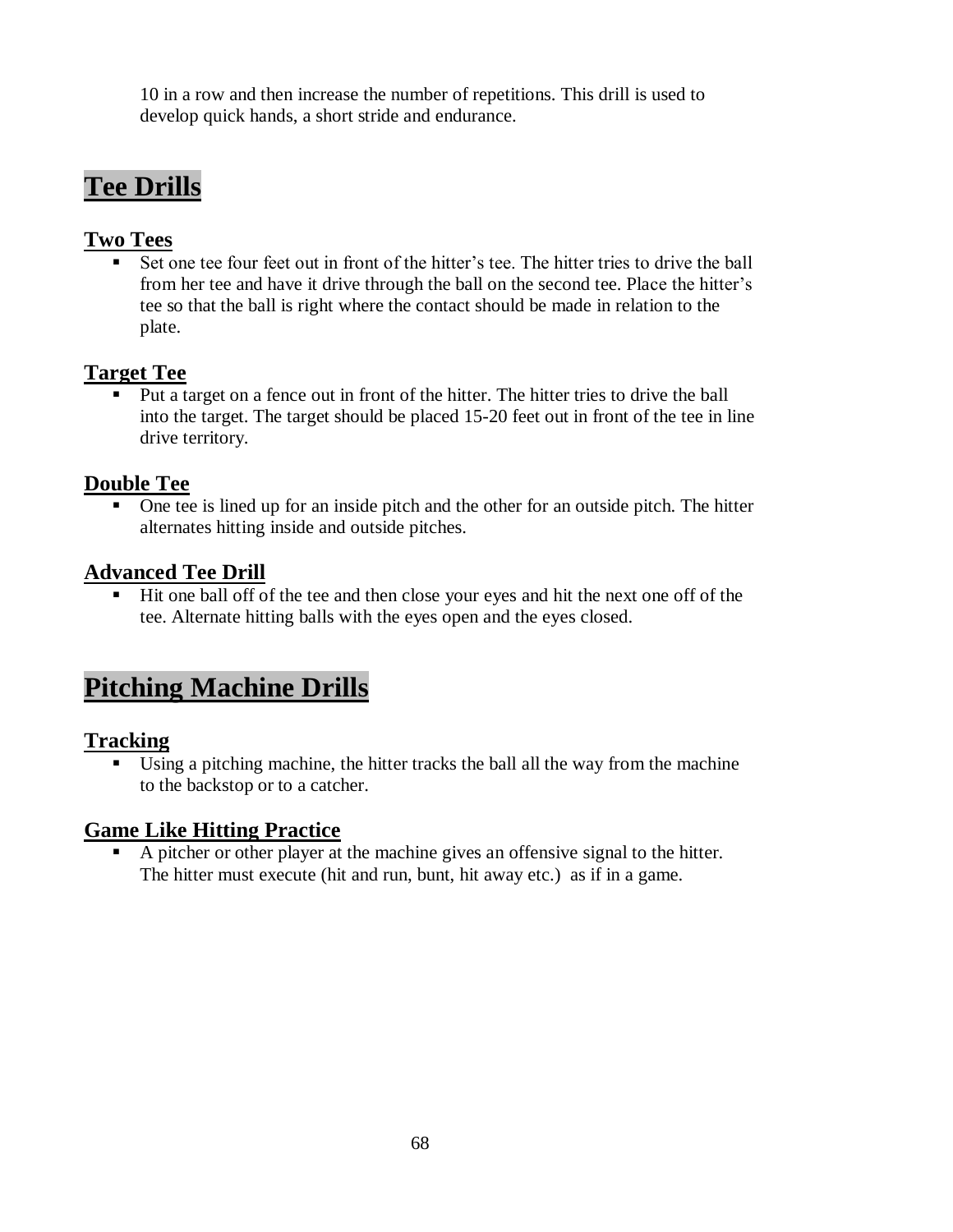10 in a row and then increase the number of repetitions. This drill is used to develop quick hands, a short stride and endurance.

# Tee Drills

## Two Tees

- Set one tee four feet out in front of the hitter's tee. The hitter tries to drive the ball from her tee and have it drive through the ball on the second tee. Place the hitter's tee so that the ball is right where the contact should be made in relation to the plate.

## Target Tee

- Put a target on a fence out in front of the hitter. The hitter tries to drive the ball into the target. The target should be placed 15-20 feet out in front of the tee in line drive territory.

## Double Tee

- One tee is lined up for an inside pitch and the other for an outside pitch. The hitter alternates hitting inside and outside pitches.

## Advanced Tee Drill

- Hit one ball off of the tee and then close your eyes and hit the next one off of the tee. Alternate hitting balls with the eyes open and the eyes closed.

# Pitching Machine Drills

## Tracking

- Using a pitching machine, the hitter tracks the ball all the way from the machine to the backstop or to a catcher.

## Game Like Hitting Practice

- A pitcher or other player at the machine gives an offensive signal to the hitter. The hitter must execute (hit and run, bunt, hit away etc.) as if in a game.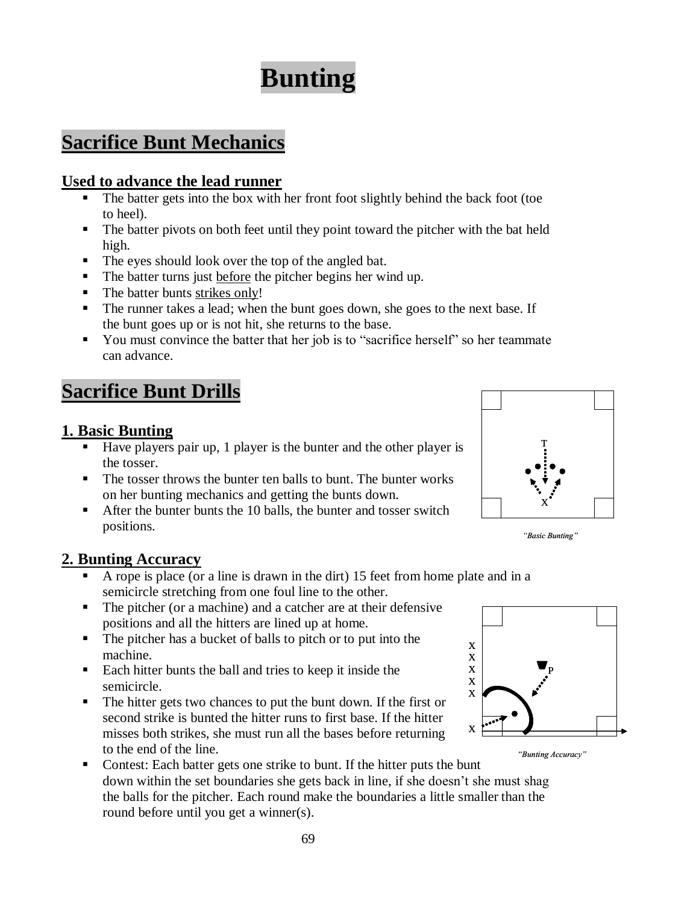# Bunting

## Sacrifice Bunt Mechanics

### Used to advance the lead runner

- The batter gets into the box with her front foot slightly behind the back foot (toe to heel).
- The batter pivots on both feet until they point toward the pitcher with the bat held high.
- The eyes should look over the top of the angled bat.
- The batter turns just before the pitcher begins her wind up.
- The batter bunts strikes only!
- The runner takes a lead; when the bunt goes down, she goes to the next base. If the bunt goes up or is not hit, she returns to the base.
- You must convince the batter that her job is to "sacrifice herself" so her teammate can advance.

## Sacrifice Bunt Drills

### 1. Basic Bunting

- Have players pair up, 1 player is the bunter and the other player is the tosser.
- The tosser throws the bunter ten balls to bunt. The bunter works on her bunting mechanics and getting the bunts down.
- After the bunter bunts the 10 balls, the bunter and tosser switch positions.

*"Basic Bunting"*

### 2. Bunting Accuracy

- A rope is place (or a line is drawn in the dirt) 15 feet from home plate and in a semicircle stretching from one foul line to the other.
- The pitcher (or a machine) and a catcher are at their defensive positions and all the hitters are lined up at home.
- The pitcher has a bucket of balls to pitch or to put into the machine.
- Each hitter bunts the ball and tries to keep it inside the semicircle.
- The hitter gets two chances to put the bunt down. If the first or second strike is bunted the hitter runs to first base. If the hitter misses both strikes, she must run all the bases before returning to the end of the line.
- Contest: Each batter gets one strike to bunt. If the hitter puts the bunt down within the set boundaries she gets back in line, if she doesn't she must shag the balls for the pitcher. Each round make the boundaries a little smaller than the round before until you get a winner(s).

*"Bunting Accuracy"*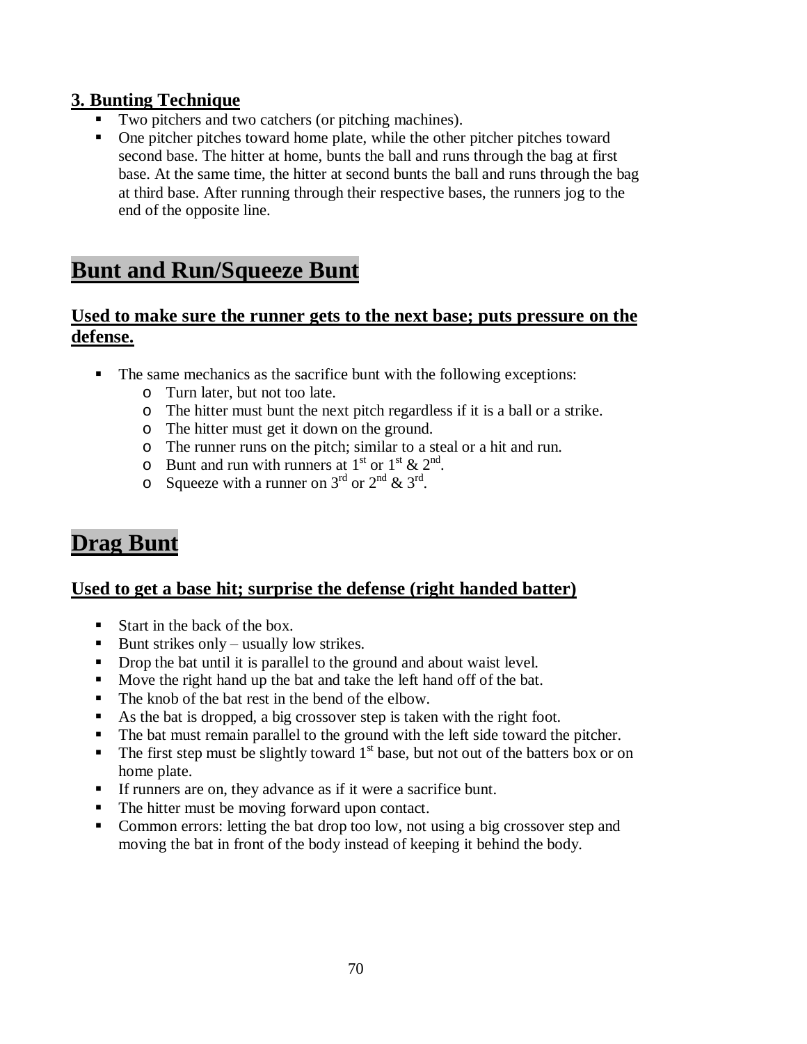### 3. Bunting Technique

- Two pitchers and two catchers (or pitching machines).
- One pitcher pitches toward home plate, while the other pitcher pitches toward second base. The hitter at home, bunts the ball and runs through the bag at first base. At the same time, the hitter at second bunts the ball and runs through the bag at third base. After running through their respective bases, the runners jog to the end of the opposite line.

## Bunt and Run/Squeeze Bunt

### Used to make sure the runner gets to the next base; puts pressure on the defense.

- The same mechanics as the sacrifice bunt with the following exceptions:
  - Turn later, but not too late.
  - The hitter must bunt the next pitch regardless if it is a ball or a strike.
  - The hitter must get it down on the ground.
  - The runner runs on the pitch; similar to a steal or a hit and run.
  - Bunt and run with runners at 1st or 1st & 2nd.
  - Squeeze with a runner on 3rd or 2nd & 3rd.

## Drag Bunt

### Used to get a base hit; surprise the defense (right handed batter)

- Start in the back of the box.
- Bunt strikes only – usually low strikes.
- Drop the bat until it is parallel to the ground and about waist level.
- Move the right hand up the bat and take the left hand off of the bat.
- The knob of the bat rest in the bend of the elbow.
- As the bat is dropped, a big crossover step is taken with the right foot.
- The bat must remain parallel to the ground with the left side toward the pitcher.
- The first step must be slightly toward 1st base, but not out of the batters box or on home plate.
- If runners are on, they advance as if it were a sacrifice bunt.
- The hitter must be moving forward upon contact.
- Common errors: letting the bat drop too low, not using a big crossover step and moving the bat in front of the body instead of keeping it behind the body.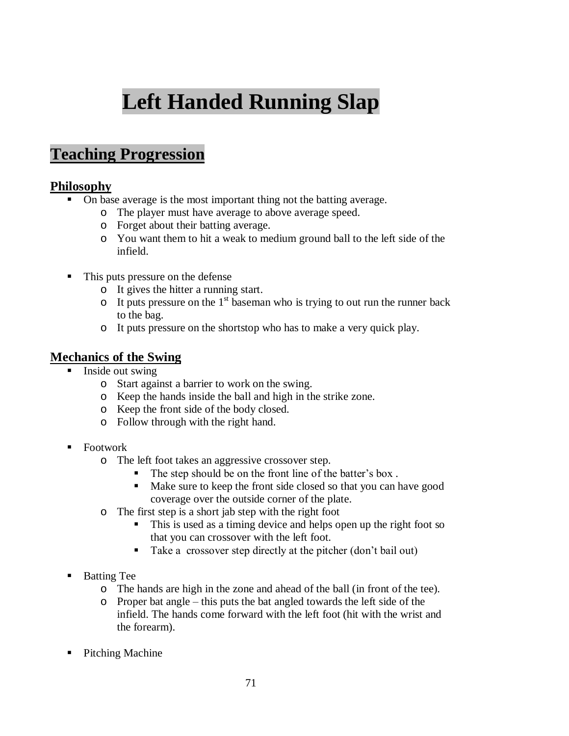# Left Handed Running Slap

## Teaching Progression

### Philosophy

- On base average is the most important thing not the batting average.
  - The player must have average to above average speed.
  - Forget about their batting average.
  - You want them to hit a weak to medium ground ball to the left side of the infield.

- This puts pressure on the defense
  - It gives the hitter a running start.
  - It puts pressure on the 1st baseman who is trying to out run the runner back to the bag.
  - It puts pressure on the shortstop who has to make a very quick play.

### Mechanics of the Swing

- Inside out swing
  - Start against a barrier to work on the swing.
  - Keep the hands inside the ball and high in the strike zone.
  - Keep the front side of the body closed.
  - Follow through with the right hand.

- Footwork
  - The left foot takes an aggressive crossover step.
    - The step should be on the front line of the batter's box .
    - Make sure to keep the front side closed so that you can have good coverage over the outside corner of the plate.
  - The first step is a short jab step with the right foot
    - This is used as a timing device and helps open up the right foot so that you can crossover with the left foot.
    - Take a crossover step directly at the pitcher (don't bail out)

- Batting Tee
  - The hands are high in the zone and ahead of the ball (in front of the tee).
  - Proper bat angle – this puts the bat angled towards the left side of the infield. The hands come forward with the left foot (hit with the wrist and the forearm).

- Pitching Machine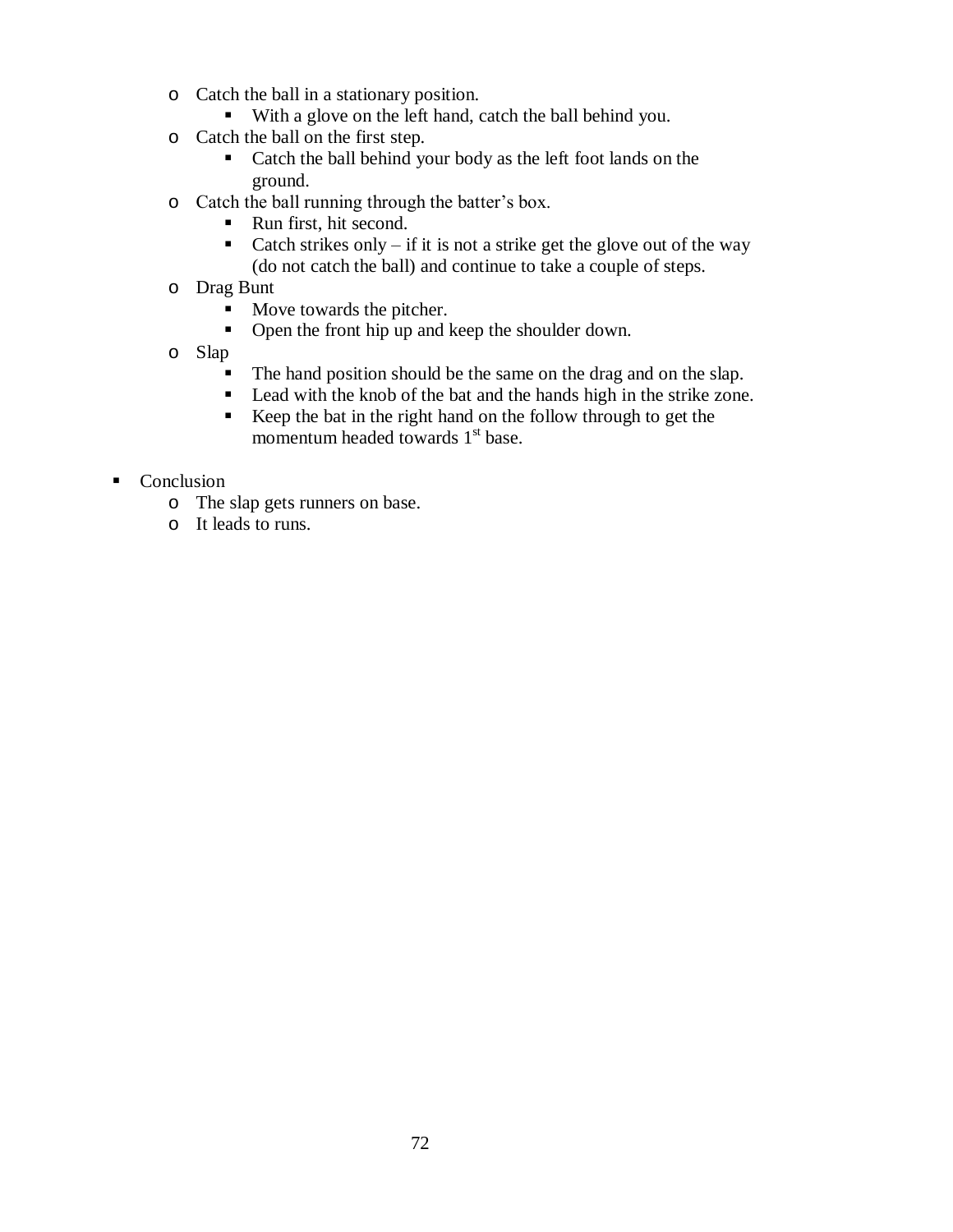- Catch the ball in a stationary position.
    - With a glove on the left hand, catch the ball behind you.
  - Catch the ball on the first step.
    - Catch the ball behind your body as the left foot lands on the ground.
  - Catch the ball running through the batter's box.
    - Run first, hit second.
    - Catch strikes only – if it is not a strike get the glove out of the way (do not catch the ball) and continue to take a couple of steps.
  - Drag Bunt
    - Move towards the pitcher.
    - Open the front hip up and keep the shoulder down.
  - Slap
    - The hand position should be the same on the drag and on the slap.
    - Lead with the knob of the bat and the hands high in the strike zone.
    - Keep the bat in the right hand on the follow through to get the momentum headed towards 1st base.

- Conclusion
  - The slap gets runners on base.
  - It leads to runs.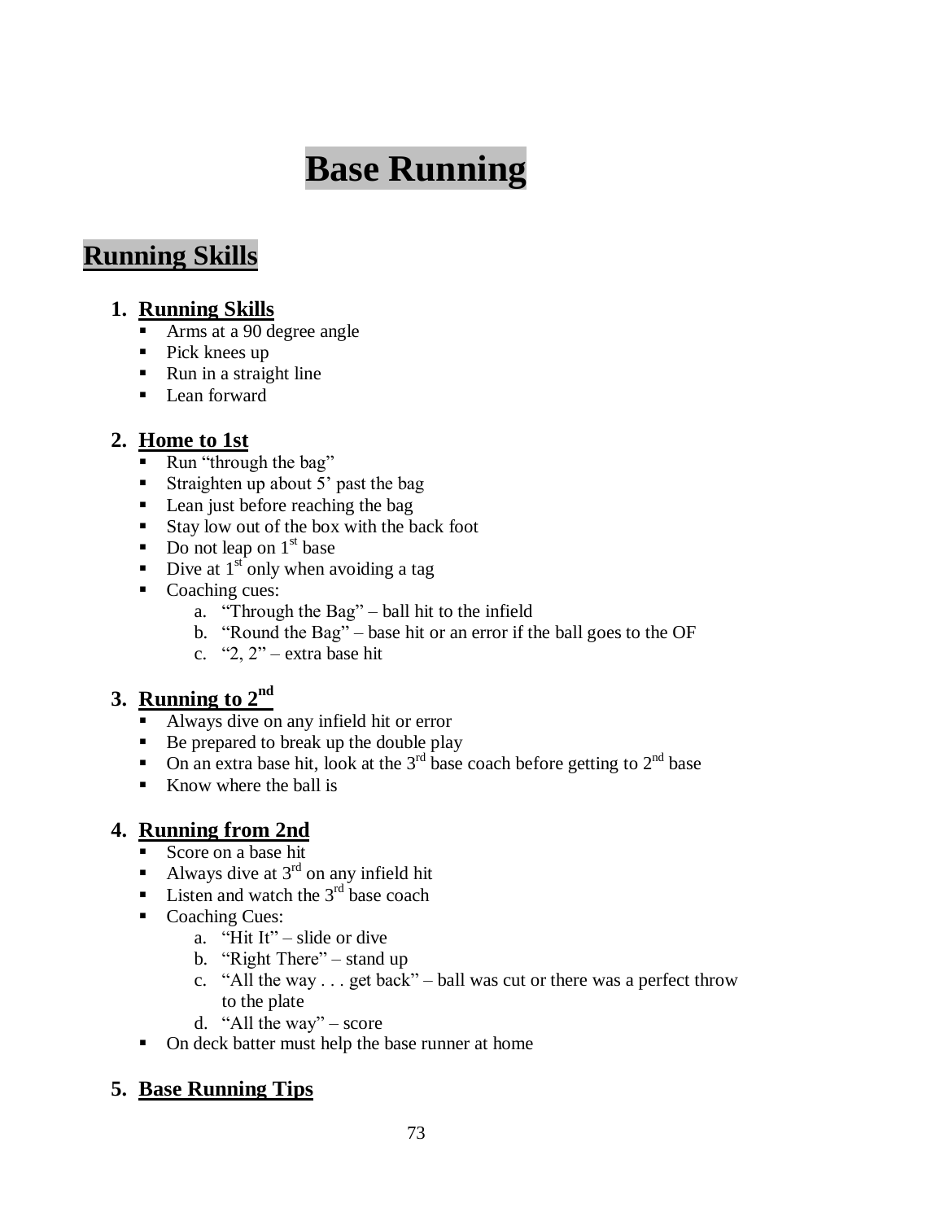# Base Running

## Running Skills

1. **Running Skills**
   - Arms at a 90 degree angle
   - Pick knees up
   - Run in a straight line
   - Lean forward

2. **Home to 1st**
   - Run "through the bag"
   - Straighten up about 5' past the bag
   - Lean just before reaching the bag
   - Stay low out of the box with the back foot
   - Do not leap on 1st base
   - Dive at 1st only when avoiding a tag
   - Coaching cues:
     a. "Through the Bag" – ball hit to the infield
     b. "Round the Bag" – base hit or an error if the ball goes to the OF
     c. "2, 2" – extra base hit

3. **Running to 2nd**
   - Always dive on any infield hit or error
   - Be prepared to break up the double play
   - On an extra base hit, look at the 3rd base coach before getting to 2nd base
   - Know where the ball is

4. **Running from 2nd**
   - Score on a base hit
   - Always dive at 3rd on any infield hit
   - Listen and watch the 3rd base coach
   - Coaching Cues:
     a. "Hit It" – slide or dive
     b. "Right There" – stand up
     c. "All the way . . . get back" – ball was cut or there was a perfect throw to the plate
     d. "All the way" – score
   - On deck batter must help the base runner at home

5. **Base Running Tips**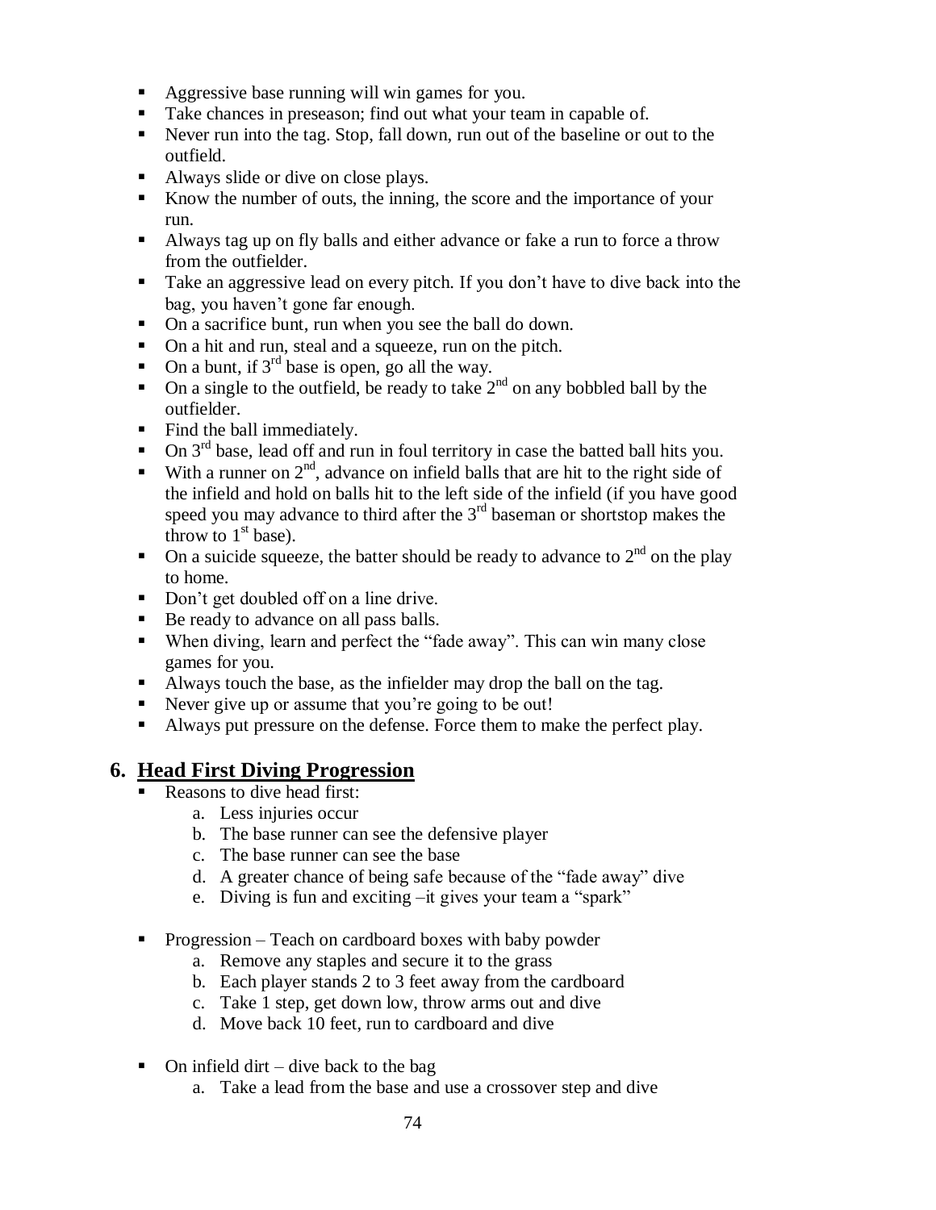- Aggressive base running will win games for you.
- Take chances in preseason; find out what your team in capable of.
- Never run into the tag. Stop, fall down, run out of the baseline or out to the outfield.
- Always slide or dive on close plays.
- Know the number of outs, the inning, the score and the importance of your run.
- Always tag up on fly balls and either advance or fake a run to force a throw from the outfielder.
- Take an aggressive lead on every pitch. If you don't have to dive back into the bag, you haven't gone far enough.
- On a sacrifice bunt, run when you see the ball do down.
- On a hit and run, steal and a squeeze, run on the pitch.
- On a bunt, if 3rd base is open, go all the way.
- On a single to the outfield, be ready to take 2nd on any bobbled ball by the outfielder.
- Find the ball immediately.
- On 3rd base, lead off and run in foul territory in case the batted ball hits you.
- With a runner on 2nd, advance on infield balls that are hit to the right side of the infield and hold on balls hit to the left side of the infield (if you have good speed you may advance to third after the 3rd baseman or shortstop makes the throw to 1st base).
- On a suicide squeeze, the batter should be ready to advance to 2nd on the play to home.
- Don't get doubled off on a line drive.
- Be ready to advance on all pass balls.
- When diving, learn and perfect the "fade away". This can win many close games for you.
- Always touch the base, as the infielder may drop the ball on the tag.
- Never give up or assume that you're going to be out!
- Always put pressure on the defense. Force them to make the perfect play.

## 6. Head First Diving Progression

- Reasons to dive head first:
  a. Less injuries occur
  b. The base runner can see the defensive player
  c. The base runner can see the base
  d. A greater chance of being safe because of the "fade away" dive
  e. Diving is fun and exciting –it gives your team a "spark"

- Progression – Teach on cardboard boxes with baby powder
  a. Remove any staples and secure it to the grass
  b. Each player stands 2 to 3 feet away from the cardboard
  c. Take 1 step, get down low, throw arms out and dive
  d. Move back 10 feet, run to cardboard and dive

- On infield dirt – dive back to the bag
  a. Take a lead from the base and use a crossover step and dive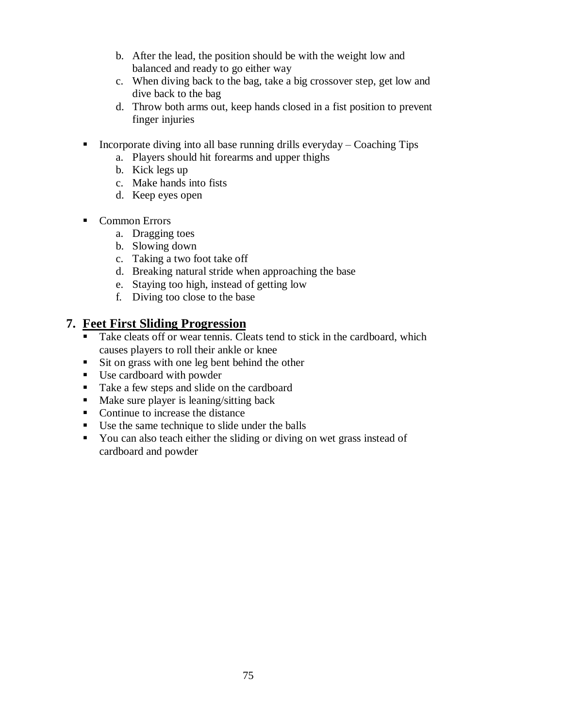b. After the lead, the position should be with the weight low and balanced and ready to go either way
c. When diving back to the bag, take a big crossover step, get low and dive back to the bag
d. Throw both arms out, keep hands closed in a fist position to prevent finger injuries

- Incorporate diving into all base running drills everyday – Coaching Tips
  a. Players should hit forearms and upper thighs
  b. Kick legs up
  c. Make hands into fists
  d. Keep eyes open

- Common Errors
  a. Dragging toes
  b. Slowing down
  c. Taking a two foot take off
  d. Breaking natural stride when approaching the base
  e. Staying too high, instead of getting low
  f. Diving too close to the base

## 7. Feet First Sliding Progression

- Take cleats off or wear tennis. Cleats tend to stick in the cardboard, which causes players to roll their ankle or knee
- Sit on grass with one leg bent behind the other
- Use cardboard with powder
- Take a few steps and slide on the cardboard
- Make sure player is leaning/sitting back
- Continue to increase the distance
- Use the same technique to slide under the balls
- You can also teach either the sliding or diving on wet grass instead of cardboard and powder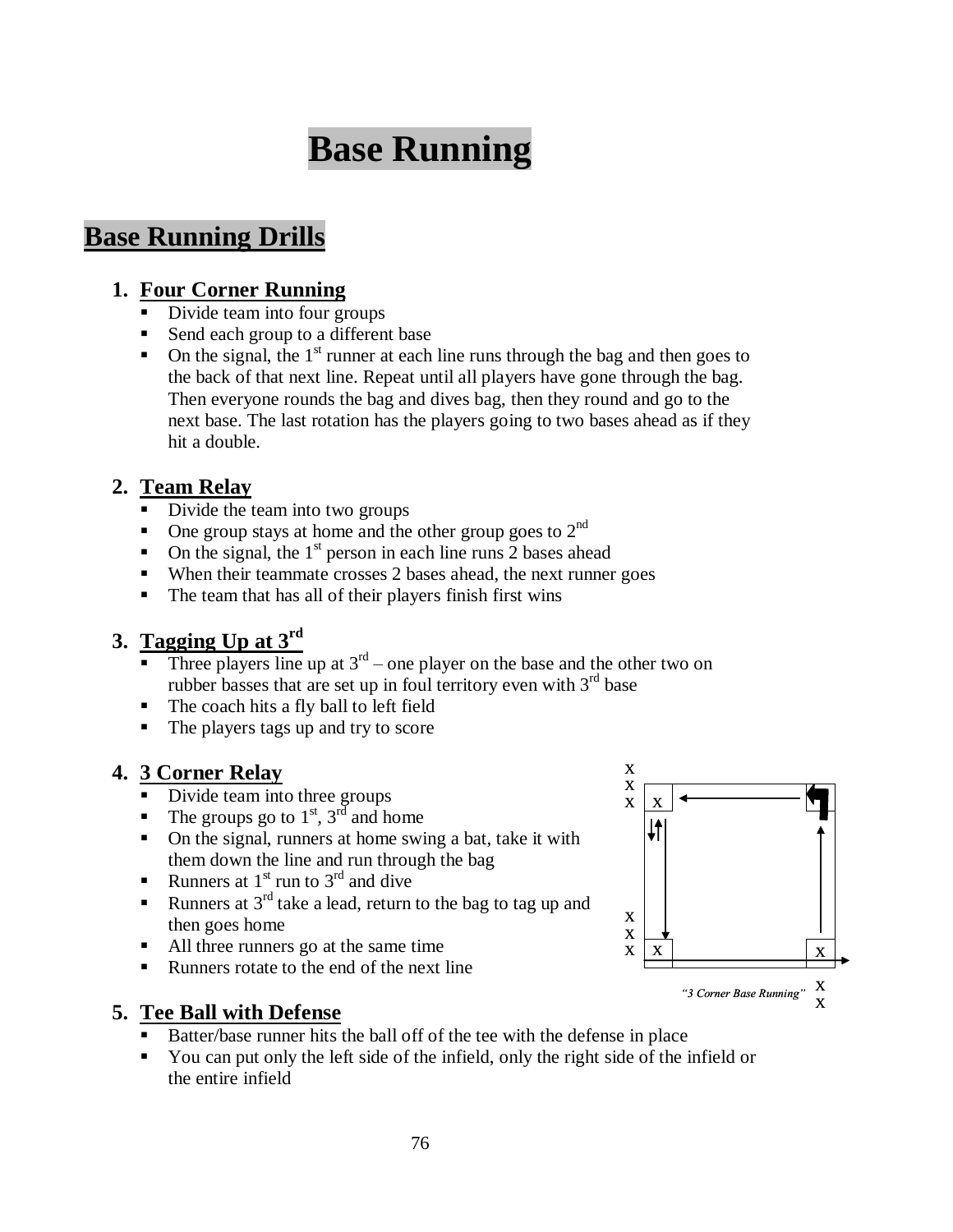# Base Running

## Base Running Drills

### 1. Four Corner Running

- Divide team into four groups
- Send each group to a different base
- On the signal, the 1st runner at each line runs through the bag and then goes to the back of that next line. Repeat until all players have gone through the bag. Then everyone rounds the bag and dives bag, then they round and go to the next base. The last rotation has the players going to two bases ahead as if they hit a double.

### 2. Team Relay

- Divide the team into two groups
- One group stays at home and the other group goes to 2nd
- On the signal, the 1st person in each line runs 2 bases ahead
- When their teammate crosses 2 bases ahead, the next runner goes
- The team that has all of their players finish first wins

### 3. Tagging Up at 3rd

- Three players line up at 3rd – one player on the base and the other two on rubber basses that are set up in foul territory even with 3rd base
- The coach hits a fly ball to left field
- The players tags up and try to score

### 4. 3 Corner Relay

- Divide team into three groups
- The groups go to 1st, 3rd and home
- On the signal, runners at home swing a bat, take it with them down the line and run through the bag
- Runners at 1st run to 3rd and dive
- Runners at 3rd take a lead, return to the bag to tag up and then goes home
- All three runners go at the same time
- Runners rotate to the end of the next line

*"3 Corner Base Running"*

### 5. Tee Ball with Defense

- Batter/base runner hits the ball off of the tee with the defense in place
- You can put only the left side of the infield, only the right side of the infield or the entire infield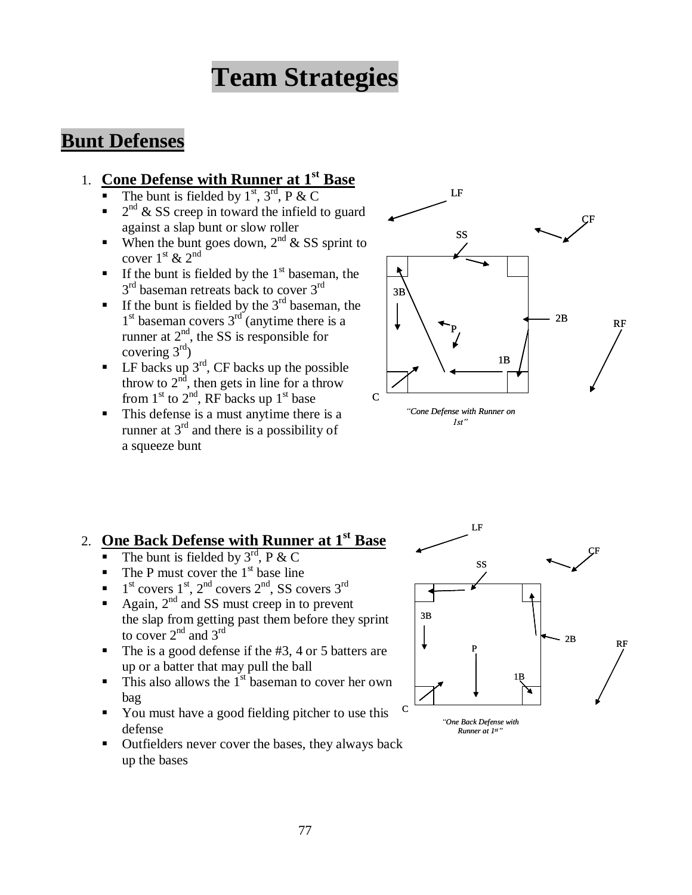# Team Strategies

## Bunt Defenses

1. **Cone Defense with Runner at 1st Base**
   - The bunt is fielded by 1st, 3rd, P & C
   - 2nd & SS creep in toward the infield to guard against a slap bunt or slow roller
   - When the bunt goes down, 2nd & SS sprint to cover 1st & 2nd
   - If the bunt is fielded by the 1st baseman, the 3rd baseman retreats back to cover 3rd
   - If the bunt is fielded by the 3rd baseman, the 1st baseman covers 3rd (anytime there is a runner at 2nd, the SS is responsible for covering 3rd)
   - LF backs up 3rd, CF backs up the possible throw to 2nd, then gets in line for a throw from 1st to 2nd, RF backs up 1st base
   - This defense is a must anytime there is a runner at 3rd and there is a possibility of a squeeze bunt

LF CF SS 3B 2B RF P 1B C

*"Cone Defense with Runner on 1st"*

2. **One Back Defense with Runner at 1st Base**
   - The bunt is fielded by 3rd, P & C
   - The P must cover the 1st base line
   - 1st covers 1st, 2nd covers 2nd, SS covers 3rd
   - Again, 2nd and SS must creep in to prevent the slap from getting past them before they sprint to cover 2nd and 3rd
   - The is a good defense if the #3, 4 or 5 batters are up or a batter that may pull the ball
   - This also allows the 1st baseman to cover her own bag
   - You must have a good fielding pitcher to use this defense
   - Outfielders never cover the bases, they always back up the bases

LF CF SS 3B 2B RF P 1B C

*"One Back Defense with Runner at 1st"*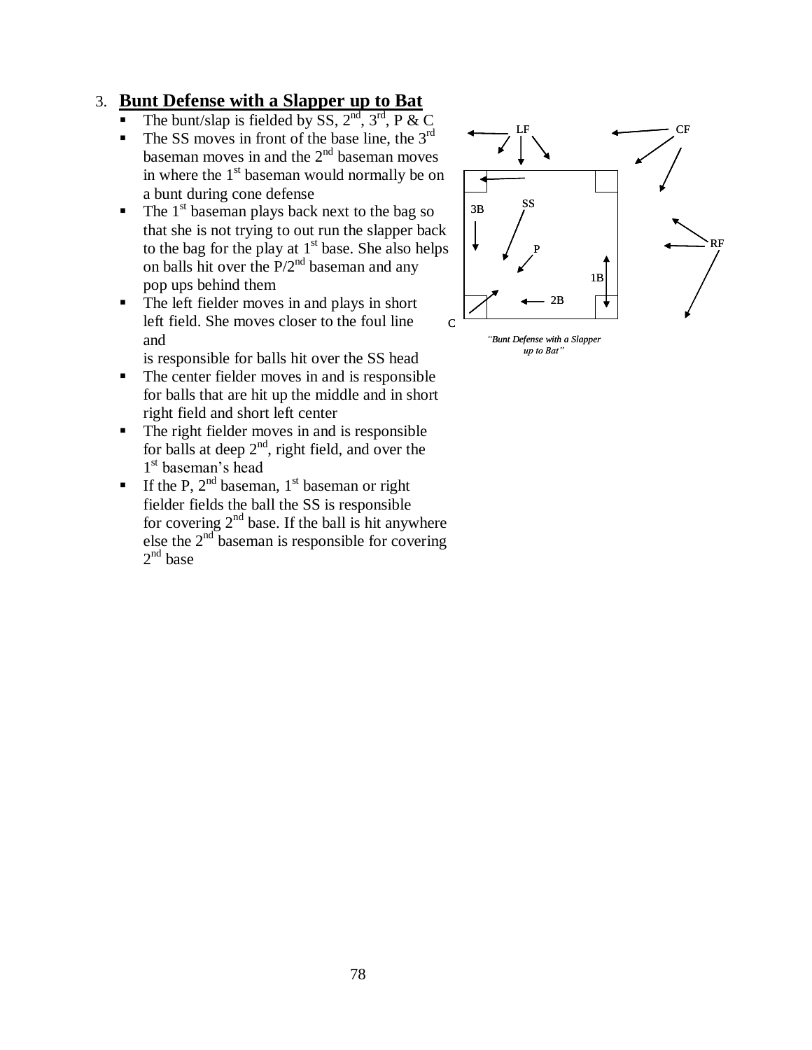3. **<u>Bunt Defense with a Slapper up to Bat</u>**

- The bunt/slap is fielded by SS, 2nd, 3rd, P & C
- The SS moves in front of the base line, the 3rd baseman moves in and the 2nd baseman moves in where the 1st baseman would normally be on a bunt during cone defense
- The 1st baseman plays back next to the bag so that she is not trying to out run the slapper back to the bag for the play at 1st base. She also helps on balls hit over the P/2nd baseman and any pop ups behind them
- The left fielder moves in and plays in short left field. She moves closer to the foul line and is responsible for balls hit over the SS head
- The center fielder moves in and is responsible for balls that are hit up the middle and in short right field and short left center
- The right fielder moves in and is responsible for balls at deep 2nd, right field, and over the 1st baseman's head
- If the P, 2nd baseman, 1st baseman or right fielder fields the ball the SS is responsible for covering 2nd base. If the ball is hit anywhere else the 2nd baseman is responsible for covering 2nd base

LF CF 3B SS P RF 1B 2B C

*"Bunt Defense with a Slapper up to Bat"*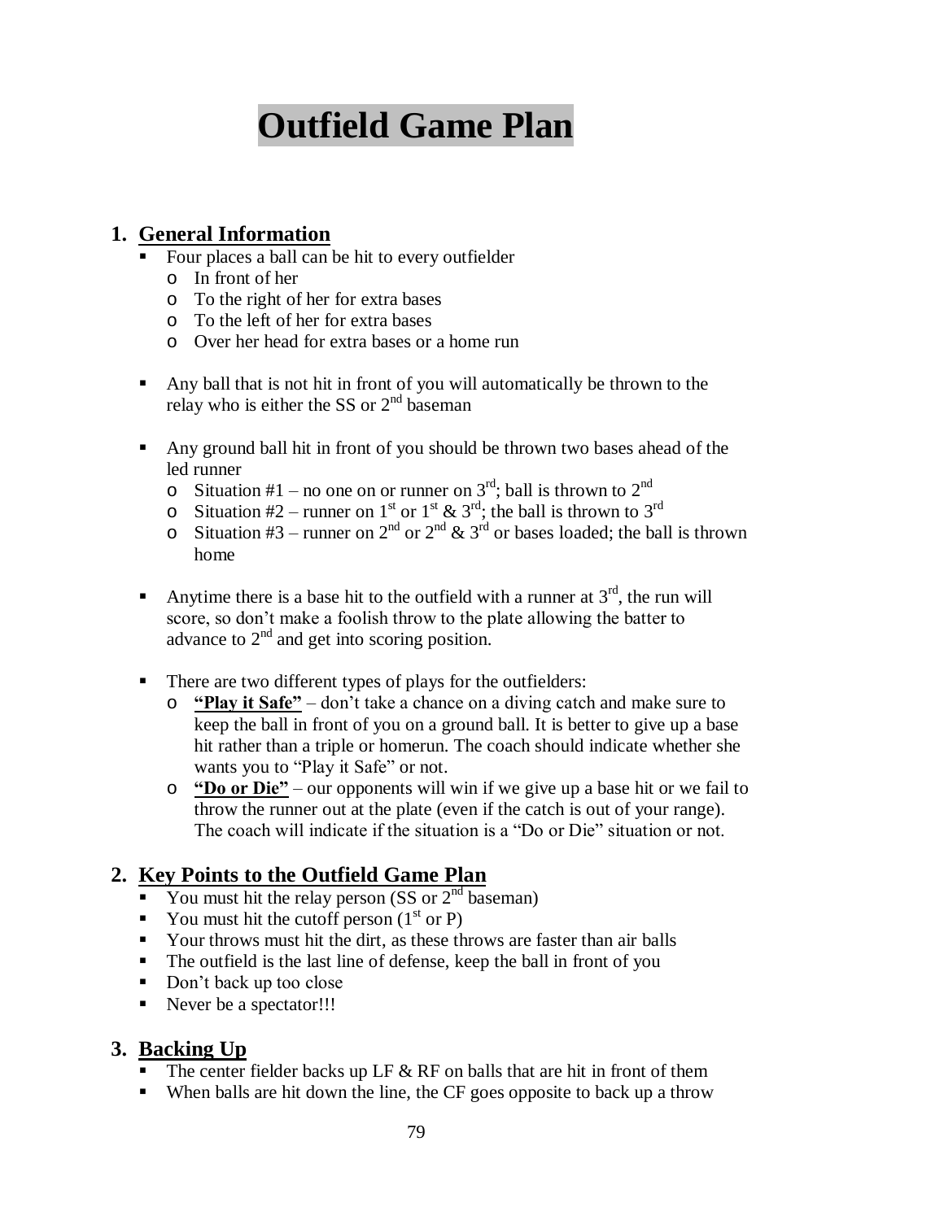# Outfield Game Plan

## 1. General Information

- Four places a ball can be hit to every outfielder
  - In front of her
  - To the right of her for extra bases
  - To the left of her for extra bases
  - Over her head for extra bases or a home run

- Any ball that is not hit in front of you will automatically be thrown to the relay who is either the SS or 2nd baseman

- Any ground ball hit in front of you should be thrown two bases ahead of the led runner
  - Situation #1 – no one on or runner on 3rd; ball is thrown to 2nd
  - Situation #2 – runner on 1st or 1st & 3rd; the ball is thrown to 3rd
  - Situation #3 – runner on 2nd or 2nd & 3rd or bases loaded; the ball is thrown home

- Anytime there is a base hit to the outfield with a runner at 3rd, the run will score, so don't make a foolish throw to the plate allowing the batter to advance to 2nd and get into scoring position.

- There are two different types of plays for the outfielders:
  - **"Play it Safe"** – don't take a chance on a diving catch and make sure to keep the ball in front of you on a ground ball. It is better to give up a base hit rather than a triple or homerun. The coach should indicate whether she wants you to "Play it Safe" or not.
  - **"Do or Die"** – our opponents will win if we give up a base hit or we fail to throw the runner out at the plate (even if the catch is out of your range). The coach will indicate if the situation is a "Do or Die" situation or not.

## 2. Key Points to the Outfield Game Plan

- You must hit the relay person (SS or 2nd baseman)
- You must hit the cutoff person (1st or P)
- Your throws must hit the dirt, as these throws are faster than air balls
- The outfield is the last line of defense, keep the ball in front of you
- Don't back up too close
- Never be a spectator!!!

## 3. Backing Up

- The center fielder backs up LF & RF on balls that are hit in front of them
- When balls are hit down the line, the CF goes opposite to back up a throw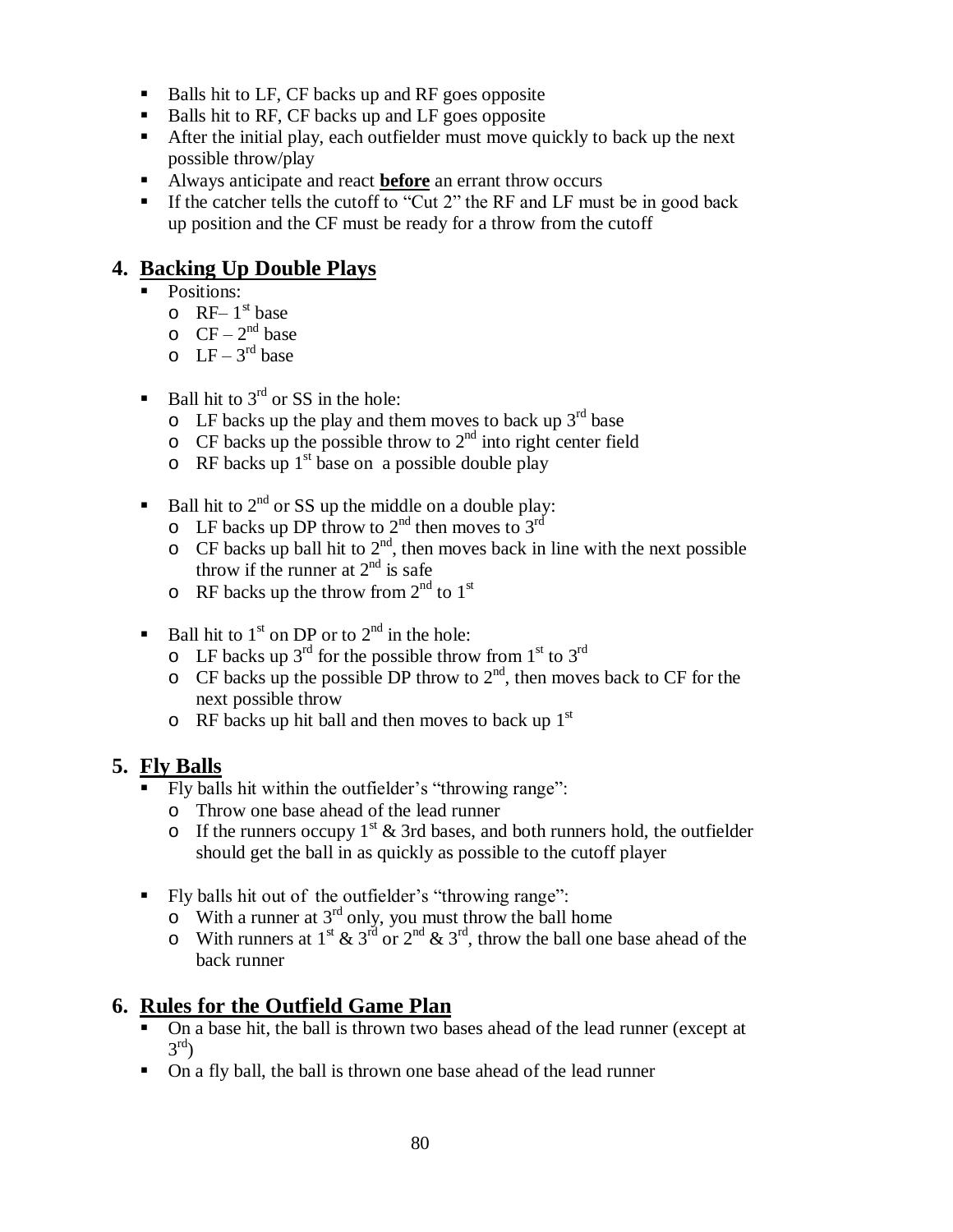- Balls hit to LF, CF backs up and RF goes opposite
- Balls hit to RF, CF backs up and LF goes opposite
- After the initial play, each outfielder must move quickly to back up the next possible throw/play
- Always anticipate and react **before** an errant throw occurs
- If the catcher tells the cutoff to "Cut 2" the RF and LF must be in good back up position and the CF must be ready for a throw from the cutoff

## 4. Backing Up Double Plays

- Positions:
  - RF– 1st base
  - CF – 2nd base
  - LF – 3rd base

- Ball hit to 3rd or SS in the hole:
  - LF backs up the play and them moves to back up 3rd base
  - CF backs up the possible throw to 2nd into right center field
  - RF backs up 1st base on a possible double play

- Ball hit to 2nd or SS up the middle on a double play:
  - LF backs up DP throw to 2nd then moves to 3rd
  - CF backs up ball hit to 2nd, then moves back in line with the next possible throw if the runner at 2nd is safe
  - RF backs up the throw from 2nd to 1st

- Ball hit to 1st on DP or to 2nd in the hole:
  - LF backs up 3rd for the possible throw from 1st to 3rd
  - CF backs up the possible DP throw to 2nd, then moves back to CF for the next possible throw
  - RF backs up hit ball and then moves to back up 1st

## 5. Fly Balls

- Fly balls hit within the outfielder's "throwing range":
  - Throw one base ahead of the lead runner
  - If the runners occupy 1st & 3rd bases, and both runners hold, the outfielder should get the ball in as quickly as possible to the cutoff player

- Fly balls hit out of the outfielder's "throwing range":
  - With a runner at 3rd only, you must throw the ball home
  - With runners at 1st & 3rd or 2nd & 3rd, throw the ball one base ahead of the back runner

## 6. Rules for the Outfield Game Plan

- On a base hit, the ball is thrown two bases ahead of the lead runner (except at 3rd)
- On a fly ball, the ball is thrown one base ahead of the lead runner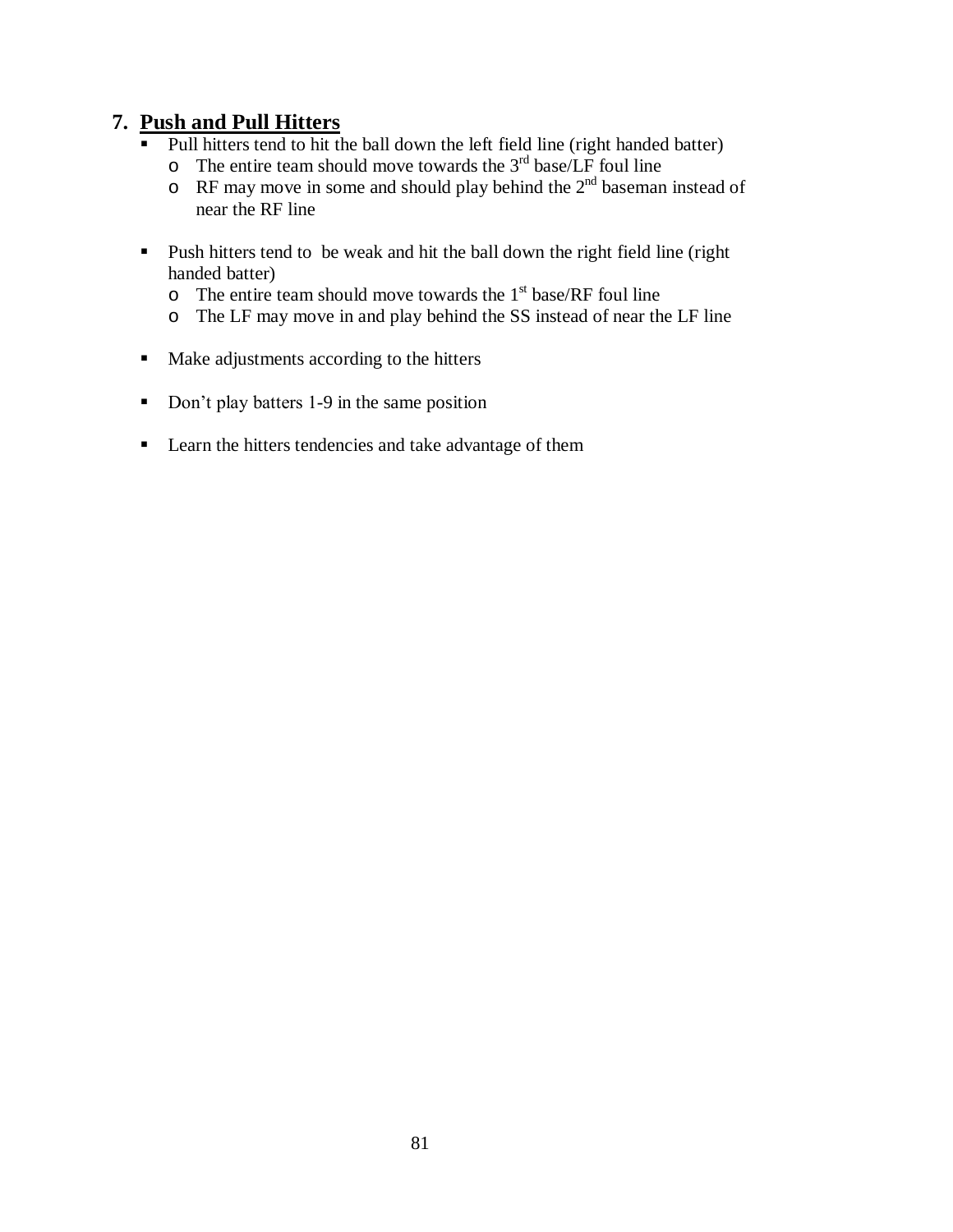## 7. Push and Pull Hitters

- Pull hitters tend to hit the ball down the left field line (right handed batter)
  - The entire team should move towards the 3rd base/LF foul line
  - RF may move in some and should play behind the 2nd baseman instead of near the RF line

- Push hitters tend to be weak and hit the ball down the right field line (right handed batter)
  - The entire team should move towards the 1st base/RF foul line
  - The LF may move in and play behind the SS instead of near the LF line

- Make adjustments according to the hitters

- Don't play batters 1-9 in the same position

- Learn the hitters tendencies and take advantage of them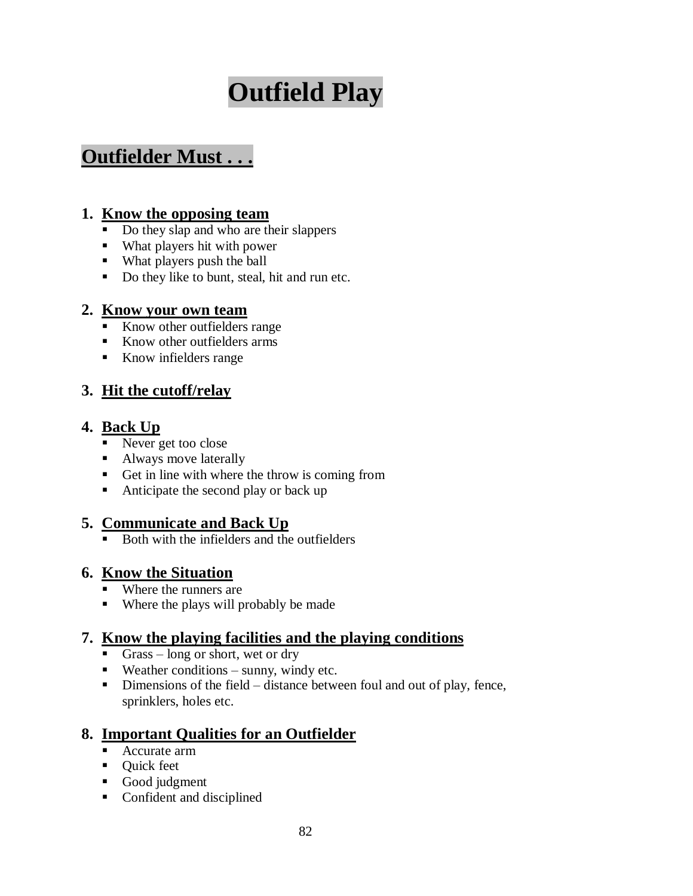# Outfield Play

## Outfielder Must . . .

1. **Know the opposing team**
   - Do they slap and who are their slappers
   - What players hit with power
   - What players push the ball
   - Do they like to bunt, steal, hit and run etc.

2. **Know your own team**
   - Know other outfielders range
   - Know other outfielders arms
   - Know infielders range

3. **Hit the cutoff/relay**

4. **Back Up**
   - Never get too close
   - Always move laterally
   - Get in line with where the throw is coming from
   - Anticipate the second play or back up

5. **Communicate and Back Up**
   - Both with the infielders and the outfielders

6. **Know the Situation**
   - Where the runners are
   - Where the plays will probably be made

7. **Know the playing facilities and the playing conditions**
   - Grass – long or short, wet or dry
   - Weather conditions – sunny, windy etc.
   - Dimensions of the field – distance between foul and out of play, fence, sprinklers, holes etc.

8. **Important Qualities for an Outfielder**
   - Accurate arm
   - Quick feet
   - Good judgment
   - Confident and disciplined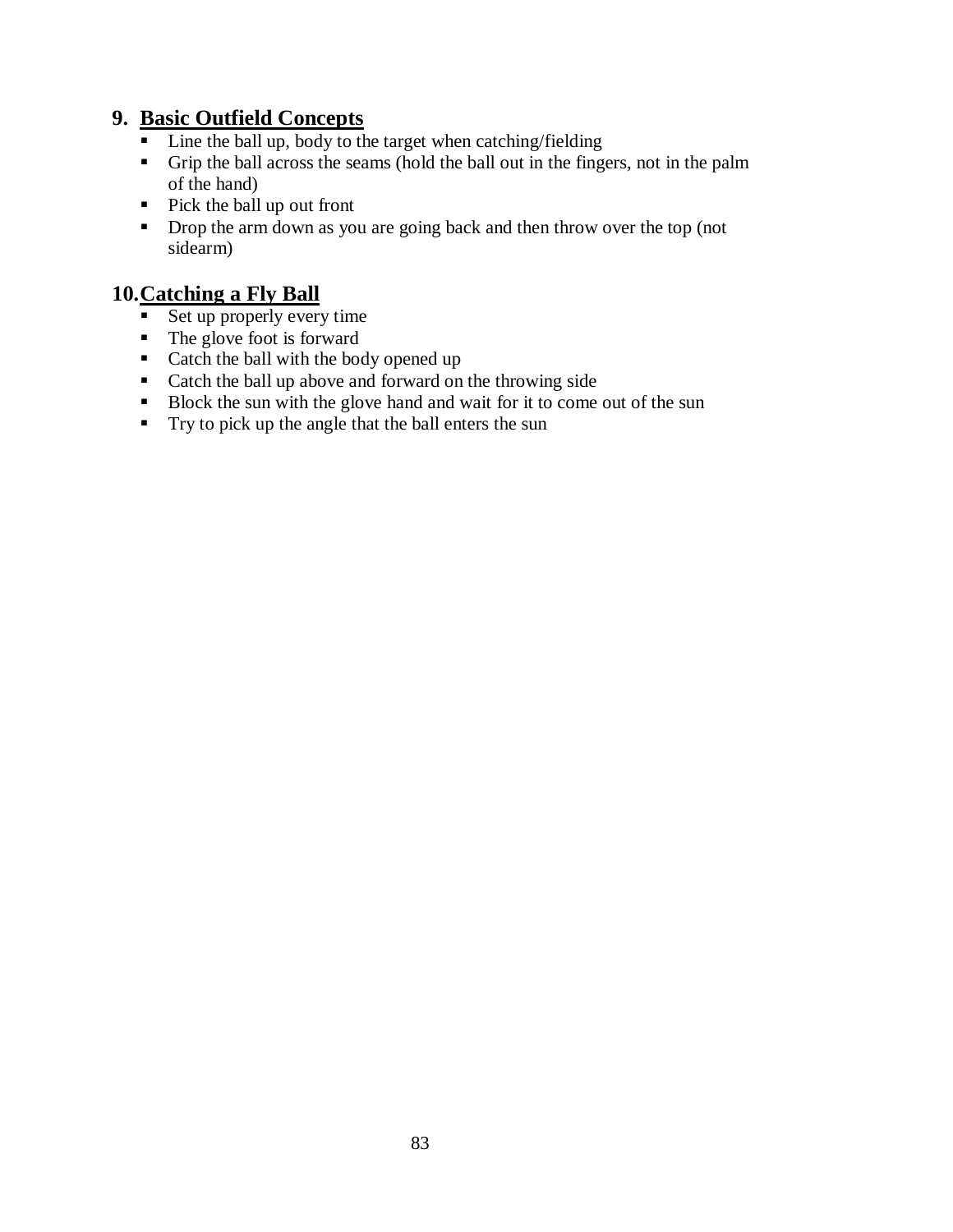## 9. <u>Basic Outfield Concepts</u>

- Line the ball up, body to the target when catching/fielding
- Grip the ball across the seams (hold the ball out in the fingers, not in the palm of the hand)
- Pick the ball up out front
- Drop the arm down as you are going back and then throw over the top (not sidearm)

## 10. <u>Catching a Fly Ball</u>

- Set up properly every time
- The glove foot is forward
- Catch the ball with the body opened up
- Catch the ball up above and forward on the throwing side
- Block the sun with the glove hand and wait for it to come out of the sun
- Try to pick up the angle that the ball enters the sun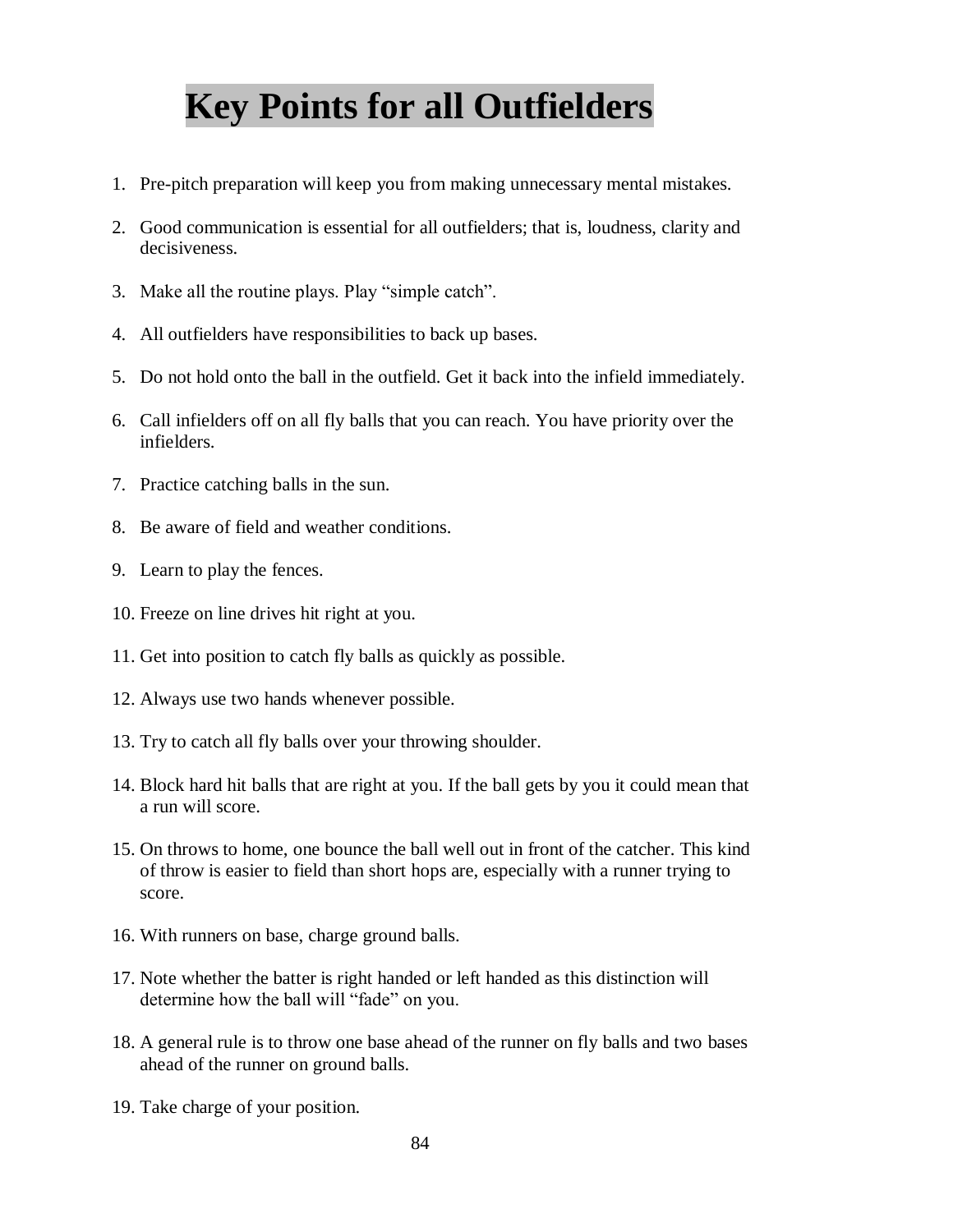# Key Points for all Outfielders

1. Pre-pitch preparation will keep you from making unnecessary mental mistakes.
2. Good communication is essential for all outfielders; that is, loudness, clarity and decisiveness.
3. Make all the routine plays. Play "simple catch".
4. All outfielders have responsibilities to back up bases.
5. Do not hold onto the ball in the outfield. Get it back into the infield immediately.
6. Call infielders off on all fly balls that you can reach. You have priority over the infielders.
7. Practice catching balls in the sun.
8. Be aware of field and weather conditions.
9. Learn to play the fences.
10. Freeze on line drives hit right at you.
11. Get into position to catch fly balls as quickly as possible.
12. Always use two hands whenever possible.
13. Try to catch all fly balls over your throwing shoulder.
14. Block hard hit balls that are right at you. If the ball gets by you it could mean that a run will score.
15. On throws to home, one bounce the ball well out in front of the catcher. This kind of throw is easier to field than short hops are, especially with a runner trying to score.
16. With runners on base, charge ground balls.
17. Note whether the batter is right handed or left handed as this distinction will determine how the ball will "fade" on you.
18. A general rule is to throw one base ahead of the runner on fly balls and two bases ahead of the runner on ground balls.
19. Take charge of your position.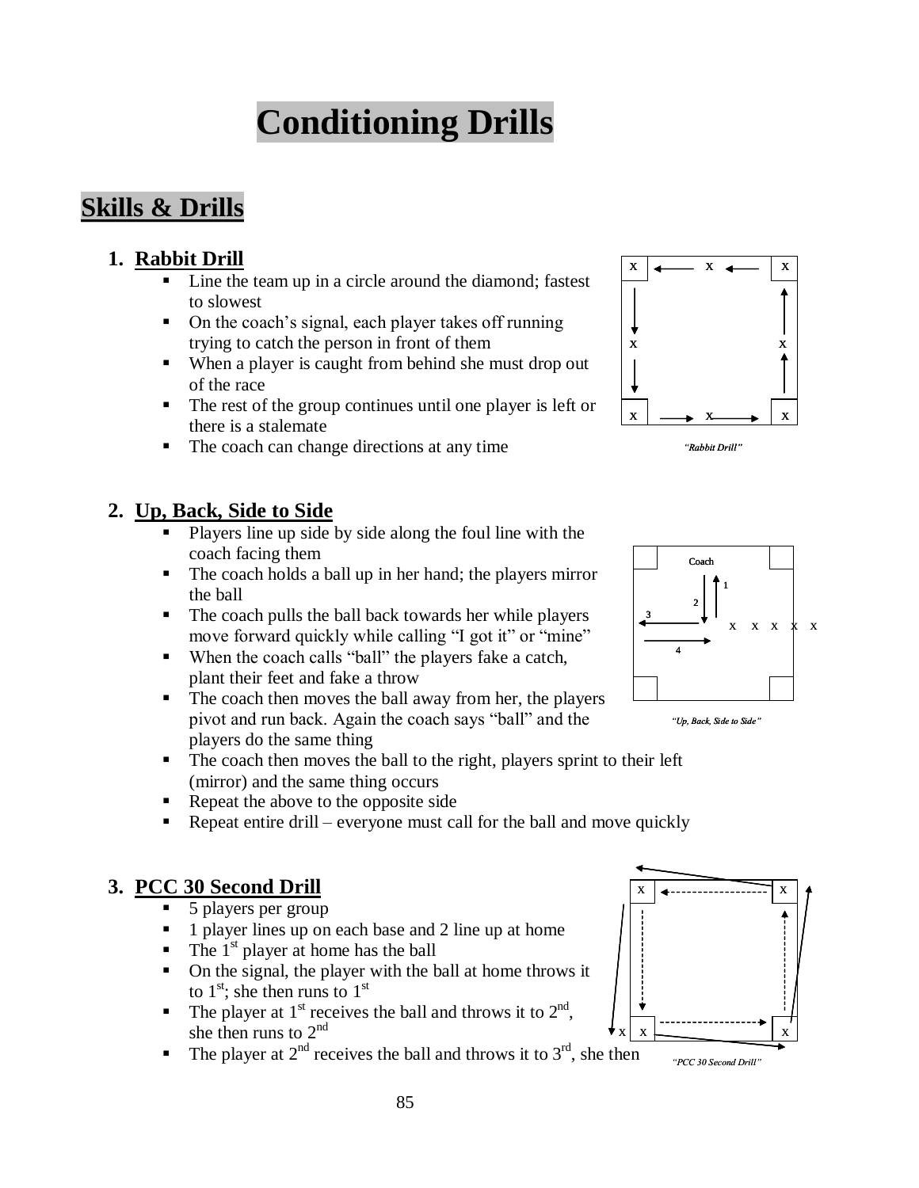# Conditioning Drills

## Skills & Drills

1. **Rabbit Drill**
   - Line the team up in a circle around the diamond; fastest to slowest
   - On the coach's signal, each player takes off running trying to catch the person in front of them
   - When a player is caught from behind she must drop out of the race
   - The rest of the group continues until one player is left or there is a stalemate
   - The coach can change directions at any time

*"Rabbit Drill"*

2. **Up, Back, Side to Side**
   - Players line up side by side along the foul line with the coach facing them
   - The coach holds a ball up in her hand; the players mirror the ball
   - The coach pulls the ball back towards her while players move forward quickly while calling "I got it" or "mine"
   - When the coach calls "ball" the players fake a catch, plant their feet and fake a throw
   - The coach then moves the ball away from her, the players pivot and run back. Again the coach says "ball" and the players do the same thing
   - The coach then moves the ball to the right, players sprint to their left (mirror) and the same thing occurs
   - Repeat the above to the opposite side
   - Repeat entire drill – everyone must call for the ball and move quickly

*"Up, Back, Side to Side"*

3. **PCC 30 Second Drill**
   - 5 players per group
   - 1 player lines up on each base and 2 line up at home
   - The 1st player at home has the ball
   - On the signal, the player with the ball at home throws it to 1st; she then runs to 1st
   - The player at 1st receives the ball and throws it to 2nd, she then runs to 2nd
   - The player at 2nd receives the ball and throws it to 3rd, she then

*"PCC 30 Second Drill"*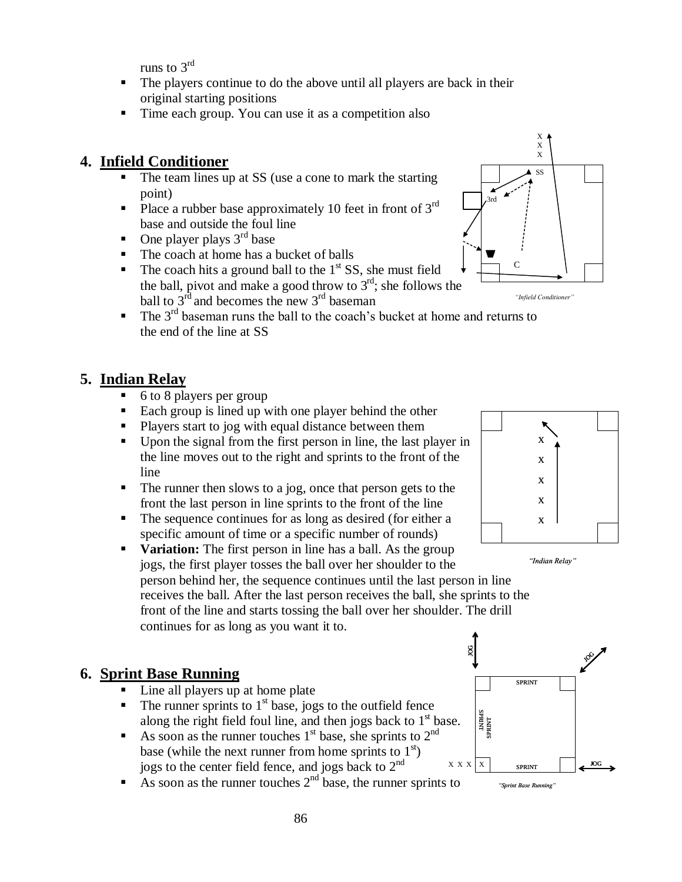runs to 3rd

- The players continue to do the above until all players are back in their original starting positions
- Time each group. You can use it as a competition also

## 4. Infield Conditioner

- The team lines up at SS (use a cone to mark the starting point)
- Place a rubber base approximately 10 feet in front of 3rd base and outside the foul line
- One player plays 3rd base
- The coach at home has a bucket of balls
- The coach hits a ground ball to the 1st SS, she must field the ball, pivot and make a good throw to 3rd; she follows the ball to 3rd and becomes the new 3rd baseman
- The 3rd baseman runs the ball to the coach's bucket at home and returns to the end of the line at SS

*"Infield Conditioner"*

## 5. Indian Relay

- 6 to 8 players per group
- Each group is lined up with one player behind the other
- Players start to jog with equal distance between them
- Upon the signal from the first person in line, the last player in the line moves out to the right and sprints to the front of the line
- The runner then slows to a jog, once that person gets to the front the last person in line sprints to the front of the line
- The sequence continues for as long as desired (for either a specific amount of time or a specific number of rounds)
- **Variation:** The first person in line has a ball. As the group jogs, the first player tosses the ball over her shoulder to the person behind her, the sequence continues until the last person in line receives the ball. After the last person receives the ball, she sprints to the front of the line and starts tossing the ball over her shoulder. The drill continues for as long as you want it to.

*"Indian Relay"*

## 6. Sprint Base Running

- Line all players up at home plate
- The runner sprints to 1st base, jogs to the outfield fence along the right field foul line, and then jogs back to 1st base.
- As soon as the runner touches 1st base, she sprints to 2nd base (while the next runner from home sprints to 1st) jogs to the center field fence, and jogs back to 2nd
- As soon as the runner touches 2nd base, the runner sprints to

*"Sprint Base Running"*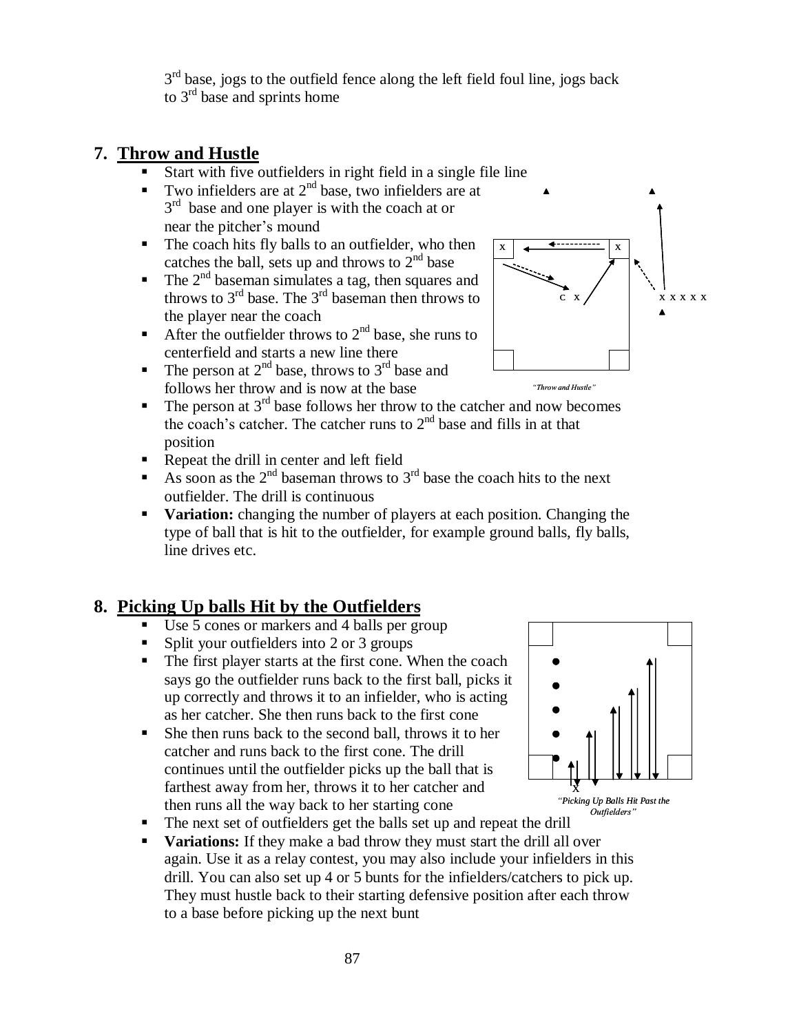3rd base, jogs to the outfield fence along the left field foul line, jogs back to 3rd base and sprints home

## 7. Throw and Hustle

- Start with five outfielders in right field in a single file line
- Two infielders are at 2nd base, two infielders are at 3rd base and one player is with the coach at or near the pitcher's mound
- The coach hits fly balls to an outfielder, who then catches the ball, sets up and throws to 2nd base
- The 2nd baseman simulates a tag, then squares and throws to 3rd base. The 3rd baseman then throws to the player near the coach
- After the outfielder throws to 2nd base, she runs to centerfield and starts a new line there
- The person at 2nd base, throws to 3rd base and follows her throw and is now at the base
- The person at 3rd base follows her throw to the catcher and now becomes the coach's catcher. The catcher runs to 2nd base and fills in at that position
- Repeat the drill in center and left field
- As soon as the 2nd baseman throws to 3rd base the coach hits to the next outfielder. The drill is continuous
- **Variation:** changing the number of players at each position. Changing the type of ball that is hit to the outfielder, for example ground balls, fly balls, line drives etc.

*"Throw and Hustle"*

## 8. Picking Up balls Hit by the Outfielders

- Use 5 cones or markers and 4 balls per group
- Split your outfielders into 2 or 3 groups
- The first player starts at the first cone. When the coach says go the outfielder runs back to the first ball, picks it up correctly and throws it to an infielder, who is acting as her catcher. She then runs back to the first cone
- She then runs back to the second ball, throws it to her catcher and runs back to the first cone. The drill continues until the outfielder picks up the ball that is farthest away from her, throws it to her catcher and then runs all the way back to her starting cone
- The next set of outfielders get the balls set up and repeat the drill
- **Variations:** If they make a bad throw they must start the drill all over again. Use it as a relay contest, you may also include your infielders in this drill. You can also set up 4 or 5 bunts for the infielders/catchers to pick up. They must hustle back to their starting defensive position after each throw to a base before picking up the next bunt

*"Picking Up Balls Hit Past the Outfielders"*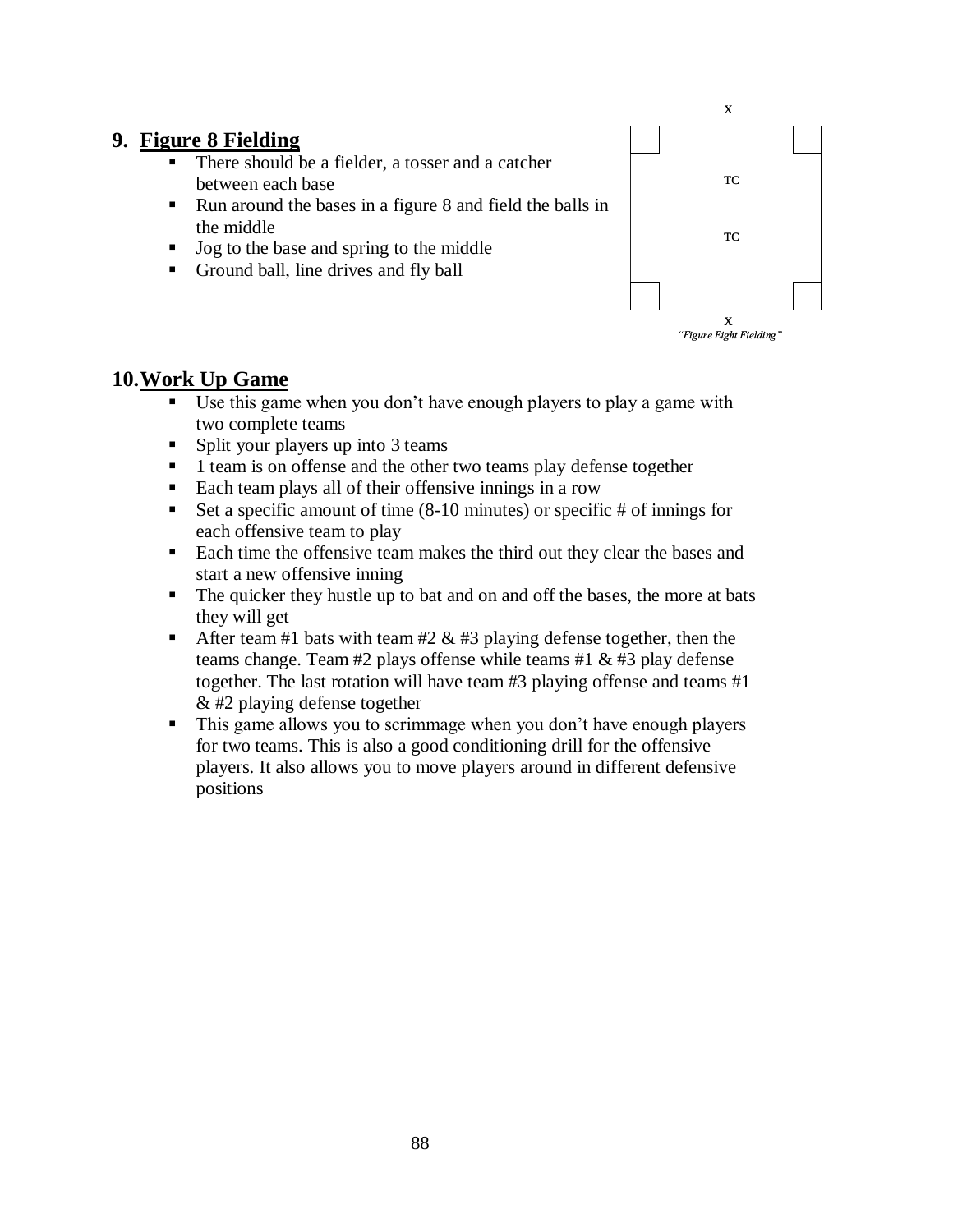## 9. Figure 8 Fielding

- There should be a fielder, a tosser and a catcher between each base
- Run around the bases in a figure 8 and field the balls in the middle
- Jog to the base and spring to the middle
- Ground ball, line drives and fly ball

X

TC

TC

X

*"Figure Eight Fielding"*

## 10. Work Up Game

- Use this game when you don't have enough players to play a game with two complete teams
- Split your players up into 3 teams
- 1 team is on offense and the other two teams play defense together
- Each team plays all of their offensive innings in a row
- Set a specific amount of time (8-10 minutes) or specific # of innings for each offensive team to play
- Each time the offensive team makes the third out they clear the bases and start a new offensive inning
- The quicker they hustle up to bat and on and off the bases, the more at bats they will get
- After team #1 bats with team #2 & #3 playing defense together, then the teams change. Team #2 plays offense while teams #1 & #3 play defense together. The last rotation will have team #3 playing offense and teams #1 & #2 playing defense together
- This game allows you to scrimmage when you don't have enough players for two teams. This is also a good conditioning drill for the offensive players. It also allows you to move players around in different defensive positions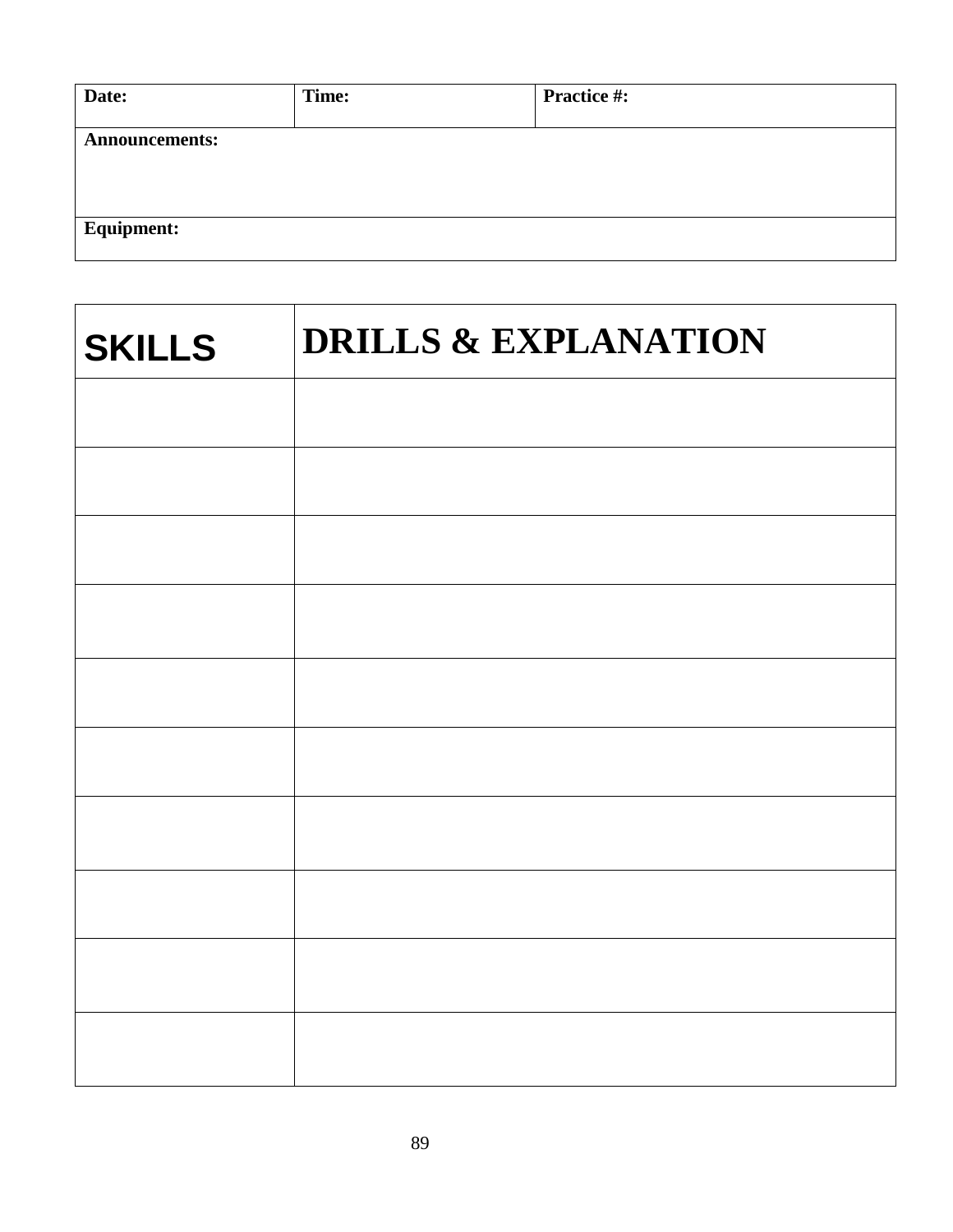| **Date:** | **Time:** | **Practice #:** |
|---|---|---|
| **Announcements:** | | |
| **Equipment:** | | |

| **SKILLS** | **DRILLS & EXPLANATION** |
|---|---|
| | |
| | |
| | |
| | |
| | |
| | |
| | |
| | |
| | |
| | |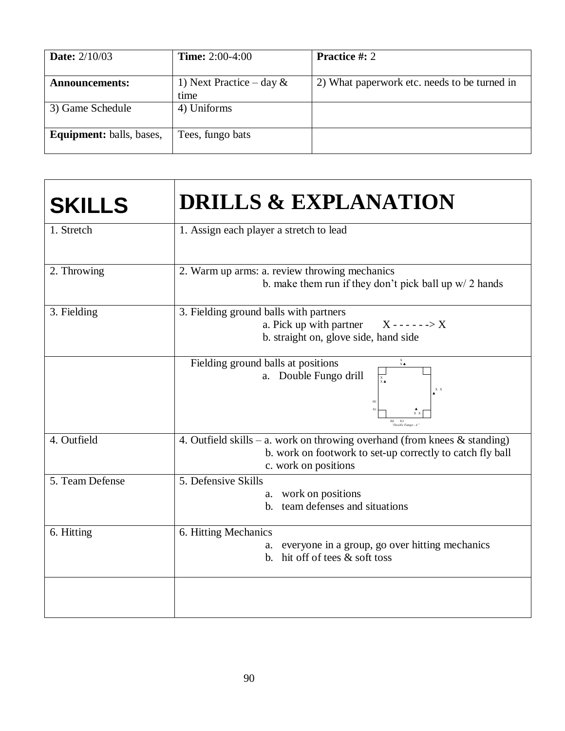| **Date:** 2/10/03 | **Time:** 2:00-4:00 | **Practice #:** 2 |
|---|---|---|
| **Announcements:** | 1) Next Practice – day & time | 2) What paperwork etc. needs to be turned in |
| 3) Game Schedule | 4) Uniforms | |
| **Equipment:** balls, bases, | Tees, fungo bats | |

| **SKILLS** | **DRILLS & EXPLANATION** |
|---|---|
| 1. Stretch | 1. Assign each player a stretch to lead |
| 2. Throwing | 2. Warm up arms: a. review throwing mechanics<br>b. make them run if they don't pick ball up w/ 2 hands |
| 3. Fielding | 3. Fielding ground balls with partners<br>a. Pick up with partner X - - - - - -> X<br>b. straight on, glove side, hand side |
| | Fielding ground balls at positions<br>a. Double Fungo drill<br>"Double Fungo - A" |
| 4. Outfield | 4. Outfield skills – a. work on throwing overhand (from knees & standing)<br>b. work on footwork to set-up correctly to catch fly ball<br>c. work on positions |
| 5. Team Defense | 5. Defensive Skills<br>a. work on positions<br>b. team defenses and situations |
| 6. Hitting | 6. Hitting Mechanics<br>a. everyone in a group, go over hitting mechanics<br>b. hit off of tees & soft toss |
| | |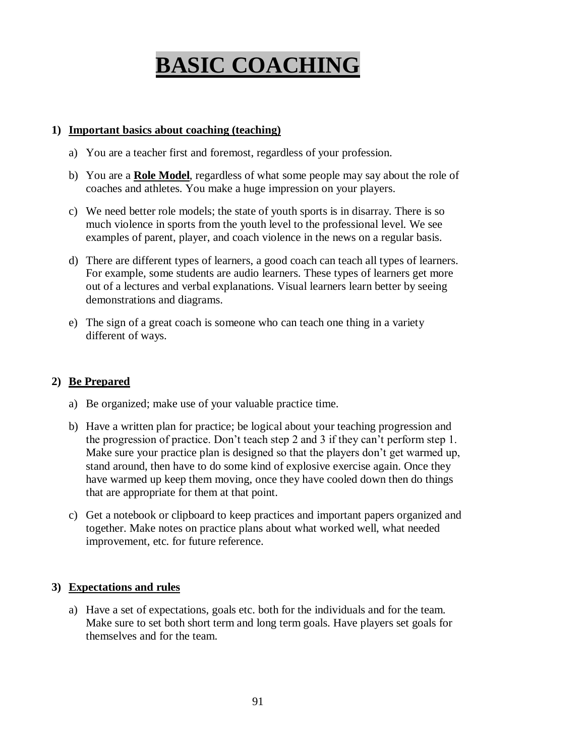# BASIC COACHING

1) **Important basics about coaching (teaching)**

   a) You are a teacher first and foremost, regardless of your profession.

   b) You are a **Role Model**, regardless of what some people may say about the role of coaches and athletes. You make a huge impression on your players.

   c) We need better role models; the state of youth sports is in disarray. There is so much violence in sports from the youth level to the professional level. We see examples of parent, player, and coach violence in the news on a regular basis.

   d) There are different types of learners, a good coach can teach all types of learners. For example, some students are audio learners. These types of learners get more out of a lectures and verbal explanations. Visual learners learn better by seeing demonstrations and diagrams.

   e) The sign of a great coach is someone who can teach one thing in a variety different of ways.

2) **Be Prepared**

   a) Be organized; make use of your valuable practice time.

   b) Have a written plan for practice; be logical about your teaching progression and the progression of practice. Don't teach step 2 and 3 if they can't perform step 1. Make sure your practice plan is designed so that the players don't get warmed up, stand around, then have to do some kind of explosive exercise again. Once they have warmed up keep them moving, once they have cooled down then do things that are appropriate for them at that point.

   c) Get a notebook or clipboard to keep practices and important papers organized and together. Make notes on practice plans about what worked well, what needed improvement, etc. for future reference.

3) **Expectations and rules**

   a) Have a set of expectations, goals etc. both for the individuals and for the team. Make sure to set both short term and long term goals. Have players set goals for themselves and for the team.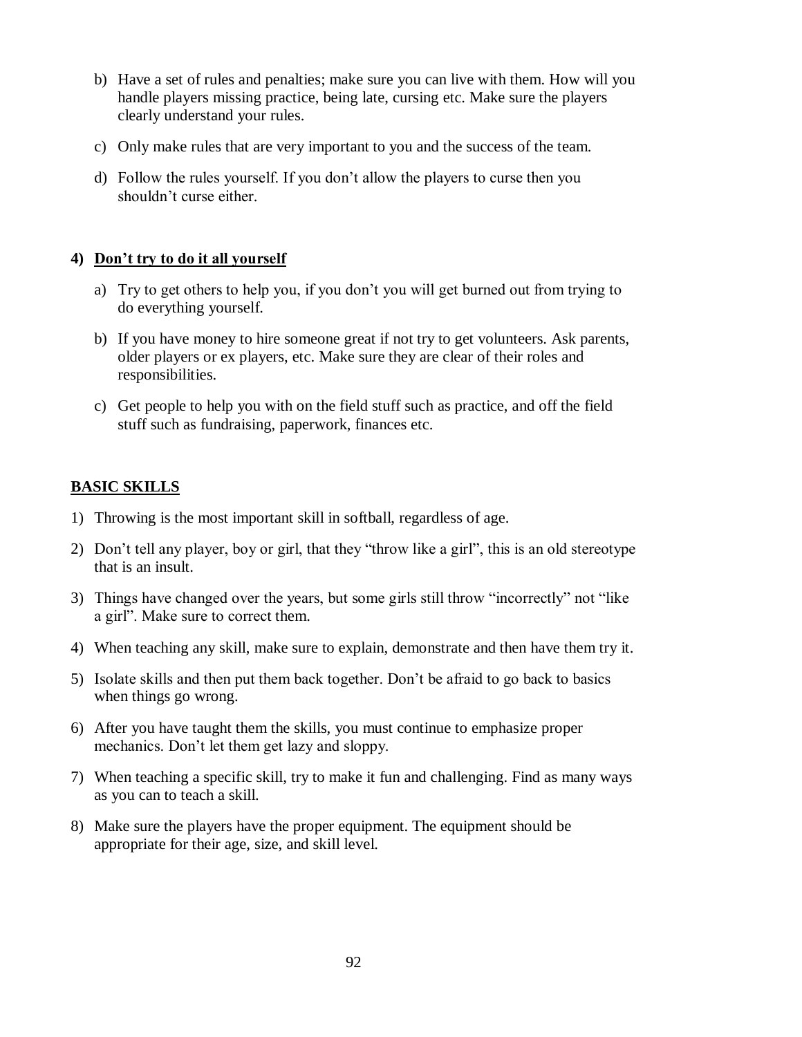b) Have a set of rules and penalties; make sure you can live with them. How will you handle players missing practice, being late, cursing etc. Make sure the players clearly understand your rules.

c) Only make rules that are very important to you and the success of the team.

d) Follow the rules yourself. If you don't allow the players to curse then you shouldn't curse either.

**4) <u>Don't try to do it all yourself</u>**

a) Try to get others to help you, if you don't you will get burned out from trying to do everything yourself.

b) If you have money to hire someone great if not try to get volunteers. Ask parents, older players or ex players, etc. Make sure they are clear of their roles and responsibilities.

c) Get people to help you with on the field stuff such as practice, and off the field stuff such as fundraising, paperwork, finances etc.

**<u>BASIC SKILLS</u>**

1) Throwing is the most important skill in softball, regardless of age.
2) Don't tell any player, boy or girl, that they "throw like a girl", this is an old stereotype that is an insult.
3) Things have changed over the years, but some girls still throw "incorrectly" not "like a girl". Make sure to correct them.
4) When teaching any skill, make sure to explain, demonstrate and then have them try it.
5) Isolate skills and then put them back together. Don't be afraid to go back to basics when things go wrong.
6) After you have taught them the skills, you must continue to emphasize proper mechanics. Don't let them get lazy and sloppy.
7) When teaching a specific skill, try to make it fun and challenging. Find as many ways as you can to teach a skill.
8) Make sure the players have the proper equipment. The equipment should be appropriate for their age, size, and skill level.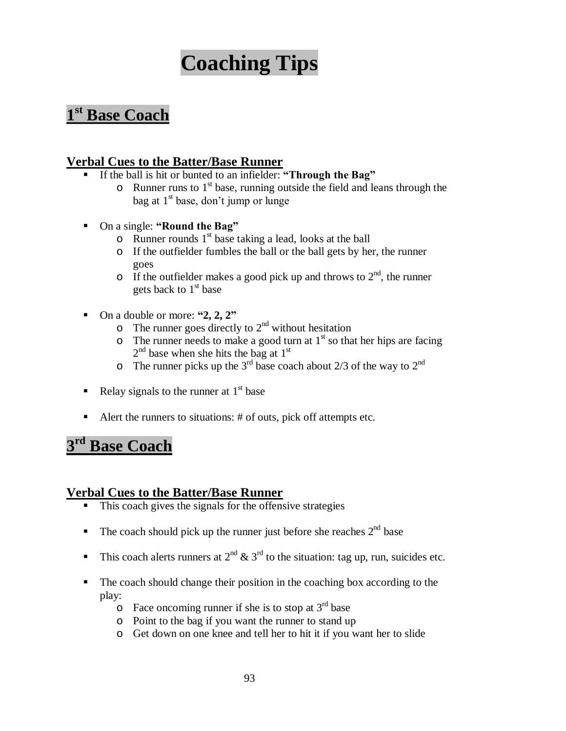# Coaching Tips

## 1st Base Coach

### Verbal Cues to the Batter/Base Runner

- If the ball is hit or bunted to an infielder: **"Through the Bag"**
  - Runner runs to 1st base, running outside the field and leans through the bag at 1st base, don't jump or lunge

- On a single: **"Round the Bag"**
  - Runner rounds 1st base taking a lead, looks at the ball
  - If the outfielder fumbles the ball or the ball gets by her, the runner goes
  - If the outfielder makes a good pick up and throws to 2nd, the runner gets back to 1st base

- On a double or more: **"2, 2, 2"**
  - The runner goes directly to 2nd without hesitation
  - The runner needs to make a good turn at 1st so that her hips are facing 2nd base when she hits the bag at 1st
  - The runner picks up the 3rd base coach about 2/3 of the way to 2nd

- Relay signals to the runner at 1st base

- Alert the runners to situations: # of outs, pick off attempts etc.

## 3rd Base Coach

### Verbal Cues to the Batter/Base Runner

- This coach gives the signals for the offensive strategies

- The coach should pick up the runner just before she reaches 2nd base

- This coach alerts runners at 2nd & 3rd to the situation: tag up, run, suicides etc.

- The coach should change their position in the coaching box according to the play:
  - Face oncoming runner if she is to stop at 3rd base
  - Point to the bag if you want the runner to stand up
  - Get down on one knee and tell her to hit it if you want her to slide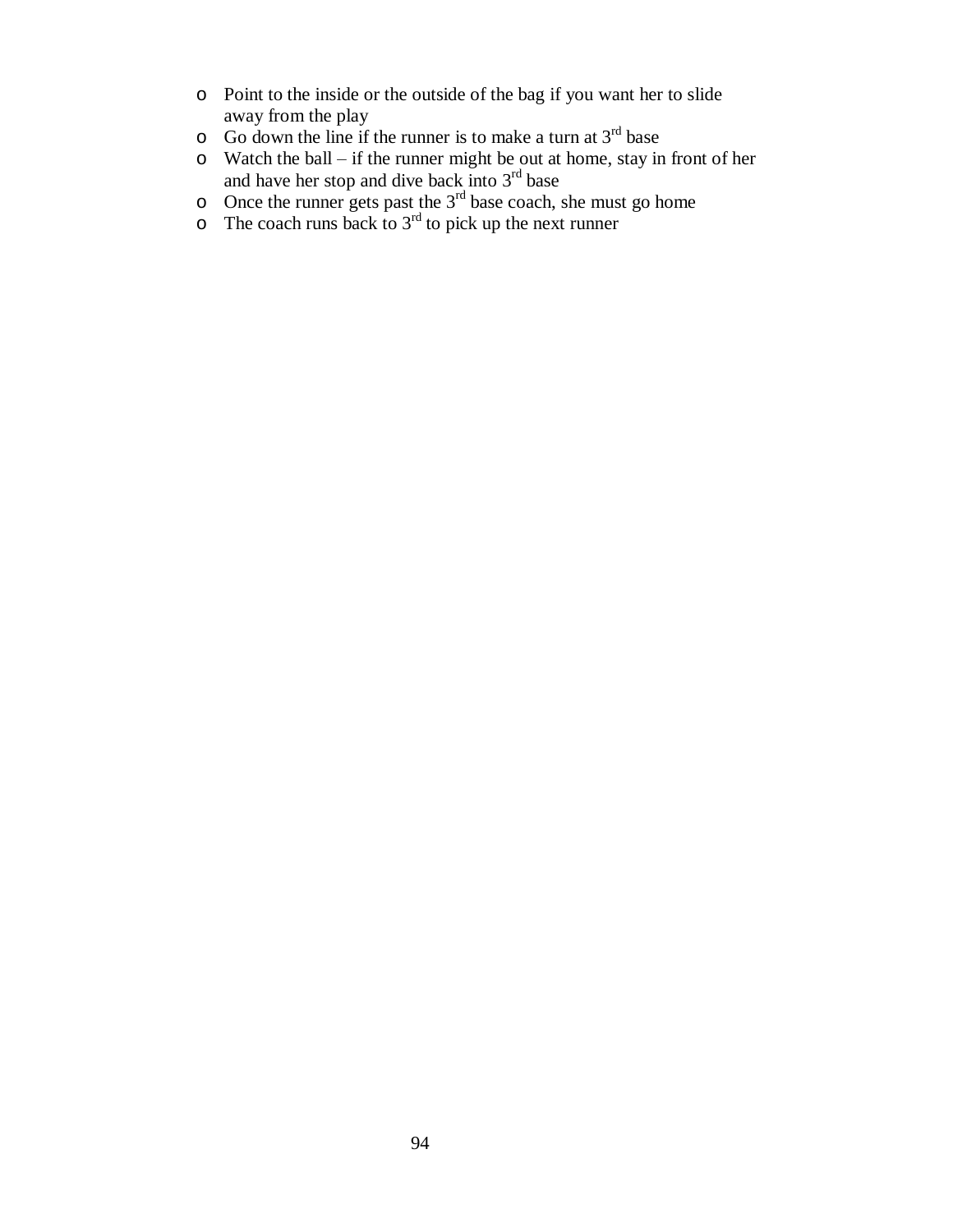- Point to the inside or the outside of the bag if you want her to slide away from the play
- Go down the line if the runner is to make a turn at 3rd base
- Watch the ball – if the runner might be out at home, stay in front of her and have her stop and dive back into 3rd base
- Once the runner gets past the 3rd base coach, she must go home
- The coach runs back to 3rd to pick up the next runner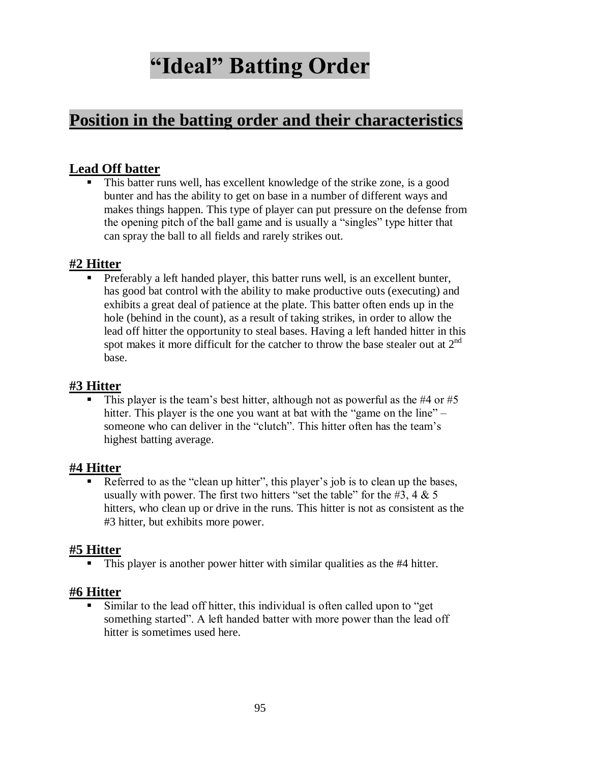# "Ideal" Batting Order

## Position in the batting order and their characteristics

### Lead Off batter

- This batter runs well, has excellent knowledge of the strike zone, is a good bunter and has the ability to get on base in a number of different ways and makes things happen. This type of player can put pressure on the defense from the opening pitch of the ball game and is usually a "singles" type hitter that can spray the ball to all fields and rarely strikes out.

### #2 Hitter

- Preferably a left handed player, this batter runs well, is an excellent bunter, has good bat control with the ability to make productive outs (executing) and exhibits a great deal of patience at the plate. This batter often ends up in the hole (behind in the count), as a result of taking strikes, in order to allow the lead off hitter the opportunity to steal bases. Having a left handed hitter in this spot makes it more difficult for the catcher to throw the base stealer out at 2nd base.

### #3 Hitter

- This player is the team's best hitter, although not as powerful as the #4 or #5 hitter. This player is the one you want at bat with the "game on the line" – someone who can deliver in the "clutch". This hitter often has the team's highest batting average.

### #4 Hitter

- Referred to as the "clean up hitter", this player's job is to clean up the bases, usually with power. The first two hitters "set the table" for the #3, 4 & 5 hitters, who clean up or drive in the runs. This hitter is not as consistent as the #3 hitter, but exhibits more power.

### #5 Hitter

- This player is another power hitter with similar qualities as the #4 hitter.

### #6 Hitter

- Similar to the lead off hitter, this individual is often called upon to "get something started". A left handed batter with more power than the lead off hitter is sometimes used here.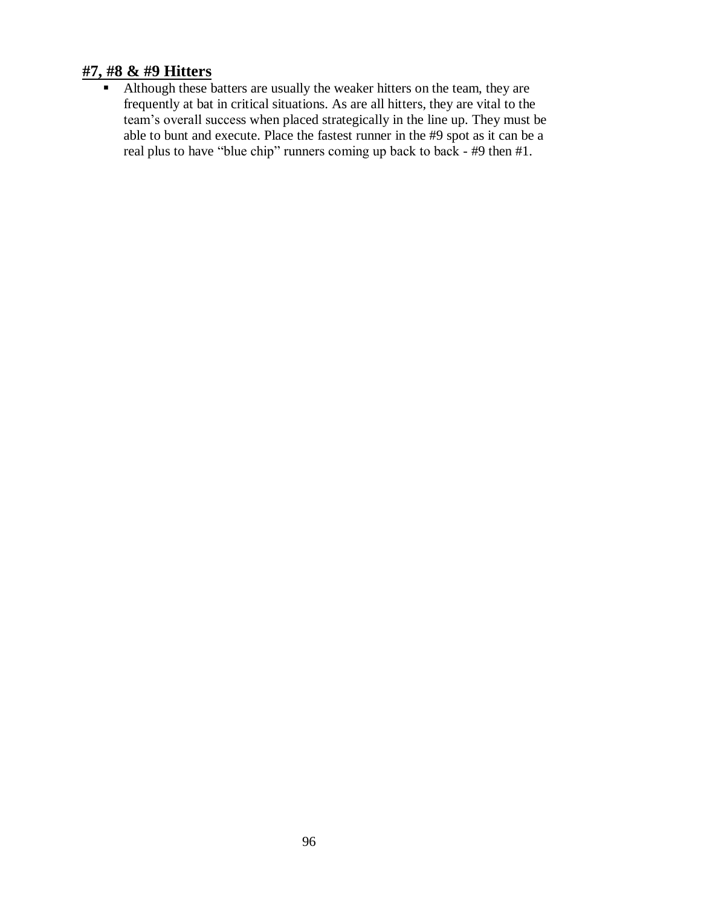## #7, #8 & #9 Hitters

- Although these batters are usually the weaker hitters on the team, they are frequently at bat in critical situations. As are all hitters, they are vital to the team's overall success when placed strategically in the line up. They must be able to bunt and execute. Place the fastest runner in the #9 spot as it can be a real plus to have "blue chip" runners coming up back to back - #9 then #1.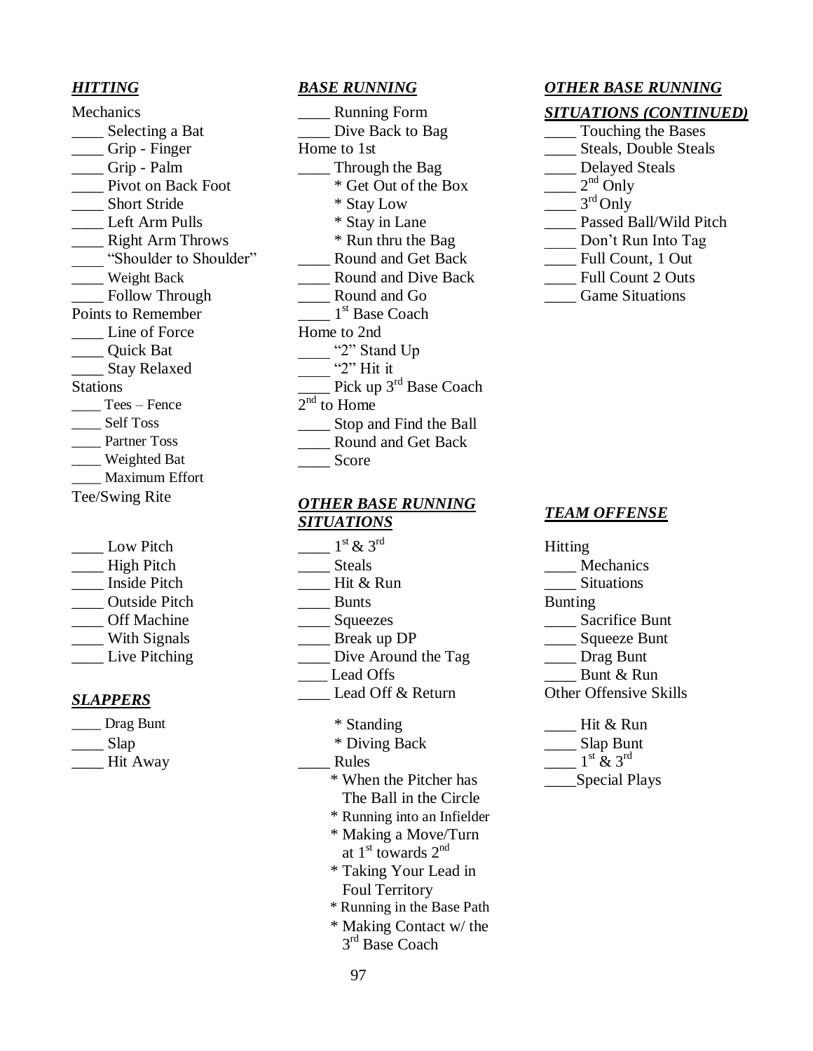### *HITTING*

Mechanics

- ____ Selecting a Bat
- ____ Grip - Finger
- ____ Grip - Palm
- ____ Pivot on Back Foot
- ____ Short Stride
- ____ Left Arm Pulls
- ____ Right Arm Throws
- ____ "Shoulder to Shoulder"
- ____ Weight Back
- ____ Follow Through

Points to Remember

- ____ Line of Force
- ____ Quick Bat
- ____ Stay Relaxed

Stations

- ____ Tees – Fence
- ____ Self Toss
- ____ Partner Toss
- ____ Weighted Bat
- ____ Maximum Effort

Tee/Swing Rite

- ____ Low Pitch
- ____ High Pitch
- ____ Inside Pitch
- ____ Outside Pitch
- ____ Off Machine
- ____ With Signals
- ____ Live Pitching

### *SLAPPERS*

- ____ Drag Bunt
- ____ Slap
- ____ Hit Away

### *BASE RUNNING*

- ____ Running Form
- ____ Dive Back to Bag

Home to 1st

- ____ Through the Bag
  - * Get Out of the Box
  - * Stay Low
  - * Stay in Lane
  - * Run thru the Bag
- ____ Round and Get Back
- ____ Round and Dive Back
- ____ Round and Go
- ____ 1st Base Coach

Home to 2nd

- ____ "2" Stand Up
- ____ "2" Hit it
- ____ Pick up 3rd Base Coach

2nd to Home

- ____ Stop and Find the Ball
- ____ Round and Get Back
- ____ Score

### *OTHER BASE RUNNING SITUATIONS*

- ____ 1st & 3rd
- ____ Steals
- ____ Hit & Run
- ____ Bunts
- ____ Squeezes
- ____ Break up DP
- ____ Dive Around the Tag
- ____ Lead Offs
- ____ Lead Off & Return
  - * Standing
  - * Diving Back
- ____ Rules
  - * When the Pitcher has The Ball in the Circle
  - * Running into an Infielder
  - * Making a Move/Turn at 1st towards 2nd
  - * Taking Your Lead in Foul Territory
  - * Running in the Base Path
  - * Making Contact w/ the 3rd Base Coach

### *OTHER BASE RUNNING SITUATIONS (CONTINUED)*

- ____ Touching the Bases
- ____ Steals, Double Steals
- ____ Delayed Steals
- ____ 2nd Only
- ____ 3rd Only
- ____ Passed Ball/Wild Pitch
- ____ Don't Run Into Tag
- ____ Full Count, 1 Out
- ____ Full Count 2 Outs
- ____ Game Situations

### *TEAM OFFENSE*

Hitting

- ____ Mechanics
- ____ Situations

Bunting

- ____ Sacrifice Bunt
- ____ Squeeze Bunt
- ____ Drag Bunt
- ____ Bunt & Run

Other Offensive Skills

- ____ Hit & Run
- ____ Slap Bunt
- ____ 1st & 3rd
- ____ Special Plays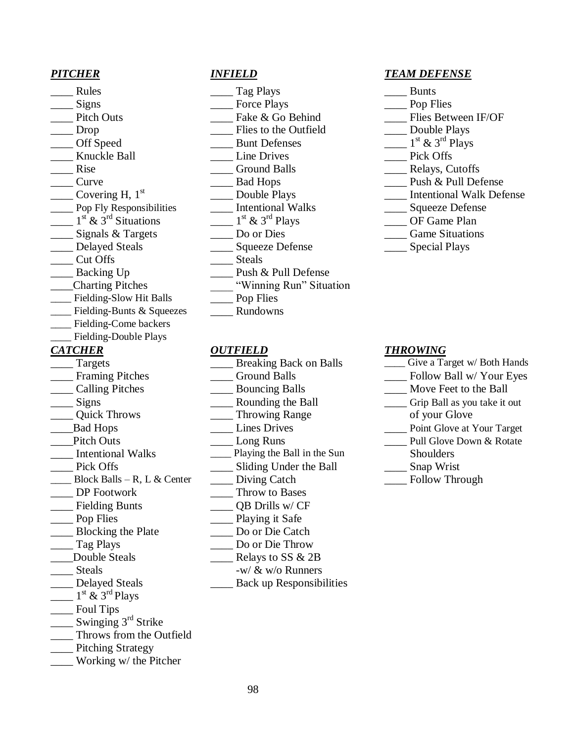### *PITCHER*

____ Rules
____ Signs
____ Pitch Outs
____ Drop
____ Off Speed
____ Knuckle Ball
____ Rise
____ Curve
____ Covering H, 1st
____ Pop Fly Responsibilities
____ 1st & 3rd Situations
____ Signals & Targets
____ Delayed Steals
____ Cut Offs
____ Backing Up
____Charting Pitches
____ Fielding-Slow Hit Balls
____ Fielding-Bunts & Squeezes
____ Fielding-Come backers
____ Fielding-Double Plays

### *CATCHER*

____ Targets
____ Framing Pitches
____ Calling Pitches
____ Signs
____ Quick Throws
____Bad Hops
____Pitch Outs
____ Intentional Walks
____ Pick Offs
____ Block Balls – R, L & Center
____ DP Footwork
____ Fielding Bunts
____ Pop Flies
____ Blocking the Plate
____ Tag Plays
____Double Steals
____ Steals
____ Delayed Steals
____ 1st & 3rd Plays
____ Foul Tips
____ Swinging 3rd Strike
____ Throws from the Outfield
____ Pitching Strategy
____ Working w/ the Pitcher

### *INFIELD*

____ Tag Plays
____ Force Plays
____ Fake & Go Behind
____ Flies to the Outfield
____ Bunt Defenses
____ Line Drives
____ Ground Balls
____ Bad Hops
____ Double Plays
____ Intentional Walks
____ 1st & 3rd Plays
____ Do or Dies
____ Squeeze Defense
____ Steals
____ Push & Pull Defense
____ "Winning Run" Situation
____ Pop Flies
____ Rundowns

### *OUTFIELD*

____ Breaking Back on Balls
____ Ground Balls
____ Bouncing Balls
____ Rounding the Ball
____ Throwing Range
____ Lines Drives
____ Long Runs
____ Playing the Ball in the Sun
____ Sliding Under the Ball
____ Diving Catch
____ Throw to Bases
____ QB Drills w/ CF
____ Playing it Safe
____ Do or Die Catch
____ Do or Die Throw
____ Relays to SS & 2B
-w/ & w/o Runners
____ Back up Responsibilities

### *TEAM DEFENSE*

____ Bunts
____ Pop Flies
____ Flies Between IF/OF
____ Double Plays
____ 1st & 3rd Plays
____ Pick Offs
____ Relays, Cutoffs
____ Push & Pull Defense
____ Intentional Walk Defense
____ Squeeze Defense
____ OF Game Plan
____ Game Situations
____ Special Plays

### *THROWING*

____ Give a Target w/ Both Hands
____ Follow Ball w/ Your Eyes
____ Move Feet to the Ball
____ Grip Ball as you take it out of your Glove
____ Point Glove at Your Target
____ Pull Glove Down & Rotate Shoulders
____ Snap Wrist
____ Follow Through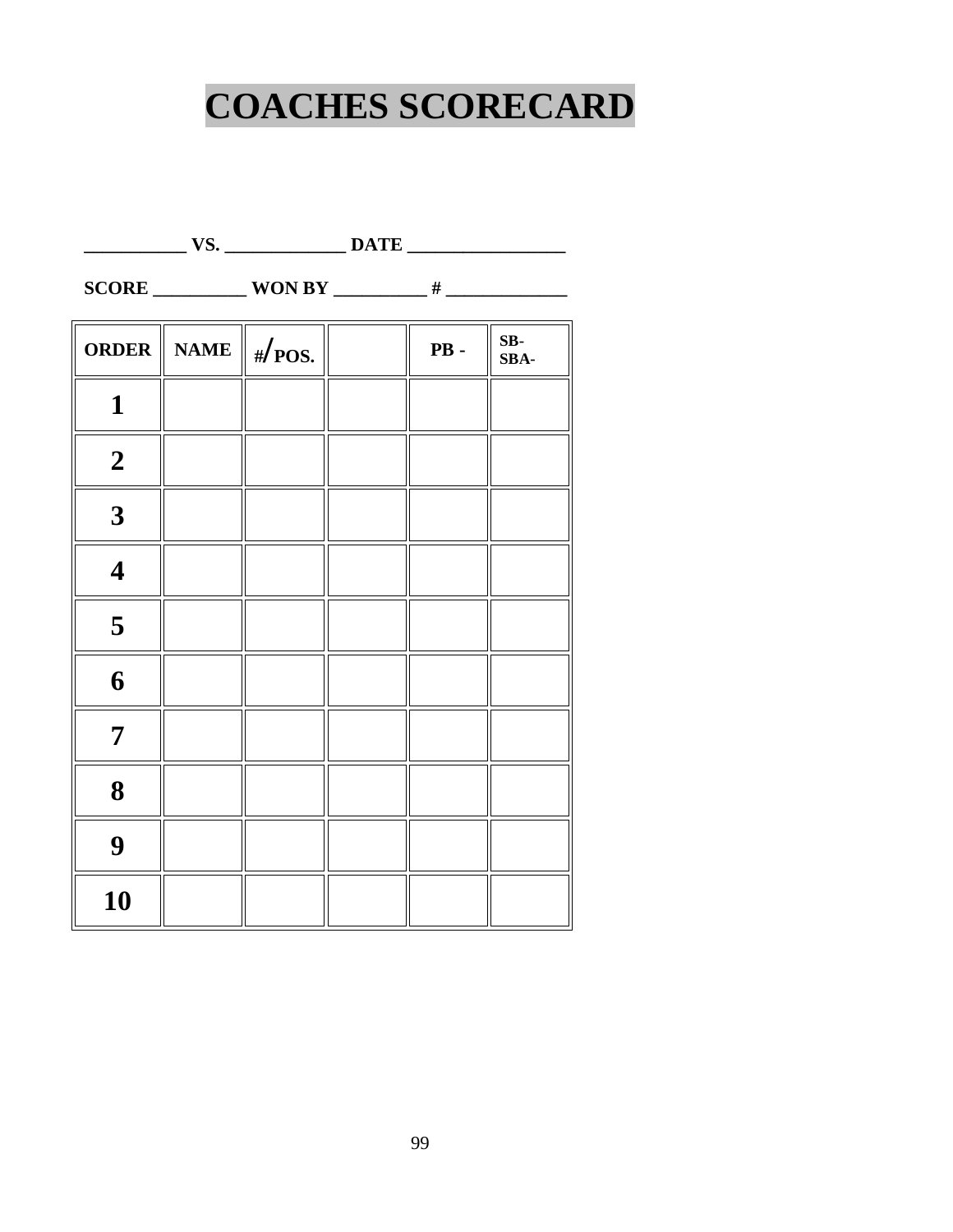# COACHES SCORECARD

___________ VS. _____________ DATE _________________

SCORE __________ WON BY __________ # _____________

| ORDER | NAME | #/POS. | | PB - | SB- SBA- |
|---|---|---|---|---|---|
| 1 | | | | | |
| 2 | | | | | |
| 3 | | | | | |
| 4 | | | | | |
| 5 | | | | | |
| 6 | | | | | |
| 7 | | | | | |
| 8 | | | | | |
| 9 | | | | | |
| 10 | | | | | |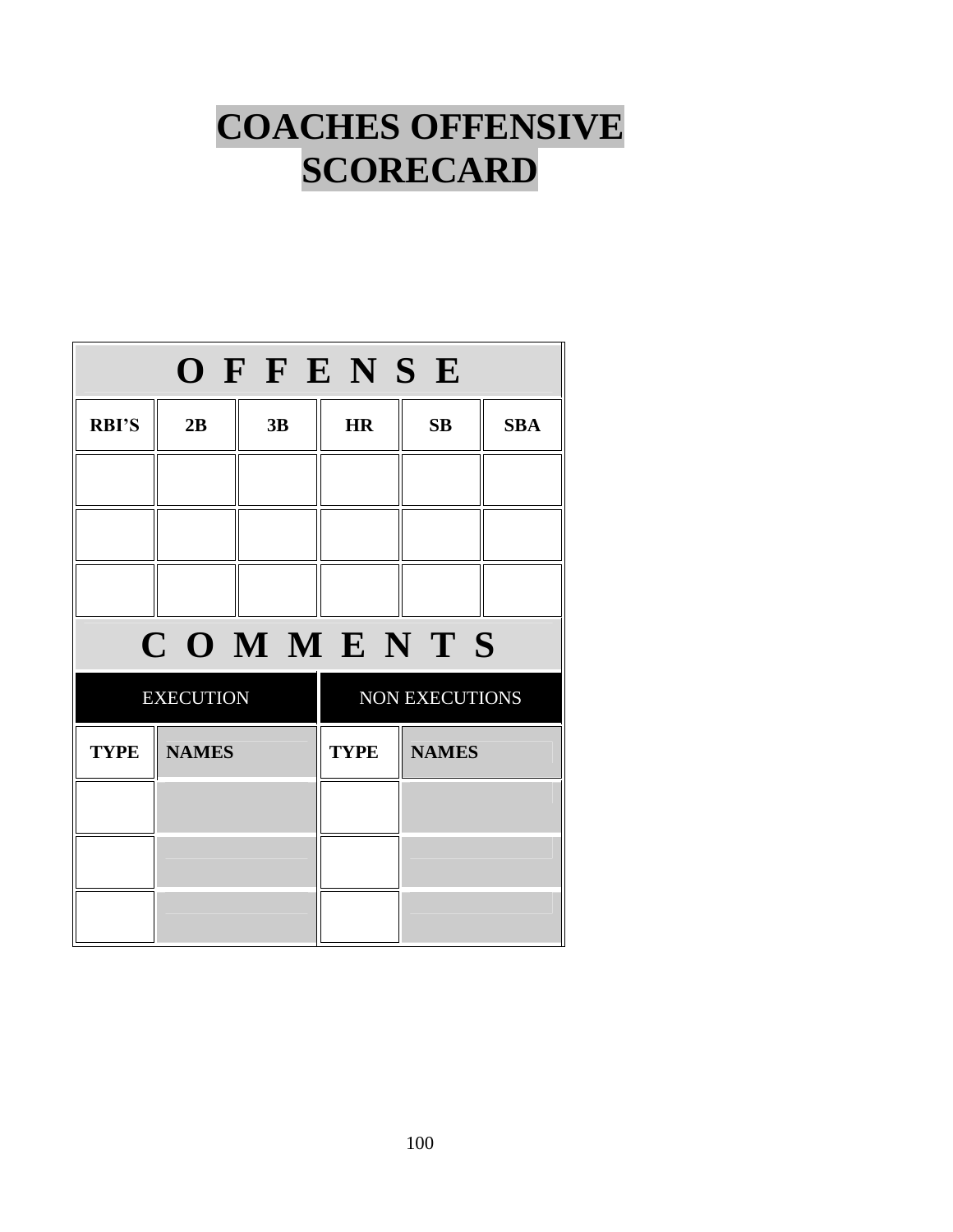# COACHES OFFENSIVE SCORECARD

| O F F E N S E | | | | | |
|---|---|---|---|---|---|
| **RBI'S** | **2B** | **3B** | **HR** | **SB** | **SBA** |
| | | | | | |
| | | | | | |
| | | | | | |

| C O M M E N T S | | | |
|---|---|---|---|
| EXECUTION | | NON EXECUTIONS | |
| **TYPE** | **NAMES** | **TYPE** | **NAMES** |
| | | | |
| | | | |
| | | | |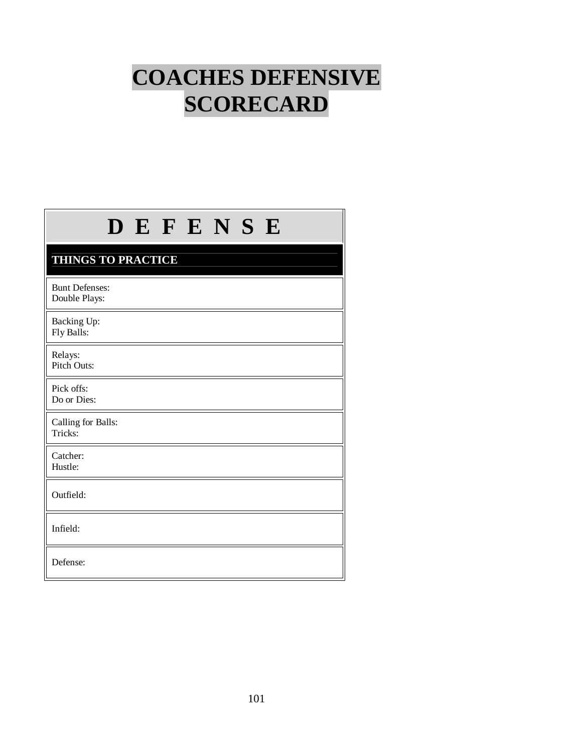# COACHES DEFENSIVE SCORECARD

| D E F E N S E |
|---|
| **THINGS TO PRACTICE** |
| Bunt Defenses:<br>Double Plays: |
| Backing Up:<br>Fly Balls: |
| Relays:<br>Pitch Outs: |
| Pick offs:<br>Do or Dies: |
| Calling for Balls:<br>Tricks: |
| Catcher:<br>Hustle: |
| Outfield: |
| Infield: |
| Defense: |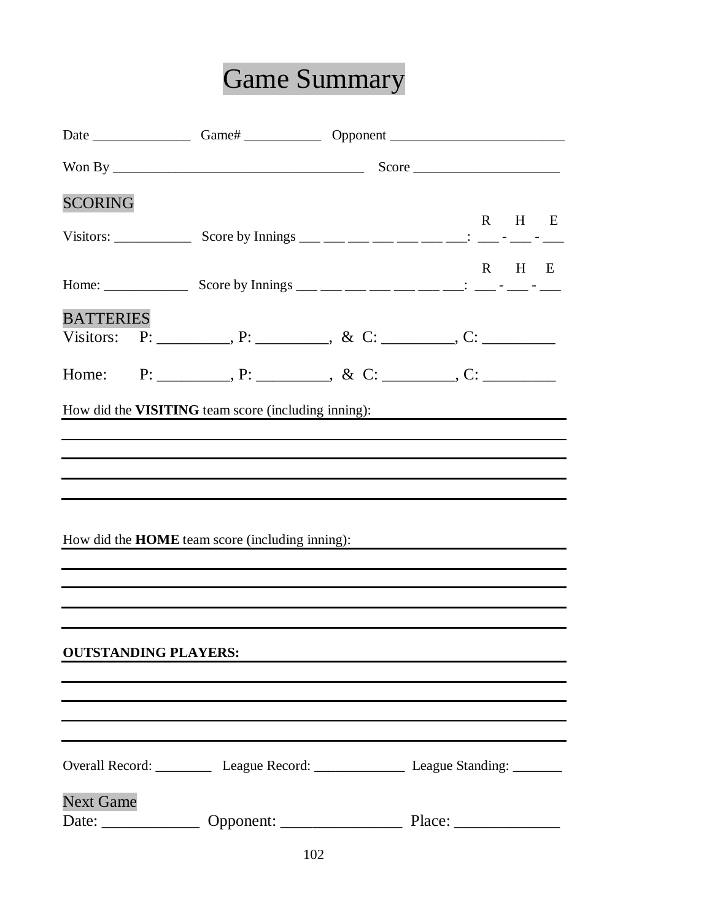# Game Summary

Date ______________ Game# ___________ Opponent _________________________

Won By ____________________________________ Score _____________________

## SCORING

Visitors: ___________ Score by Innings ___ ___ ___ ___ ___ ___ ___: ___ - ___ - ___ (R H E)

Home: ____________ Score by Innings ___ ___ ___ ___ ___ ___ ___: ___ - ___ - ___ (R H E)

## BATTERIES

Visitors: P: _________, P: _________, & C: _________, C: _________

Home: P: _________, P: _________, & C: _________, C: _________

How did the **VISITING** team score (including inning): ____________________

______________________________________________________________________

______________________________________________________________________

______________________________________________________________________

______________________________________________________________________

How did the **HOME** team score (including inning): ____________________

______________________________________________________________________

______________________________________________________________________

______________________________________________________________________

______________________________________________________________________

**OUTSTANDING PLAYERS:** ____________________________________________

______________________________________________________________________

______________________________________________________________________

______________________________________________________________________

______________________________________________________________________

Overall Record: ________ League Record: _____________ League Standing: _______

## Next Game

Date: ____________ Opponent: _______________ Place: _____________